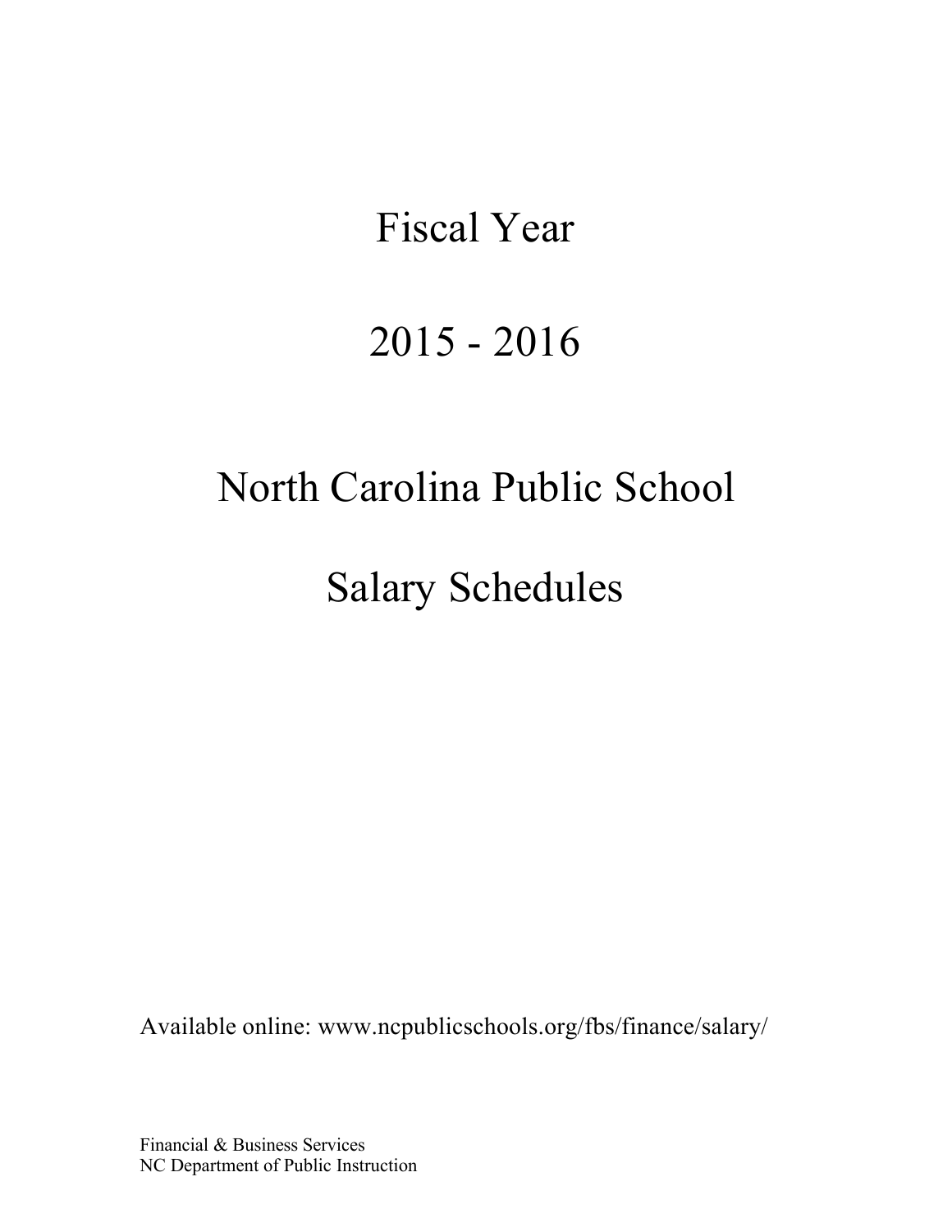# Fiscal Year

# 2015 - 2016

# North Carolina Public School

# Salary Schedules

Available online: www.ncpublicschools.org/fbs/finance/salary/

Financial & Business Services
NC Department of Public Instruction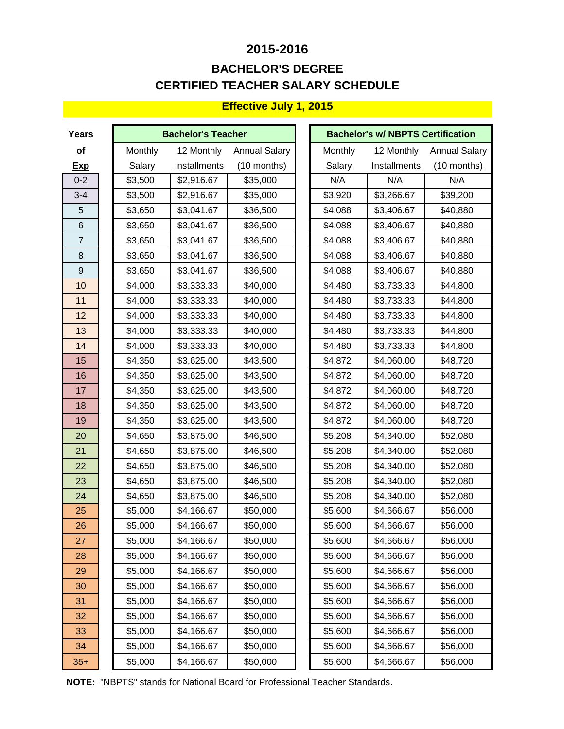# 2015-2016

## BACHELOR'S DEGREE
## CERTIFIED TEACHER SALARY SCHEDULE

**Effective July 1, 2015**

| Years of Exp | Bachelor's Teacher | | | Bachelor's w/ NBPTS Certification | | |
|---|---|---|---|---|---|---|
| | Monthly Salary | 12 Monthly Installments | Annual Salary (10 months) | Monthly Salary | 12 Monthly Installments | Annual Salary (10 months) |
| 0-2 | $3,500 | $2,916.67 | $35,000 | N/A | N/A | N/A |
| 3-4 | $3,500 | $2,916.67 | $35,000 | $3,920 | $3,266.67 | $39,200 |
| 5 | $3,650 | $3,041.67 | $36,500 | $4,088 | $3,406.67 | $40,880 |
| 6 | $3,650 | $3,041.67 | $36,500 | $4,088 | $3,406.67 | $40,880 |
| 7 | $3,650 | $3,041.67 | $36,500 | $4,088 | $3,406.67 | $40,880 |
| 8 | $3,650 | $3,041.67 | $36,500 | $4,088 | $3,406.67 | $40,880 |
| 9 | $3,650 | $3,041.67 | $36,500 | $4,088 | $3,406.67 | $40,880 |
| 10 | $4,000 | $3,333.33 | $40,000 | $4,480 | $3,733.33 | $44,800 |
| 11 | $4,000 | $3,333.33 | $40,000 | $4,480 | $3,733.33 | $44,800 |
| 12 | $4,000 | $3,333.33 | $40,000 | $4,480 | $3,733.33 | $44,800 |
| 13 | $4,000 | $3,333.33 | $40,000 | $4,480 | $3,733.33 | $44,800 |
| 14 | $4,000 | $3,333.33 | $40,000 | $4,480 | $3,733.33 | $44,800 |
| 15 | $4,350 | $3,625.00 | $43,500 | $4,872 | $4,060.00 | $48,720 |
| 16 | $4,350 | $3,625.00 | $43,500 | $4,872 | $4,060.00 | $48,720 |
| 17 | $4,350 | $3,625.00 | $43,500 | $4,872 | $4,060.00 | $48,720 |
| 18 | $4,350 | $3,625.00 | $43,500 | $4,872 | $4,060.00 | $48,720 |
| 19 | $4,350 | $3,625.00 | $43,500 | $4,872 | $4,060.00 | $48,720 |
| 20 | $4,650 | $3,875.00 | $46,500 | $5,208 | $4,340.00 | $52,080 |
| 21 | $4,650 | $3,875.00 | $46,500 | $5,208 | $4,340.00 | $52,080 |
| 22 | $4,650 | $3,875.00 | $46,500 | $5,208 | $4,340.00 | $52,080 |
| 23 | $4,650 | $3,875.00 | $46,500 | $5,208 | $4,340.00 | $52,080 |
| 24 | $4,650 | $3,875.00 | $46,500 | $5,208 | $4,340.00 | $52,080 |
| 25 | $5,000 | $4,166.67 | $50,000 | $5,600 | $4,666.67 | $56,000 |
| 26 | $5,000 | $4,166.67 | $50,000 | $5,600 | $4,666.67 | $56,000 |
| 27 | $5,000 | $4,166.67 | $50,000 | $5,600 | $4,666.67 | $56,000 |
| 28 | $5,000 | $4,166.67 | $50,000 | $5,600 | $4,666.67 | $56,000 |
| 29 | $5,000 | $4,166.67 | $50,000 | $5,600 | $4,666.67 | $56,000 |
| 30 | $5,000 | $4,166.67 | $50,000 | $5,600 | $4,666.67 | $56,000 |
| 31 | $5,000 | $4,166.67 | $50,000 | $5,600 | $4,666.67 | $56,000 |
| 32 | $5,000 | $4,166.67 | $50,000 | $5,600 | $4,666.67 | $56,000 |
| 33 | $5,000 | $4,166.67 | $50,000 | $5,600 | $4,666.67 | $56,000 |
| 34 | $5,000 | $4,166.67 | $50,000 | $5,600 | $4,666.67 | $56,000 |
| 35+ | $5,000 | $4,166.67 | $50,000 | $5,600 | $4,666.67 | $56,000 |

**NOTE:** "NBPTS" stands for National Board for Professional Teacher Standards.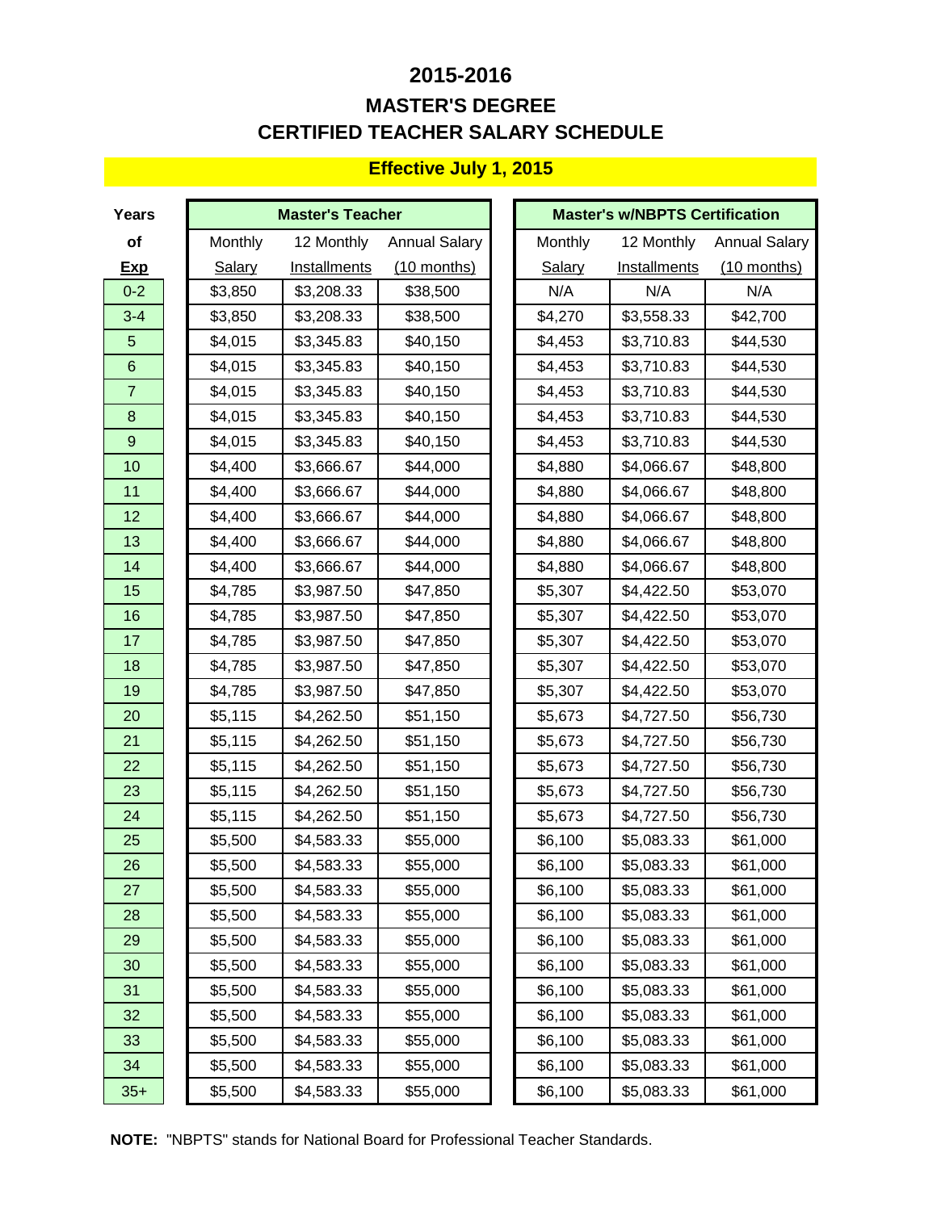# 2015-2016

## MASTER'S DEGREE

## CERTIFIED TEACHER SALARY SCHEDULE

**Effective July 1, 2015**

| Years of Exp | Master's Teacher | | | Master's w/NBPTS Certification | | |
|---|---|---|---|---|---|---|
| | Monthly Salary | 12 Monthly Installments | Annual Salary (10 months) | Monthly Salary | 12 Monthly Installments | Annual Salary (10 months) |
| 0-2 | $3,850 | $3,208.33 | $38,500 | N/A | N/A | N/A |
| 3-4 | $3,850 | $3,208.33 | $38,500 | $4,270 | $3,558.33 | $42,700 |
| 5 | $4,015 | $3,345.83 | $40,150 | $4,453 | $3,710.83 | $44,530 |
| 6 | $4,015 | $3,345.83 | $40,150 | $4,453 | $3,710.83 | $44,530 |
| 7 | $4,015 | $3,345.83 | $40,150 | $4,453 | $3,710.83 | $44,530 |
| 8 | $4,015 | $3,345.83 | $40,150 | $4,453 | $3,710.83 | $44,530 |
| 9 | $4,015 | $3,345.83 | $40,150 | $4,453 | $3,710.83 | $44,530 |
| 10 | $4,400 | $3,666.67 | $44,000 | $4,880 | $4,066.67 | $48,800 |
| 11 | $4,400 | $3,666.67 | $44,000 | $4,880 | $4,066.67 | $48,800 |
| 12 | $4,400 | $3,666.67 | $44,000 | $4,880 | $4,066.67 | $48,800 |
| 13 | $4,400 | $3,666.67 | $44,000 | $4,880 | $4,066.67 | $48,800 |
| 14 | $4,400 | $3,666.67 | $44,000 | $4,880 | $4,066.67 | $48,800 |
| 15 | $4,785 | $3,987.50 | $47,850 | $5,307 | $4,422.50 | $53,070 |
| 16 | $4,785 | $3,987.50 | $47,850 | $5,307 | $4,422.50 | $53,070 |
| 17 | $4,785 | $3,987.50 | $47,850 | $5,307 | $4,422.50 | $53,070 |
| 18 | $4,785 | $3,987.50 | $47,850 | $5,307 | $4,422.50 | $53,070 |
| 19 | $4,785 | $3,987.50 | $47,850 | $5,307 | $4,422.50 | $53,070 |
| 20 | $5,115 | $4,262.50 | $51,150 | $5,673 | $4,727.50 | $56,730 |
| 21 | $5,115 | $4,262.50 | $51,150 | $5,673 | $4,727.50 | $56,730 |
| 22 | $5,115 | $4,262.50 | $51,150 | $5,673 | $4,727.50 | $56,730 |
| 23 | $5,115 | $4,262.50 | $51,150 | $5,673 | $4,727.50 | $56,730 |
| 24 | $5,115 | $4,262.50 | $51,150 | $5,673 | $4,727.50 | $56,730 |
| 25 | $5,500 | $4,583.33 | $55,000 | $6,100 | $5,083.33 | $61,000 |
| 26 | $5,500 | $4,583.33 | $55,000 | $6,100 | $5,083.33 | $61,000 |
| 27 | $5,500 | $4,583.33 | $55,000 | $6,100 | $5,083.33 | $61,000 |
| 28 | $5,500 | $4,583.33 | $55,000 | $6,100 | $5,083.33 | $61,000 |
| 29 | $5,500 | $4,583.33 | $55,000 | $6,100 | $5,083.33 | $61,000 |
| 30 | $5,500 | $4,583.33 | $55,000 | $6,100 | $5,083.33 | $61,000 |
| 31 | $5,500 | $4,583.33 | $55,000 | $6,100 | $5,083.33 | $61,000 |
| 32 | $5,500 | $4,583.33 | $55,000 | $6,100 | $5,083.33 | $61,000 |
| 33 | $5,500 | $4,583.33 | $55,000 | $6,100 | $5,083.33 | $61,000 |
| 34 | $5,500 | $4,583.33 | $55,000 | $6,100 | $5,083.33 | $61,000 |
| 35+ | $5,500 | $4,583.33 | $55,000 | $6,100 | $5,083.33 | $61,000 |

**NOTE:** "NBPTS" stands for National Board for Professional Teacher Standards.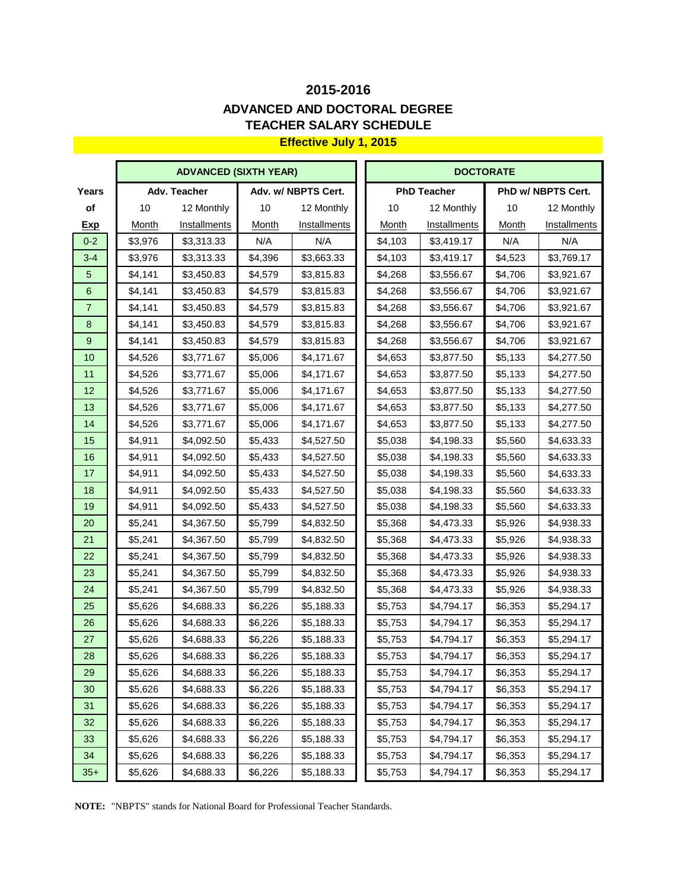# 2015-2016

## ADVANCED AND DOCTORAL DEGREE TEACHER SALARY SCHEDULE

**Effective July 1, 2015**

| | ADVANCED (SIXTH YEAR) | | | | DOCTORATE | | | |
|---|---|---|---|---|---|---|---|---|
| **Years** | **Adv. Teacher** | | **Adv. w/ NBPTS Cert.** | | **PhD Teacher** | | **PhD w/ NBPTS Cert.** | |
| **of** | 10 | 12 Monthly | 10 | 12 Monthly | 10 | 12 Monthly | 10 | 12 Monthly |
| **Exp** | Month | Installments | Month | Installments | Month | Installments | Month | Installments |
| 0-2 | $3,976 | $3,313.33 | N/A | N/A | $4,103 | $3,419.17 | N/A | N/A |
| 3-4 | $3,976 | $3,313.33 | $4,396 | $3,663.33 | $4,103 | $3,419.17 | $4,523 | $3,769.17 |
| 5 | $4,141 | $3,450.83 | $4,579 | $3,815.83 | $4,268 | $3,556.67 | $4,706 | $3,921.67 |
| 6 | $4,141 | $3,450.83 | $4,579 | $3,815.83 | $4,268 | $3,556.67 | $4,706 | $3,921.67 |
| 7 | $4,141 | $3,450.83 | $4,579 | $3,815.83 | $4,268 | $3,556.67 | $4,706 | $3,921.67 |
| 8 | $4,141 | $3,450.83 | $4,579 | $3,815.83 | $4,268 | $3,556.67 | $4,706 | $3,921.67 |
| 9 | $4,141 | $3,450.83 | $4,579 | $3,815.83 | $4,268 | $3,556.67 | $4,706 | $3,921.67 |
| 10 | $4,526 | $3,771.67 | $5,006 | $4,171.67 | $4,653 | $3,877.50 | $5,133 | $4,277.50 |
| 11 | $4,526 | $3,771.67 | $5,006 | $4,171.67 | $4,653 | $3,877.50 | $5,133 | $4,277.50 |
| 12 | $4,526 | $3,771.67 | $5,006 | $4,171.67 | $4,653 | $3,877.50 | $5,133 | $4,277.50 |
| 13 | $4,526 | $3,771.67 | $5,006 | $4,171.67 | $4,653 | $3,877.50 | $5,133 | $4,277.50 |
| 14 | $4,526 | $3,771.67 | $5,006 | $4,171.67 | $4,653 | $3,877.50 | $5,133 | $4,277.50 |
| 15 | $4,911 | $4,092.50 | $5,433 | $4,527.50 | $5,038 | $4,198.33 | $5,560 | $4,633.33 |
| 16 | $4,911 | $4,092.50 | $5,433 | $4,527.50 | $5,038 | $4,198.33 | $5,560 | $4,633.33 |
| 17 | $4,911 | $4,092.50 | $5,433 | $4,527.50 | $5,038 | $4,198.33 | $5,560 | $4,633.33 |
| 18 | $4,911 | $4,092.50 | $5,433 | $4,527.50 | $5,038 | $4,198.33 | $5,560 | $4,633.33 |
| 19 | $4,911 | $4,092.50 | $5,433 | $4,527.50 | $5,038 | $4,198.33 | $5,560 | $4,633.33 |
| 20 | $5,241 | $4,367.50 | $5,799 | $4,832.50 | $5,368 | $4,473.33 | $5,926 | $4,938.33 |
| 21 | $5,241 | $4,367.50 | $5,799 | $4,832.50 | $5,368 | $4,473.33 | $5,926 | $4,938.33 |
| 22 | $5,241 | $4,367.50 | $5,799 | $4,832.50 | $5,368 | $4,473.33 | $5,926 | $4,938.33 |
| 23 | $5,241 | $4,367.50 | $5,799 | $4,832.50 | $5,368 | $4,473.33 | $5,926 | $4,938.33 |
| 24 | $5,241 | $4,367.50 | $5,799 | $4,832.50 | $5,368 | $4,473.33 | $5,926 | $4,938.33 |
| 25 | $5,626 | $4,688.33 | $6,226 | $5,188.33 | $5,753 | $4,794.17 | $6,353 | $5,294.17 |
| 26 | $5,626 | $4,688.33 | $6,226 | $5,188.33 | $5,753 | $4,794.17 | $6,353 | $5,294.17 |
| 27 | $5,626 | $4,688.33 | $6,226 | $5,188.33 | $5,753 | $4,794.17 | $6,353 | $5,294.17 |
| 28 | $5,626 | $4,688.33 | $6,226 | $5,188.33 | $5,753 | $4,794.17 | $6,353 | $5,294.17 |
| 29 | $5,626 | $4,688.33 | $6,226 | $5,188.33 | $5,753 | $4,794.17 | $6,353 | $5,294.17 |
| 30 | $5,626 | $4,688.33 | $6,226 | $5,188.33 | $5,753 | $4,794.17 | $6,353 | $5,294.17 |
| 31 | $5,626 | $4,688.33 | $6,226 | $5,188.33 | $5,753 | $4,794.17 | $6,353 | $5,294.17 |
| 32 | $5,626 | $4,688.33 | $6,226 | $5,188.33 | $5,753 | $4,794.17 | $6,353 | $5,294.17 |
| 33 | $5,626 | $4,688.33 | $6,226 | $5,188.33 | $5,753 | $4,794.17 | $6,353 | $5,294.17 |
| 34 | $5,626 | $4,688.33 | $6,226 | $5,188.33 | $5,753 | $4,794.17 | $6,353 | $5,294.17 |
| 35+ | $5,626 | $4,688.33 | $6,226 | $5,188.33 | $5,753 | $4,794.17 | $6,353 | $5,294.17 |

**NOTE:** "NBPTS" stands for National Board for Professional Teacher Standards.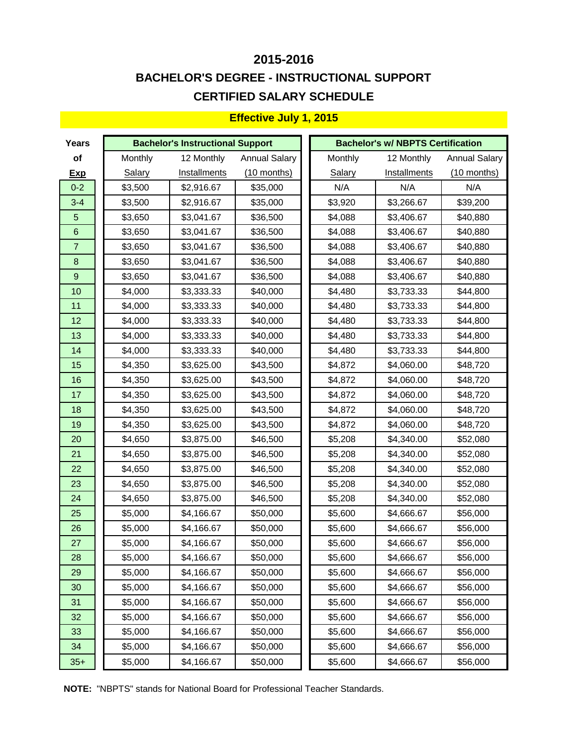# 2015-2016

## BACHELOR'S DEGREE - INSTRUCTIONAL SUPPORT

## CERTIFIED SALARY SCHEDULE

**Effective July 1, 2015**

| Years of Exp | Bachelor's Instructional Support | | | Bachelor's w/ NBPTS Certification | | |
|---|---|---|---|---|---|---|
| | Monthly Salary | 12 Monthly Installments | Annual Salary (10 months) | Monthly Salary | 12 Monthly Installments | Annual Salary (10 months) |
| 0-2 | $3,500 | $2,916.67 | $35,000 | N/A | N/A | N/A |
| 3-4 | $3,500 | $2,916.67 | $35,000 | $3,920 | $3,266.67 | $39,200 |
| 5 | $3,650 | $3,041.67 | $36,500 | $4,088 | $3,406.67 | $40,880 |
| 6 | $3,650 | $3,041.67 | $36,500 | $4,088 | $3,406.67 | $40,880 |
| 7 | $3,650 | $3,041.67 | $36,500 | $4,088 | $3,406.67 | $40,880 |
| 8 | $3,650 | $3,041.67 | $36,500 | $4,088 | $3,406.67 | $40,880 |
| 9 | $3,650 | $3,041.67 | $36,500 | $4,088 | $3,406.67 | $40,880 |
| 10 | $4,000 | $3,333.33 | $40,000 | $4,480 | $3,733.33 | $44,800 |
| 11 | $4,000 | $3,333.33 | $40,000 | $4,480 | $3,733.33 | $44,800 |
| 12 | $4,000 | $3,333.33 | $40,000 | $4,480 | $3,733.33 | $44,800 |
| 13 | $4,000 | $3,333.33 | $40,000 | $4,480 | $3,733.33 | $44,800 |
| 14 | $4,000 | $3,333.33 | $40,000 | $4,480 | $3,733.33 | $44,800 |
| 15 | $4,350 | $3,625.00 | $43,500 | $4,872 | $4,060.00 | $48,720 |
| 16 | $4,350 | $3,625.00 | $43,500 | $4,872 | $4,060.00 | $48,720 |
| 17 | $4,350 | $3,625.00 | $43,500 | $4,872 | $4,060.00 | $48,720 |
| 18 | $4,350 | $3,625.00 | $43,500 | $4,872 | $4,060.00 | $48,720 |
| 19 | $4,350 | $3,625.00 | $43,500 | $4,872 | $4,060.00 | $48,720 |
| 20 | $4,650 | $3,875.00 | $46,500 | $5,208 | $4,340.00 | $52,080 |
| 21 | $4,650 | $3,875.00 | $46,500 | $5,208 | $4,340.00 | $52,080 |
| 22 | $4,650 | $3,875.00 | $46,500 | $5,208 | $4,340.00 | $52,080 |
| 23 | $4,650 | $3,875.00 | $46,500 | $5,208 | $4,340.00 | $52,080 |
| 24 | $4,650 | $3,875.00 | $46,500 | $5,208 | $4,340.00 | $52,080 |
| 25 | $5,000 | $4,166.67 | $50,000 | $5,600 | $4,666.67 | $56,000 |
| 26 | $5,000 | $4,166.67 | $50,000 | $5,600 | $4,666.67 | $56,000 |
| 27 | $5,000 | $4,166.67 | $50,000 | $5,600 | $4,666.67 | $56,000 |
| 28 | $5,000 | $4,166.67 | $50,000 | $5,600 | $4,666.67 | $56,000 |
| 29 | $5,000 | $4,166.67 | $50,000 | $5,600 | $4,666.67 | $56,000 |
| 30 | $5,000 | $4,166.67 | $50,000 | $5,600 | $4,666.67 | $56,000 |
| 31 | $5,000 | $4,166.67 | $50,000 | $5,600 | $4,666.67 | $56,000 |
| 32 | $5,000 | $4,166.67 | $50,000 | $5,600 | $4,666.67 | $56,000 |
| 33 | $5,000 | $4,166.67 | $50,000 | $5,600 | $4,666.67 | $56,000 |
| 34 | $5,000 | $4,166.67 | $50,000 | $5,600 | $4,666.67 | $56,000 |
| 35+ | $5,000 | $4,166.67 | $50,000 | $5,600 | $4,666.67 | $56,000 |

**NOTE:** "NBPTS" stands for National Board for Professional Teacher Standards.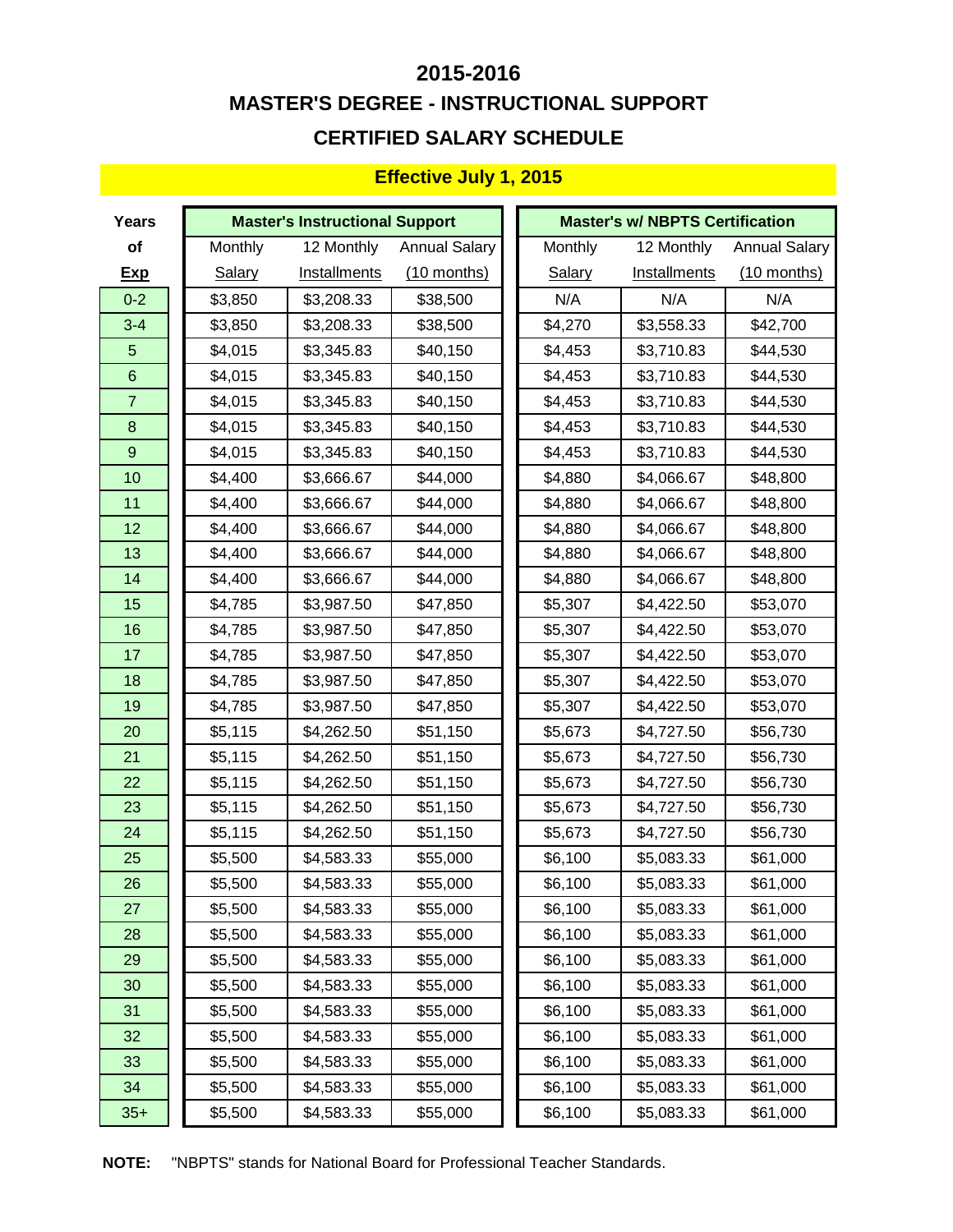# 2015-2016

## MASTER'S DEGREE - INSTRUCTIONAL SUPPORT

## CERTIFIED SALARY SCHEDULE

**Effective July 1, 2015**

| Years of Exp | Master's Instructional Support | | | Master's w/ NBPTS Certification | | |
|---|---|---|---|---|---|---|
| | Monthly Salary | 12 Monthly Installments | Annual Salary (10 months) | Monthly Salary | 12 Monthly Installments | Annual Salary (10 months) |
| 0-2 | $3,850 | $3,208.33 | $38,500 | N/A | N/A | N/A |
| 3-4 | $3,850 | $3,208.33 | $38,500 | $4,270 | $3,558.33 | $42,700 |
| 5 | $4,015 | $3,345.83 | $40,150 | $4,453 | $3,710.83 | $44,530 |
| 6 | $4,015 | $3,345.83 | $40,150 | $4,453 | $3,710.83 | $44,530 |
| 7 | $4,015 | $3,345.83 | $40,150 | $4,453 | $3,710.83 | $44,530 |
| 8 | $4,015 | $3,345.83 | $40,150 | $4,453 | $3,710.83 | $44,530 |
| 9 | $4,015 | $3,345.83 | $40,150 | $4,453 | $3,710.83 | $44,530 |
| 10 | $4,400 | $3,666.67 | $44,000 | $4,880 | $4,066.67 | $48,800 |
| 11 | $4,400 | $3,666.67 | $44,000 | $4,880 | $4,066.67 | $48,800 |
| 12 | $4,400 | $3,666.67 | $44,000 | $4,880 | $4,066.67 | $48,800 |
| 13 | $4,400 | $3,666.67 | $44,000 | $4,880 | $4,066.67 | $48,800 |
| 14 | $4,400 | $3,666.67 | $44,000 | $4,880 | $4,066.67 | $48,800 |
| 15 | $4,785 | $3,987.50 | $47,850 | $5,307 | $4,422.50 | $53,070 |
| 16 | $4,785 | $3,987.50 | $47,850 | $5,307 | $4,422.50 | $53,070 |
| 17 | $4,785 | $3,987.50 | $47,850 | $5,307 | $4,422.50 | $53,070 |
| 18 | $4,785 | $3,987.50 | $47,850 | $5,307 | $4,422.50 | $53,070 |
| 19 | $4,785 | $3,987.50 | $47,850 | $5,307 | $4,422.50 | $53,070 |
| 20 | $5,115 | $4,262.50 | $51,150 | $5,673 | $4,727.50 | $56,730 |
| 21 | $5,115 | $4,262.50 | $51,150 | $5,673 | $4,727.50 | $56,730 |
| 22 | $5,115 | $4,262.50 | $51,150 | $5,673 | $4,727.50 | $56,730 |
| 23 | $5,115 | $4,262.50 | $51,150 | $5,673 | $4,727.50 | $56,730 |
| 24 | $5,115 | $4,262.50 | $51,150 | $5,673 | $4,727.50 | $56,730 |
| 25 | $5,500 | $4,583.33 | $55,000 | $6,100 | $5,083.33 | $61,000 |
| 26 | $5,500 | $4,583.33 | $55,000 | $6,100 | $5,083.33 | $61,000 |
| 27 | $5,500 | $4,583.33 | $55,000 | $6,100 | $5,083.33 | $61,000 |
| 28 | $5,500 | $4,583.33 | $55,000 | $6,100 | $5,083.33 | $61,000 |
| 29 | $5,500 | $4,583.33 | $55,000 | $6,100 | $5,083.33 | $61,000 |
| 30 | $5,500 | $4,583.33 | $55,000 | $6,100 | $5,083.33 | $61,000 |
| 31 | $5,500 | $4,583.33 | $55,000 | $6,100 | $5,083.33 | $61,000 |
| 32 | $5,500 | $4,583.33 | $55,000 | $6,100 | $5,083.33 | $61,000 |
| 33 | $5,500 | $4,583.33 | $55,000 | $6,100 | $5,083.33 | $61,000 |
| 34 | $5,500 | $4,583.33 | $55,000 | $6,100 | $5,083.33 | $61,000 |
| 35+ | $5,500 | $4,583.33 | $55,000 | $6,100 | $5,083.33 | $61,000 |

**NOTE:** "NBPTS" stands for National Board for Professional Teacher Standards.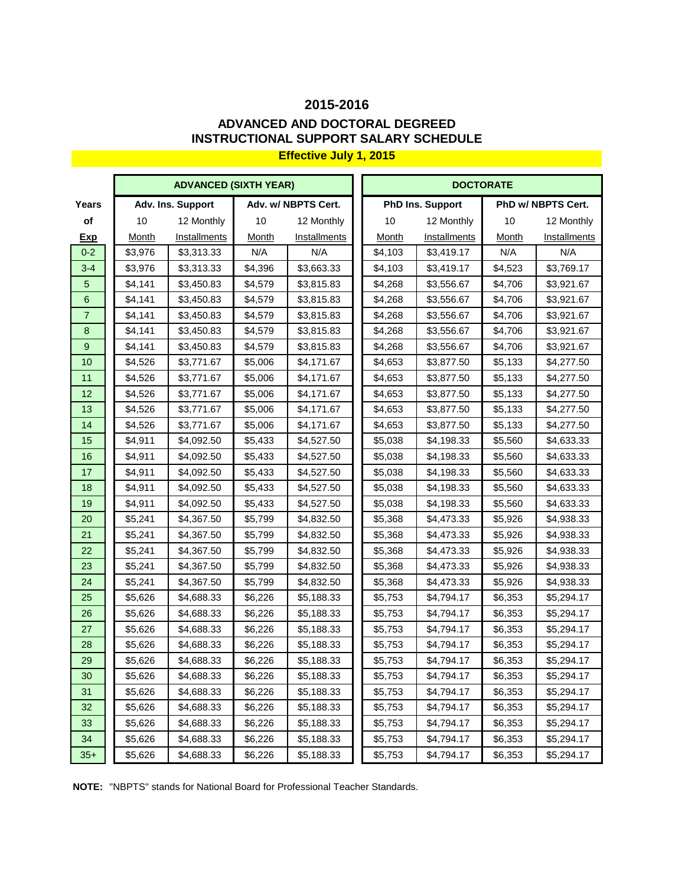## 2015-2016

## ADVANCED AND DOCTORAL DEGREED INSTRUCTIONAL SUPPORT SALARY SCHEDULE

**Effective July 1, 2015**

| Years | ADVANCED (SIXTH YEAR) | | | | DOCTORATE | | | |
|---|---|---|---|---|---|---|---|---|
| of | Adv. Ins. Support | | Adv. w/ NBPTS Cert. | | PhD Ins. Support | | PhD w/ NBPTS Cert. | |
| Exp | 10 Month | 12 Monthly Installments | 10 Month | 12 Monthly Installments | 10 Month | 12 Monthly Installments | 10 Month | 12 Monthly Installments |
| 0-2 | $3,976 | $3,313.33 | N/A | N/A | $4,103 | $3,419.17 | N/A | N/A |
| 3-4 | $3,976 | $3,313.33 | $4,396 | $3,663.33 | $4,103 | $3,419.17 | $4,523 | $3,769.17 |
| 5 | $4,141 | $3,450.83 | $4,579 | $3,815.83 | $4,268 | $3,556.67 | $4,706 | $3,921.67 |
| 6 | $4,141 | $3,450.83 | $4,579 | $3,815.83 | $4,268 | $3,556.67 | $4,706 | $3,921.67 |
| 7 | $4,141 | $3,450.83 | $4,579 | $3,815.83 | $4,268 | $3,556.67 | $4,706 | $3,921.67 |
| 8 | $4,141 | $3,450.83 | $4,579 | $3,815.83 | $4,268 | $3,556.67 | $4,706 | $3,921.67 |
| 9 | $4,141 | $3,450.83 | $4,579 | $3,815.83 | $4,268 | $3,556.67 | $4,706 | $3,921.67 |
| 10 | $4,526 | $3,771.67 | $5,006 | $4,171.67 | $4,653 | $3,877.50 | $5,133 | $4,277.50 |
| 11 | $4,526 | $3,771.67 | $5,006 | $4,171.67 | $4,653 | $3,877.50 | $5,133 | $4,277.50 |
| 12 | $4,526 | $3,771.67 | $5,006 | $4,171.67 | $4,653 | $3,877.50 | $5,133 | $4,277.50 |
| 13 | $4,526 | $3,771.67 | $5,006 | $4,171.67 | $4,653 | $3,877.50 | $5,133 | $4,277.50 |
| 14 | $4,526 | $3,771.67 | $5,006 | $4,171.67 | $4,653 | $3,877.50 | $5,133 | $4,277.50 |
| 15 | $4,911 | $4,092.50 | $5,433 | $4,527.50 | $5,038 | $4,198.33 | $5,560 | $4,633.33 |
| 16 | $4,911 | $4,092.50 | $5,433 | $4,527.50 | $5,038 | $4,198.33 | $5,560 | $4,633.33 |
| 17 | $4,911 | $4,092.50 | $5,433 | $4,527.50 | $5,038 | $4,198.33 | $5,560 | $4,633.33 |
| 18 | $4,911 | $4,092.50 | $5,433 | $4,527.50 | $5,038 | $4,198.33 | $5,560 | $4,633.33 |
| 19 | $4,911 | $4,092.50 | $5,433 | $4,527.50 | $5,038 | $4,198.33 | $5,560 | $4,633.33 |
| 20 | $5,241 | $4,367.50 | $5,799 | $4,832.50 | $5,368 | $4,473.33 | $5,926 | $4,938.33 |
| 21 | $5,241 | $4,367.50 | $5,799 | $4,832.50 | $5,368 | $4,473.33 | $5,926 | $4,938.33 |
| 22 | $5,241 | $4,367.50 | $5,799 | $4,832.50 | $5,368 | $4,473.33 | $5,926 | $4,938.33 |
| 23 | $5,241 | $4,367.50 | $5,799 | $4,832.50 | $5,368 | $4,473.33 | $5,926 | $4,938.33 |
| 24 | $5,241 | $4,367.50 | $5,799 | $4,832.50 | $5,368 | $4,473.33 | $5,926 | $4,938.33 |
| 25 | $5,626 | $4,688.33 | $6,226 | $5,188.33 | $5,753 | $4,794.17 | $6,353 | $5,294.17 |
| 26 | $5,626 | $4,688.33 | $6,226 | $5,188.33 | $5,753 | $4,794.17 | $6,353 | $5,294.17 |
| 27 | $5,626 | $4,688.33 | $6,226 | $5,188.33 | $5,753 | $4,794.17 | $6,353 | $5,294.17 |
| 28 | $5,626 | $4,688.33 | $6,226 | $5,188.33 | $5,753 | $4,794.17 | $6,353 | $5,294.17 |
| 29 | $5,626 | $4,688.33 | $6,226 | $5,188.33 | $5,753 | $4,794.17 | $6,353 | $5,294.17 |
| 30 | $5,626 | $4,688.33 | $6,226 | $5,188.33 | $5,753 | $4,794.17 | $6,353 | $5,294.17 |
| 31 | $5,626 | $4,688.33 | $6,226 | $5,188.33 | $5,753 | $4,794.17 | $6,353 | $5,294.17 |
| 32 | $5,626 | $4,688.33 | $6,226 | $5,188.33 | $5,753 | $4,794.17 | $6,353 | $5,294.17 |
| 33 | $5,626 | $4,688.33 | $6,226 | $5,188.33 | $5,753 | $4,794.17 | $6,353 | $5,294.17 |
| 34 | $5,626 | $4,688.33 | $6,226 | $5,188.33 | $5,753 | $4,794.17 | $6,353 | $5,294.17 |
| 35+ | $5,626 | $4,688.33 | $6,226 | $5,188.33 | $5,753 | $4,794.17 | $6,353 | $5,294.17 |

**NOTE:** "NBPTS" stands for National Board for Professional Teacher Standards.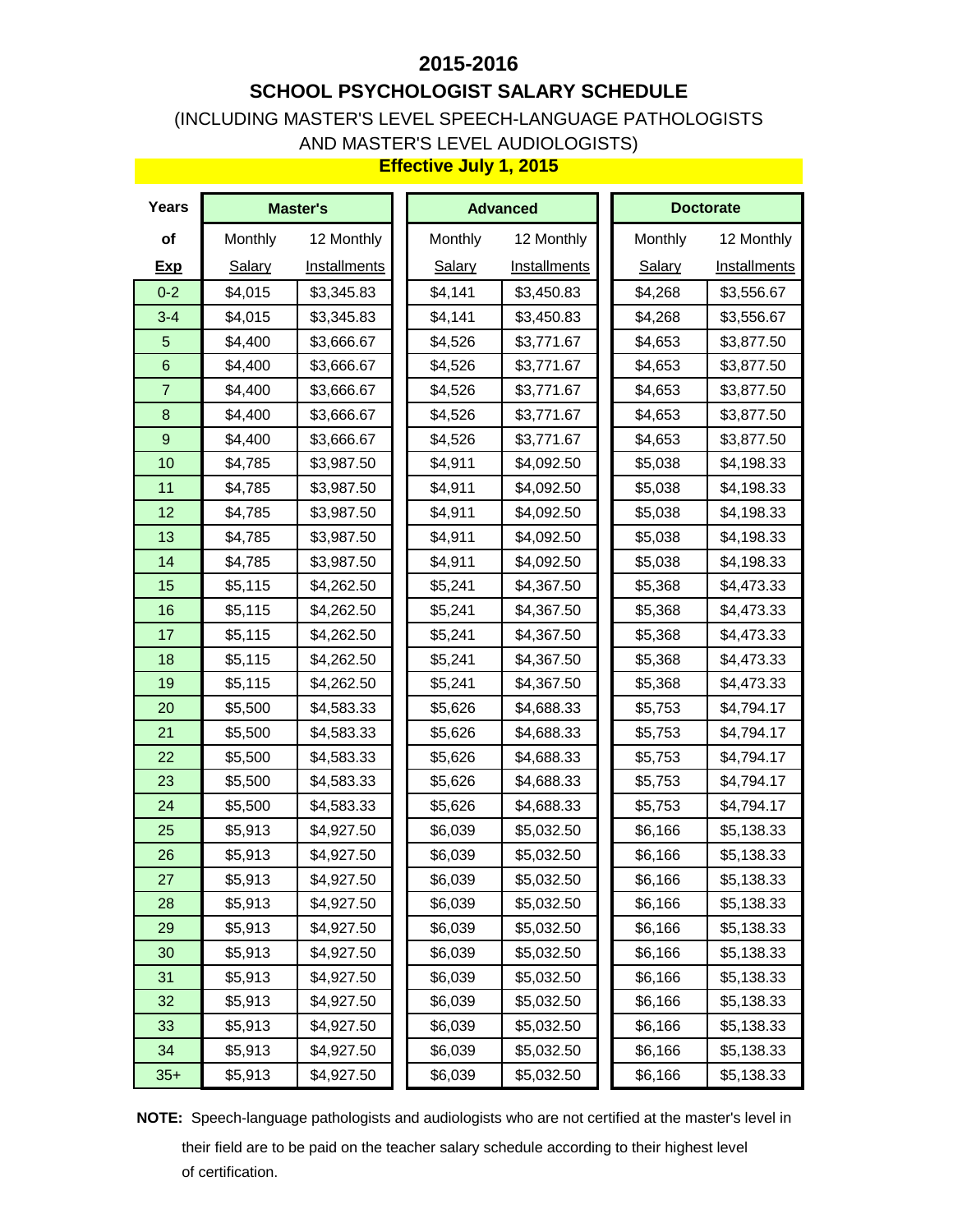# 2015-2016

## SCHOOL PSYCHOLOGIST SALARY SCHEDULE

(INCLUDING MASTER'S LEVEL SPEECH-LANGUAGE PATHOLOGISTS AND MASTER'S LEVEL AUDIOLOGISTS)

**Effective July 1, 2015**

| Years of Exp | Master's | | Advanced | | Doctorate | |
|---|---|---|---|---|---|---|
| | Monthly Salary | 12 Monthly Installments | Monthly Salary | 12 Monthly Installments | Monthly Salary | 12 Monthly Installments |
| 0-2 | $4,015 | $3,345.83 | $4,141 | $3,450.83 | $4,268 | $3,556.67 |
| 3-4 | $4,015 | $3,345.83 | $4,141 | $3,450.83 | $4,268 | $3,556.67 |
| 5 | $4,400 | $3,666.67 | $4,526 | $3,771.67 | $4,653 | $3,877.50 |
| 6 | $4,400 | $3,666.67 | $4,526 | $3,771.67 | $4,653 | $3,877.50 |
| 7 | $4,400 | $3,666.67 | $4,526 | $3,771.67 | $4,653 | $3,877.50 |
| 8 | $4,400 | $3,666.67 | $4,526 | $3,771.67 | $4,653 | $3,877.50 |
| 9 | $4,400 | $3,666.67 | $4,526 | $3,771.67 | $4,653 | $3,877.50 |
| 10 | $4,785 | $3,987.50 | $4,911 | $4,092.50 | $5,038 | $4,198.33 |
| 11 | $4,785 | $3,987.50 | $4,911 | $4,092.50 | $5,038 | $4,198.33 |
| 12 | $4,785 | $3,987.50 | $4,911 | $4,092.50 | $5,038 | $4,198.33 |
| 13 | $4,785 | $3,987.50 | $4,911 | $4,092.50 | $5,038 | $4,198.33 |
| 14 | $4,785 | $3,987.50 | $4,911 | $4,092.50 | $5,038 | $4,198.33 |
| 15 | $5,115 | $4,262.50 | $5,241 | $4,367.50 | $5,368 | $4,473.33 |
| 16 | $5,115 | $4,262.50 | $5,241 | $4,367.50 | $5,368 | $4,473.33 |
| 17 | $5,115 | $4,262.50 | $5,241 | $4,367.50 | $5,368 | $4,473.33 |
| 18 | $5,115 | $4,262.50 | $5,241 | $4,367.50 | $5,368 | $4,473.33 |
| 19 | $5,115 | $4,262.50 | $5,241 | $4,367.50 | $5,368 | $4,473.33 |
| 20 | $5,500 | $4,583.33 | $5,626 | $4,688.33 | $5,753 | $4,794.17 |
| 21 | $5,500 | $4,583.33 | $5,626 | $4,688.33 | $5,753 | $4,794.17 |
| 22 | $5,500 | $4,583.33 | $5,626 | $4,688.33 | $5,753 | $4,794.17 |
| 23 | $5,500 | $4,583.33 | $5,626 | $4,688.33 | $5,753 | $4,794.17 |
| 24 | $5,500 | $4,583.33 | $5,626 | $4,688.33 | $5,753 | $4,794.17 |
| 25 | $5,913 | $4,927.50 | $6,039 | $5,032.50 | $6,166 | $5,138.33 |
| 26 | $5,913 | $4,927.50 | $6,039 | $5,032.50 | $6,166 | $5,138.33 |
| 27 | $5,913 | $4,927.50 | $6,039 | $5,032.50 | $6,166 | $5,138.33 |
| 28 | $5,913 | $4,927.50 | $6,039 | $5,032.50 | $6,166 | $5,138.33 |
| 29 | $5,913 | $4,927.50 | $6,039 | $5,032.50 | $6,166 | $5,138.33 |
| 30 | $5,913 | $4,927.50 | $6,039 | $5,032.50 | $6,166 | $5,138.33 |
| 31 | $5,913 | $4,927.50 | $6,039 | $5,032.50 | $6,166 | $5,138.33 |
| 32 | $5,913 | $4,927.50 | $6,039 | $5,032.50 | $6,166 | $5,138.33 |
| 33 | $5,913 | $4,927.50 | $6,039 | $5,032.50 | $6,166 | $5,138.33 |
| 34 | $5,913 | $4,927.50 | $6,039 | $5,032.50 | $6,166 | $5,138.33 |
| 35+ | $5,913 | $4,927.50 | $6,039 | $5,032.50 | $6,166 | $5,138.33 |

**NOTE:** Speech-language pathologists and audiologists who are not certified at the master's level in their field are to be paid on the teacher salary schedule according to their highest level of certification.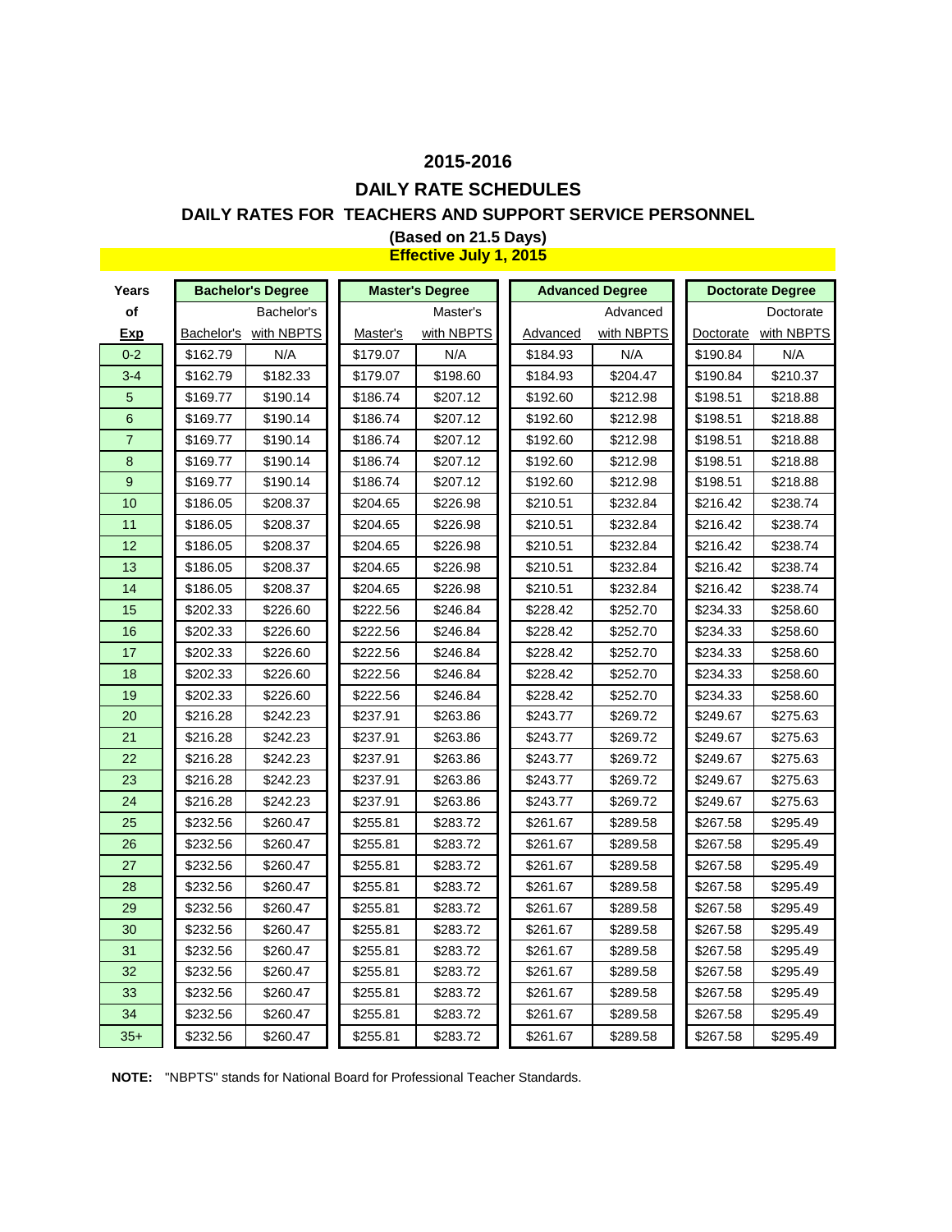## 2015-2016

## DAILY RATE SCHEDULES

### DAILY RATES FOR TEACHERS AND SUPPORT SERVICE PERSONNEL

**(Based on 21.5 Days)**

**Effective July 1, 2015**

| Years of Exp | Bachelor's Degree | | Master's Degree | | Advanced Degree | | Doctorate Degree | |
|---|---|---|---|---|---|---|---|---|
| | Bachelor's | Bachelor's with NBPTS | Master's | Master's with NBPTS | Advanced | Advanced with NBPTS | Doctorate | Doctorate with NBPTS |
| 0-2 | $162.79 | N/A | $179.07 | N/A | $184.93 | N/A | $190.84 | N/A |
| 3-4 | $162.79 | $182.33 | $179.07 | $198.60 | $184.93 | $204.47 | $190.84 | $210.37 |
| 5 | $169.77 | $190.14 | $186.74 | $207.12 | $192.60 | $212.98 | $198.51 | $218.88 |
| 6 | $169.77 | $190.14 | $186.74 | $207.12 | $192.60 | $212.98 | $198.51 | $218.88 |
| 7 | $169.77 | $190.14 | $186.74 | $207.12 | $192.60 | $212.98 | $198.51 | $218.88 |
| 8 | $169.77 | $190.14 | $186.74 | $207.12 | $192.60 | $212.98 | $198.51 | $218.88 |
| 9 | $169.77 | $190.14 | $186.74 | $207.12 | $192.60 | $212.98 | $198.51 | $218.88 |
| 10 | $186.05 | $208.37 | $204.65 | $226.98 | $210.51 | $232.84 | $216.42 | $238.74 |
| 11 | $186.05 | $208.37 | $204.65 | $226.98 | $210.51 | $232.84 | $216.42 | $238.74 |
| 12 | $186.05 | $208.37 | $204.65 | $226.98 | $210.51 | $232.84 | $216.42 | $238.74 |
| 13 | $186.05 | $208.37 | $204.65 | $226.98 | $210.51 | $232.84 | $216.42 | $238.74 |
| 14 | $186.05 | $208.37 | $204.65 | $226.98 | $210.51 | $232.84 | $216.42 | $238.74 |
| 15 | $202.33 | $226.60 | $222.56 | $246.84 | $228.42 | $252.70 | $234.33 | $258.60 |
| 16 | $202.33 | $226.60 | $222.56 | $246.84 | $228.42 | $252.70 | $234.33 | $258.60 |
| 17 | $202.33 | $226.60 | $222.56 | $246.84 | $228.42 | $252.70 | $234.33 | $258.60 |
| 18 | $202.33 | $226.60 | $222.56 | $246.84 | $228.42 | $252.70 | $234.33 | $258.60 |
| 19 | $202.33 | $226.60 | $222.56 | $246.84 | $228.42 | $252.70 | $234.33 | $258.60 |
| 20 | $216.28 | $242.23 | $237.91 | $263.86 | $243.77 | $269.72 | $249.67 | $275.63 |
| 21 | $216.28 | $242.23 | $237.91 | $263.86 | $243.77 | $269.72 | $249.67 | $275.63 |
| 22 | $216.28 | $242.23 | $237.91 | $263.86 | $243.77 | $269.72 | $249.67 | $275.63 |
| 23 | $216.28 | $242.23 | $237.91 | $263.86 | $243.77 | $269.72 | $249.67 | $275.63 |
| 24 | $216.28 | $242.23 | $237.91 | $263.86 | $243.77 | $269.72 | $249.67 | $275.63 |
| 25 | $232.56 | $260.47 | $255.81 | $283.72 | $261.67 | $289.58 | $267.58 | $295.49 |
| 26 | $232.56 | $260.47 | $255.81 | $283.72 | $261.67 | $289.58 | $267.58 | $295.49 |
| 27 | $232.56 | $260.47 | $255.81 | $283.72 | $261.67 | $289.58 | $267.58 | $295.49 |
| 28 | $232.56 | $260.47 | $255.81 | $283.72 | $261.67 | $289.58 | $267.58 | $295.49 |
| 29 | $232.56 | $260.47 | $255.81 | $283.72 | $261.67 | $289.58 | $267.58 | $295.49 |
| 30 | $232.56 | $260.47 | $255.81 | $283.72 | $261.67 | $289.58 | $267.58 | $295.49 |
| 31 | $232.56 | $260.47 | $255.81 | $283.72 | $261.67 | $289.58 | $267.58 | $295.49 |
| 32 | $232.56 | $260.47 | $255.81 | $283.72 | $261.67 | $289.58 | $267.58 | $295.49 |
| 33 | $232.56 | $260.47 | $255.81 | $283.72 | $261.67 | $289.58 | $267.58 | $295.49 |
| 34 | $232.56 | $260.47 | $255.81 | $283.72 | $261.67 | $289.58 | $267.58 | $295.49 |
| 35+ | $232.56 | $260.47 | $255.81 | $283.72 | $261.67 | $289.58 | $267.58 | $295.49 |

**NOTE:** "NBPTS" stands for National Board for Professional Teacher Standards.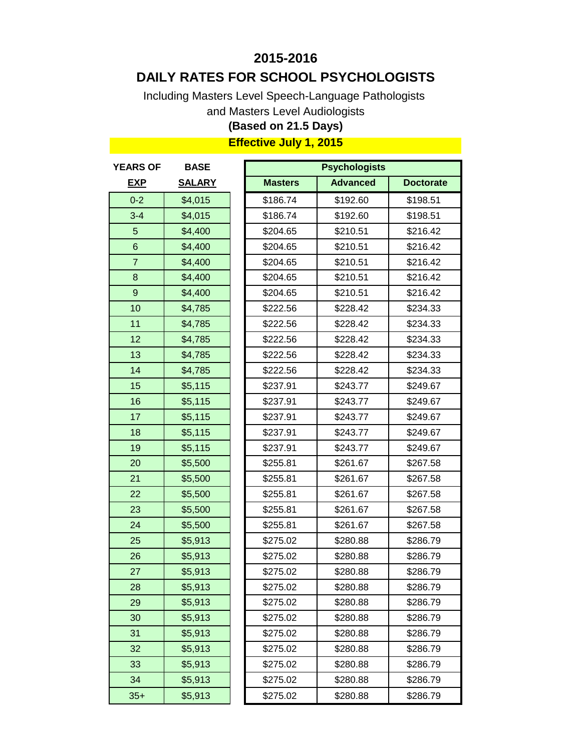# 2015-2016

# DAILY RATES FOR SCHOOL PSYCHOLOGISTS

Including Masters Level Speech-Language Pathologists
and Masters Level Audiologists

**(Based on 21.5 Days)**

**Effective July 1, 2015**

| YEARS OF EXP | BASE SALARY | Psychologists | | |
|---|---|---|---|---|
| | | Masters | Advanced | Doctorate |
| 0-2 | $4,015 | $186.74 | $192.60 | $198.51 |
| 3-4 | $4,015 | $186.74 | $192.60 | $198.51 |
| 5 | $4,400 | $204.65 | $210.51 | $216.42 |
| 6 | $4,400 | $204.65 | $210.51 | $216.42 |
| 7 | $4,400 | $204.65 | $210.51 | $216.42 |
| 8 | $4,400 | $204.65 | $210.51 | $216.42 |
| 9 | $4,400 | $204.65 | $210.51 | $216.42 |
| 10 | $4,785 | $222.56 | $228.42 | $234.33 |
| 11 | $4,785 | $222.56 | $228.42 | $234.33 |
| 12 | $4,785 | $222.56 | $228.42 | $234.33 |
| 13 | $4,785 | $222.56 | $228.42 | $234.33 |
| 14 | $4,785 | $222.56 | $228.42 | $234.33 |
| 15 | $5,115 | $237.91 | $243.77 | $249.67 |
| 16 | $5,115 | $237.91 | $243.77 | $249.67 |
| 17 | $5,115 | $237.91 | $243.77 | $249.67 |
| 18 | $5,115 | $237.91 | $243.77 | $249.67 |
| 19 | $5,115 | $237.91 | $243.77 | $249.67 |
| 20 | $5,500 | $255.81 | $261.67 | $267.58 |
| 21 | $5,500 | $255.81 | $261.67 | $267.58 |
| 22 | $5,500 | $255.81 | $261.67 | $267.58 |
| 23 | $5,500 | $255.81 | $261.67 | $267.58 |
| 24 | $5,500 | $255.81 | $261.67 | $267.58 |
| 25 | $5,913 | $275.02 | $280.88 | $286.79 |
| 26 | $5,913 | $275.02 | $280.88 | $286.79 |
| 27 | $5,913 | $275.02 | $280.88 | $286.79 |
| 28 | $5,913 | $275.02 | $280.88 | $286.79 |
| 29 | $5,913 | $275.02 | $280.88 | $286.79 |
| 30 | $5,913 | $275.02 | $280.88 | $286.79 |
| 31 | $5,913 | $275.02 | $280.88 | $286.79 |
| 32 | $5,913 | $275.02 | $280.88 | $286.79 |
| 33 | $5,913 | $275.02 | $280.88 | $286.79 |
| 34 | $5,913 | $275.02 | $280.88 | $286.79 |
| 35+ | $5,913 | $275.02 | $280.88 | $286.79 |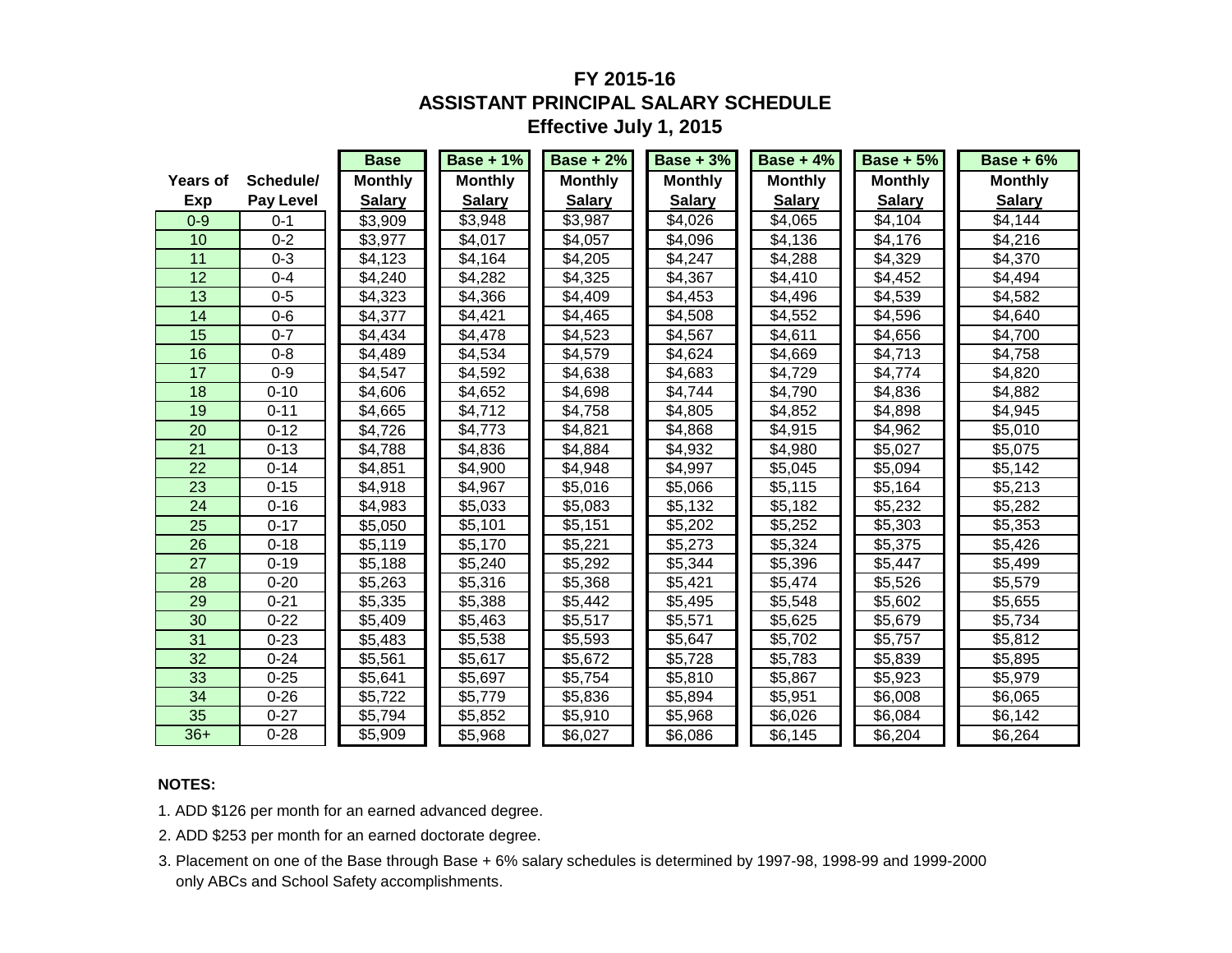# FY 2015-16
# ASSISTANT PRINCIPAL SALARY SCHEDULE
### Effective July 1, 2015

| Years of Exp | Schedule/ Pay Level | Base Monthly Salary | Base + 1% Monthly Salary | Base + 2% Monthly Salary | Base + 3% Monthly Salary | Base + 4% Monthly Salary | Base + 5% Monthly Salary | Base + 6% Monthly Salary |
|---|---|---|---|---|---|---|---|---|
| 0-9 | 0-1 | $3,909 | $3,948 | $3,987 | $4,026 | $4,065 | $4,104 | $4,144 |
| 10 | 0-2 | $3,977 | $4,017 | $4,057 | $4,096 | $4,136 | $4,176 | $4,216 |
| 11 | 0-3 | $4,123 | $4,164 | $4,205 | $4,247 | $4,288 | $4,329 | $4,370 |
| 12 | 0-4 | $4,240 | $4,282 | $4,325 | $4,367 | $4,410 | $4,452 | $4,494 |
| 13 | 0-5 | $4,323 | $4,366 | $4,409 | $4,453 | $4,496 | $4,539 | $4,582 |
| 14 | 0-6 | $4,377 | $4,421 | $4,465 | $4,508 | $4,552 | $4,596 | $4,640 |
| 15 | 0-7 | $4,434 | $4,478 | $4,523 | $4,567 | $4,611 | $4,656 | $4,700 |
| 16 | 0-8 | $4,489 | $4,534 | $4,579 | $4,624 | $4,669 | $4,713 | $4,758 |
| 17 | 0-9 | $4,547 | $4,592 | $4,638 | $4,683 | $4,729 | $4,774 | $4,820 |
| 18 | 0-10 | $4,606 | $4,652 | $4,698 | $4,744 | $4,790 | $4,836 | $4,882 |
| 19 | 0-11 | $4,665 | $4,712 | $4,758 | $4,805 | $4,852 | $4,898 | $4,945 |
| 20 | 0-12 | $4,726 | $4,773 | $4,821 | $4,868 | $4,915 | $4,962 | $5,010 |
| 21 | 0-13 | $4,788 | $4,836 | $4,884 | $4,932 | $4,980 | $5,027 | $5,075 |
| 22 | 0-14 | $4,851 | $4,900 | $4,948 | $4,997 | $5,045 | $5,094 | $5,142 |
| 23 | 0-15 | $4,918 | $4,967 | $5,016 | $5,066 | $5,115 | $5,164 | $5,213 |
| 24 | 0-16 | $4,983 | $5,033 | $5,083 | $5,132 | $5,182 | $5,232 | $5,282 |
| 25 | 0-17 | $5,050 | $5,101 | $5,151 | $5,202 | $5,252 | $5,303 | $5,353 |
| 26 | 0-18 | $5,119 | $5,170 | $5,221 | $5,273 | $5,324 | $5,375 | $5,426 |
| 27 | 0-19 | $5,188 | $5,240 | $5,292 | $5,344 | $5,396 | $5,447 | $5,499 |
| 28 | 0-20 | $5,263 | $5,316 | $5,368 | $5,421 | $5,474 | $5,526 | $5,579 |
| 29 | 0-21 | $5,335 | $5,388 | $5,442 | $5,495 | $5,548 | $5,602 | $5,655 |
| 30 | 0-22 | $5,409 | $5,463 | $5,517 | $5,571 | $5,625 | $5,679 | $5,734 |
| 31 | 0-23 | $5,483 | $5,538 | $5,593 | $5,647 | $5,702 | $5,757 | $5,812 |
| 32 | 0-24 | $5,561 | $5,617 | $5,672 | $5,728 | $5,783 | $5,839 | $5,895 |
| 33 | 0-25 | $5,641 | $5,697 | $5,754 | $5,810 | $5,867 | $5,923 | $5,979 |
| 34 | 0-26 | $5,722 | $5,779 | $5,836 | $5,894 | $5,951 | $6,008 | $6,065 |
| 35 | 0-27 | $5,794 | $5,852 | $5,910 | $5,968 | $6,026 | $6,084 | $6,142 |
| 36+ | 0-28 | $5,909 | $5,968 | $6,027 | $6,086 | $6,145 | $6,204 | $6,264 |

**NOTES:**

1. ADD $126 per month for an earned advanced degree.
2. ADD $253 per month for an earned doctorate degree.
3. Placement on one of the Base through Base + 6% salary schedules is determined by 1997-98, 1998-99 and 1999-2000 only ABCs and School Safety accomplishments.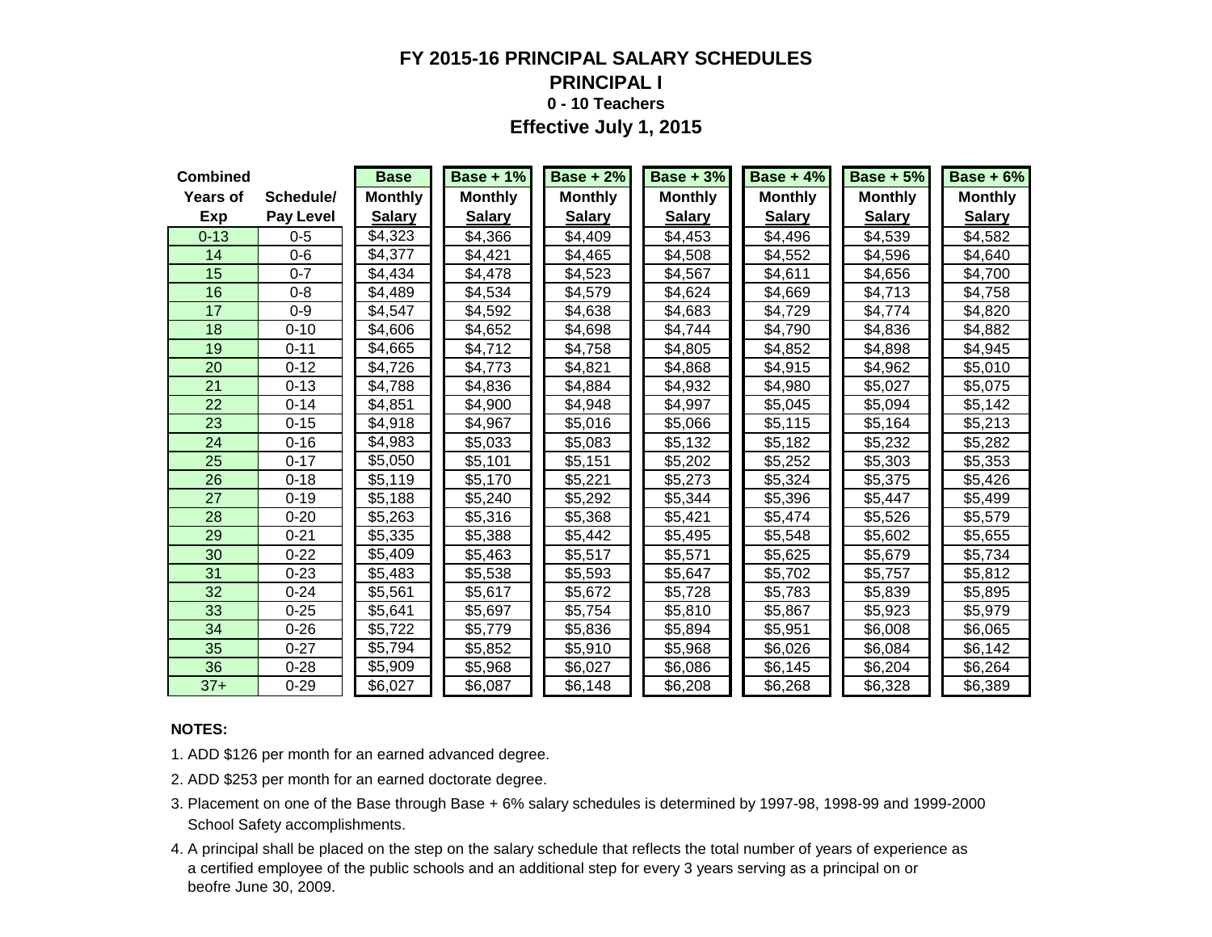# FY 2015-16 PRINCIPAL SALARY SCHEDULES

## PRINCIPAL I

### 0 - 10 Teachers

### Effective July 1, 2015

| Combined Years of Exp | Schedule/ Pay Level | Base Monthly Salary | Base + 1% Monthly Salary | Base + 2% Monthly Salary | Base + 3% Monthly Salary | Base + 4% Monthly Salary | Base + 5% Monthly Salary | Base + 6% Monthly Salary |
|---|---|---|---|---|---|---|---|---|
| 0-13 | 0-5 | $4,323 | $4,366 | $4,409 | $4,453 | $4,496 | $4,539 | $4,582 |
| 14 | 0-6 | $4,377 | $4,421 | $4,465 | $4,508 | $4,552 | $4,596 | $4,640 |
| 15 | 0-7 | $4,434 | $4,478 | $4,523 | $4,567 | $4,611 | $4,656 | $4,700 |
| 16 | 0-8 | $4,489 | $4,534 | $4,579 | $4,624 | $4,669 | $4,713 | $4,758 |
| 17 | 0-9 | $4,547 | $4,592 | $4,638 | $4,683 | $4,729 | $4,774 | $4,820 |
| 18 | 0-10 | $4,606 | $4,652 | $4,698 | $4,744 | $4,790 | $4,836 | $4,882 |
| 19 | 0-11 | $4,665 | $4,712 | $4,758 | $4,805 | $4,852 | $4,898 | $4,945 |
| 20 | 0-12 | $4,726 | $4,773 | $4,821 | $4,868 | $4,915 | $4,962 | $5,010 |
| 21 | 0-13 | $4,788 | $4,836 | $4,884 | $4,932 | $4,980 | $5,027 | $5,075 |
| 22 | 0-14 | $4,851 | $4,900 | $4,948 | $4,997 | $5,045 | $5,094 | $5,142 |
| 23 | 0-15 | $4,918 | $4,967 | $5,016 | $5,066 | $5,115 | $5,164 | $5,213 |
| 24 | 0-16 | $4,983 | $5,033 | $5,083 | $5,132 | $5,182 | $5,232 | $5,282 |
| 25 | 0-17 | $5,050 | $5,101 | $5,151 | $5,202 | $5,252 | $5,303 | $5,353 |
| 26 | 0-18 | $5,119 | $5,170 | $5,221 | $5,273 | $5,324 | $5,375 | $5,426 |
| 27 | 0-19 | $5,188 | $5,240 | $5,292 | $5,344 | $5,396 | $5,447 | $5,499 |
| 28 | 0-20 | $5,263 | $5,316 | $5,368 | $5,421 | $5,474 | $5,526 | $5,579 |
| 29 | 0-21 | $5,335 | $5,388 | $5,442 | $5,495 | $5,548 | $5,602 | $5,655 |
| 30 | 0-22 | $5,409 | $5,463 | $5,517 | $5,571 | $5,625 | $5,679 | $5,734 |
| 31 | 0-23 | $5,483 | $5,538 | $5,593 | $5,647 | $5,702 | $5,757 | $5,812 |
| 32 | 0-24 | $5,561 | $5,617 | $5,672 | $5,728 | $5,783 | $5,839 | $5,895 |
| 33 | 0-25 | $5,641 | $5,697 | $5,754 | $5,810 | $5,867 | $5,923 | $5,979 |
| 34 | 0-26 | $5,722 | $5,779 | $5,836 | $5,894 | $5,951 | $6,008 | $6,065 |
| 35 | 0-27 | $5,794 | $5,852 | $5,910 | $5,968 | $6,026 | $6,084 | $6,142 |
| 36 | 0-28 | $5,909 | $5,968 | $6,027 | $6,086 | $6,145 | $6,204 | $6,264 |
| 37+ | 0-29 | $6,027 | $6,087 | $6,148 | $6,208 | $6,268 | $6,328 | $6,389 |

**NOTES:**

1. ADD $126 per month for an earned advanced degree.
2. ADD $253 per month for an earned doctorate degree.
3. Placement on one of the Base through Base + 6% salary schedules is determined by 1997-98, 1998-99 and 1999-2000 School Safety accomplishments.
4. A principal shall be placed on the step on the salary schedule that reflects the total number of years of experience as a certified employee of the public schools and an additional step for every 3 years serving as a principal on or beofre June 30, 2009.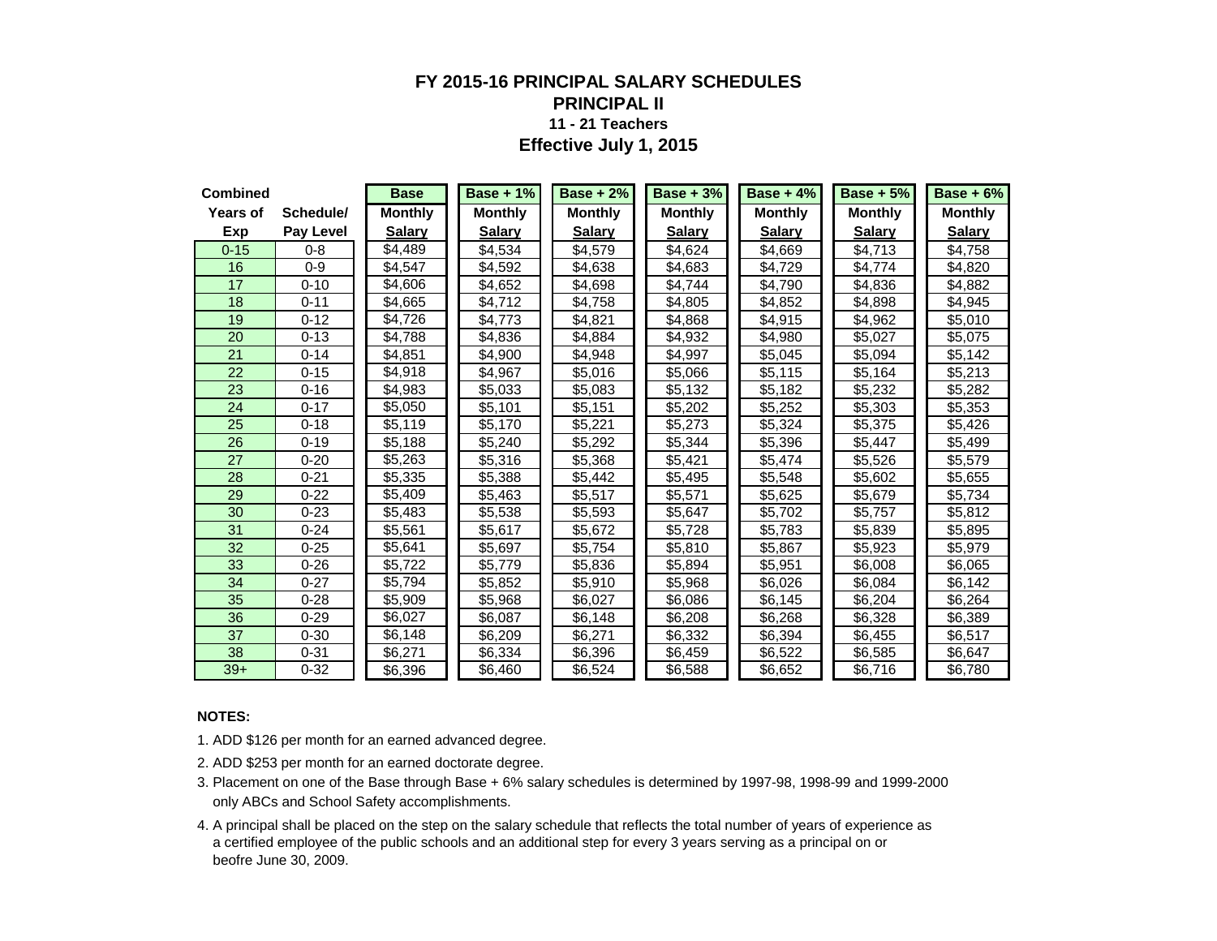# FY 2015-16 PRINCIPAL SALARY SCHEDULES

## PRINCIPAL II

### 11 - 21 Teachers

### Effective July 1, 2015

| Combined Years of Exp | Schedule/ Pay Level | Base Monthly Salary | Base + 1% Monthly Salary | Base + 2% Monthly Salary | Base + 3% Monthly Salary | Base + 4% Monthly Salary | Base + 5% Monthly Salary | Base + 6% Monthly Salary |
|---|---|---|---|---|---|---|---|---|
| 0-15 | 0-8 | $4,489 | $4,534 | $4,579 | $4,624 | $4,669 | $4,713 | $4,758 |
| 16 | 0-9 | $4,547 | $4,592 | $4,638 | $4,683 | $4,729 | $4,774 | $4,820 |
| 17 | 0-10 | $4,606 | $4,652 | $4,698 | $4,744 | $4,790 | $4,836 | $4,882 |
| 18 | 0-11 | $4,665 | $4,712 | $4,758 | $4,805 | $4,852 | $4,898 | $4,945 |
| 19 | 0-12 | $4,726 | $4,773 | $4,821 | $4,868 | $4,915 | $4,962 | $5,010 |
| 20 | 0-13 | $4,788 | $4,836 | $4,884 | $4,932 | $4,980 | $5,027 | $5,075 |
| 21 | 0-14 | $4,851 | $4,900 | $4,948 | $4,997 | $5,045 | $5,094 | $5,142 |
| 22 | 0-15 | $4,918 | $4,967 | $5,016 | $5,066 | $5,115 | $5,164 | $5,213 |
| 23 | 0-16 | $4,983 | $5,033 | $5,083 | $5,132 | $5,182 | $5,232 | $5,282 |
| 24 | 0-17 | $5,050 | $5,101 | $5,151 | $5,202 | $5,252 | $5,303 | $5,353 |
| 25 | 0-18 | $5,119 | $5,170 | $5,221 | $5,273 | $5,324 | $5,375 | $5,426 |
| 26 | 0-19 | $5,188 | $5,240 | $5,292 | $5,344 | $5,396 | $5,447 | $5,499 |
| 27 | 0-20 | $5,263 | $5,316 | $5,368 | $5,421 | $5,474 | $5,526 | $5,579 |
| 28 | 0-21 | $5,335 | $5,388 | $5,442 | $5,495 | $5,548 | $5,602 | $5,655 |
| 29 | 0-22 | $5,409 | $5,463 | $5,517 | $5,571 | $5,625 | $5,679 | $5,734 |
| 30 | 0-23 | $5,483 | $5,538 | $5,593 | $5,647 | $5,702 | $5,757 | $5,812 |
| 31 | 0-24 | $5,561 | $5,617 | $5,672 | $5,728 | $5,783 | $5,839 | $5,895 |
| 32 | 0-25 | $5,641 | $5,697 | $5,754 | $5,810 | $5,867 | $5,923 | $5,979 |
| 33 | 0-26 | $5,722 | $5,779 | $5,836 | $5,894 | $5,951 | $6,008 | $6,065 |
| 34 | 0-27 | $5,794 | $5,852 | $5,910 | $5,968 | $6,026 | $6,084 | $6,142 |
| 35 | 0-28 | $5,909 | $5,968 | $6,027 | $6,086 | $6,145 | $6,204 | $6,264 |
| 36 | 0-29 | $6,027 | $6,087 | $6,148 | $6,208 | $6,268 | $6,328 | $6,389 |
| 37 | 0-30 | $6,148 | $6,209 | $6,271 | $6,332 | $6,394 | $6,455 | $6,517 |
| 38 | 0-31 | $6,271 | $6,334 | $6,396 | $6,459 | $6,522 | $6,585 | $6,647 |
| 39+ | 0-32 | $6,396 | $6,460 | $6,524 | $6,588 | $6,652 | $6,716 | $6,780 |

**NOTES:**

1. ADD $126 per month for an earned advanced degree.
2. ADD $253 per month for an earned doctorate degree.
3. Placement on one of the Base through Base + 6% salary schedules is determined by 1997-98, 1998-99 and 1999-2000 only ABCs and School Safety accomplishments.
4. A principal shall be placed on the step on the salary schedule that reflects the total number of years of experience as a certified employee of the public schools and an additional step for every 3 years serving as a principal on or beofre June 30, 2009.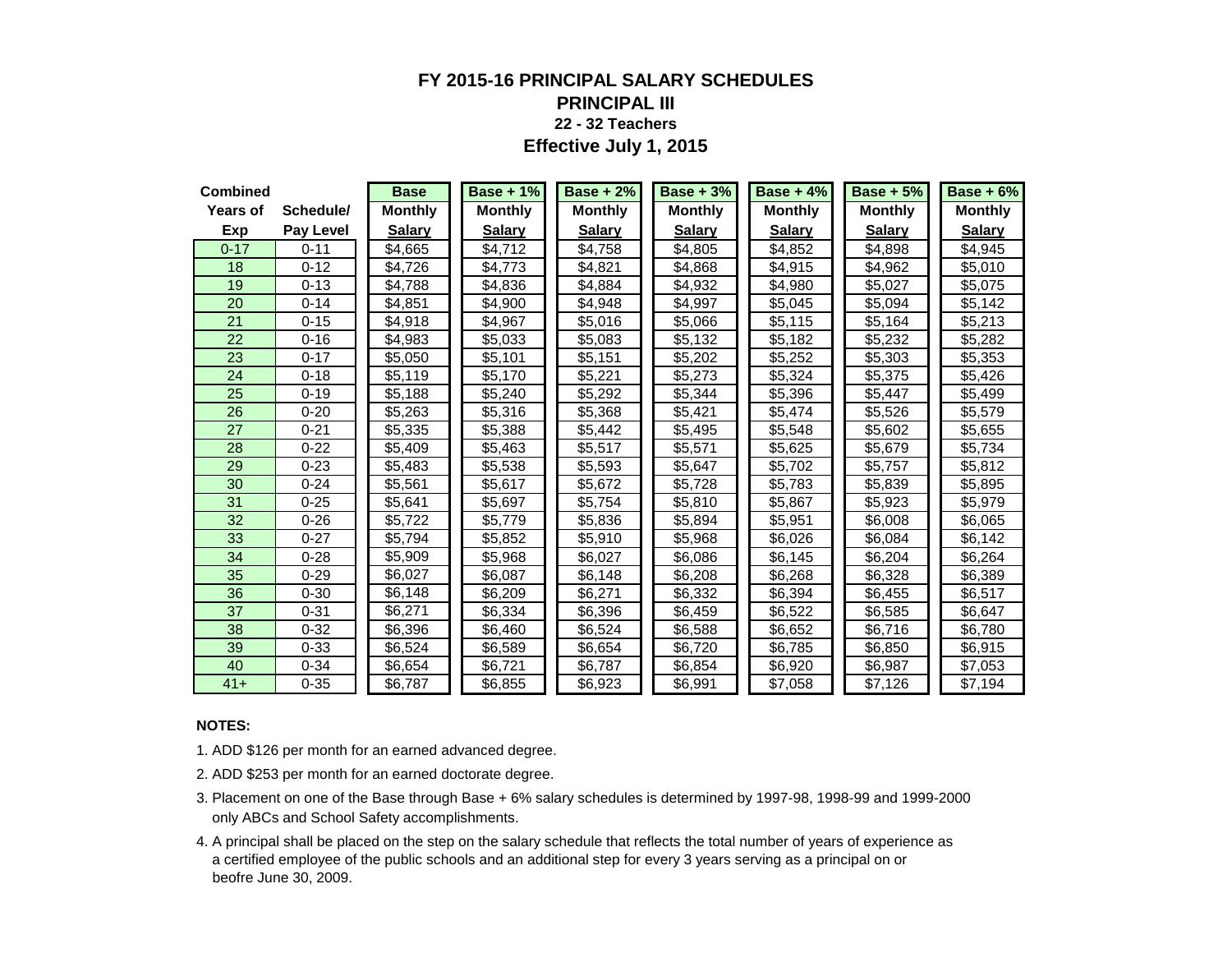# FY 2015-16 PRINCIPAL SALARY SCHEDULES

## PRINCIPAL III

### 22 - 32 Teachers

### Effective July 1, 2015

| Combined Years of Exp | Schedule/ Pay Level | Base Monthly Salary | Base + 1% Monthly Salary | Base + 2% Monthly Salary | Base + 3% Monthly Salary | Base + 4% Monthly Salary | Base + 5% Monthly Salary | Base + 6% Monthly Salary |
|---|---|---|---|---|---|---|---|---|
| 0-17 | 0-11 | $4,665 | $4,712 | $4,758 | $4,805 | $4,852 | $4,898 | $4,945 |
| 18 | 0-12 | $4,726 | $4,773 | $4,821 | $4,868 | $4,915 | $4,962 | $5,010 |
| 19 | 0-13 | $4,788 | $4,836 | $4,884 | $4,932 | $4,980 | $5,027 | $5,075 |
| 20 | 0-14 | $4,851 | $4,900 | $4,948 | $4,997 | $5,045 | $5,094 | $5,142 |
| 21 | 0-15 | $4,918 | $4,967 | $5,016 | $5,066 | $5,115 | $5,164 | $5,213 |
| 22 | 0-16 | $4,983 | $5,033 | $5,083 | $5,132 | $5,182 | $5,232 | $5,282 |
| 23 | 0-17 | $5,050 | $5,101 | $5,151 | $5,202 | $5,252 | $5,303 | $5,353 |
| 24 | 0-18 | $5,119 | $5,170 | $5,221 | $5,273 | $5,324 | $5,375 | $5,426 |
| 25 | 0-19 | $5,188 | $5,240 | $5,292 | $5,344 | $5,396 | $5,447 | $5,499 |
| 26 | 0-20 | $5,263 | $5,316 | $5,368 | $5,421 | $5,474 | $5,526 | $5,579 |
| 27 | 0-21 | $5,335 | $5,388 | $5,442 | $5,495 | $5,548 | $5,602 | $5,655 |
| 28 | 0-22 | $5,409 | $5,463 | $5,517 | $5,571 | $5,625 | $5,679 | $5,734 |
| 29 | 0-23 | $5,483 | $5,538 | $5,593 | $5,647 | $5,702 | $5,757 | $5,812 |
| 30 | 0-24 | $5,561 | $5,617 | $5,672 | $5,728 | $5,783 | $5,839 | $5,895 |
| 31 | 0-25 | $5,641 | $5,697 | $5,754 | $5,810 | $5,867 | $5,923 | $5,979 |
| 32 | 0-26 | $5,722 | $5,779 | $5,836 | $5,894 | $5,951 | $6,008 | $6,065 |
| 33 | 0-27 | $5,794 | $5,852 | $5,910 | $5,968 | $6,026 | $6,084 | $6,142 |
| 34 | 0-28 | $5,909 | $5,968 | $6,027 | $6,086 | $6,145 | $6,204 | $6,264 |
| 35 | 0-29 | $6,027 | $6,087 | $6,148 | $6,208 | $6,268 | $6,328 | $6,389 |
| 36 | 0-30 | $6,148 | $6,209 | $6,271 | $6,332 | $6,394 | $6,455 | $6,517 |
| 37 | 0-31 | $6,271 | $6,334 | $6,396 | $6,459 | $6,522 | $6,585 | $6,647 |
| 38 | 0-32 | $6,396 | $6,460 | $6,524 | $6,588 | $6,652 | $6,716 | $6,780 |
| 39 | 0-33 | $6,524 | $6,589 | $6,654 | $6,720 | $6,785 | $6,850 | $6,915 |
| 40 | 0-34 | $6,654 | $6,721 | $6,787 | $6,854 | $6,920 | $6,987 | $7,053 |
| 41+ | 0-35 | $6,787 | $6,855 | $6,923 | $6,991 | $7,058 | $7,126 | $7,194 |

**NOTES:**

1. ADD $126 per month for an earned advanced degree.
2. ADD $253 per month for an earned doctorate degree.
3. Placement on one of the Base through Base + 6% salary schedules is determined by 1997-98, 1998-99 and 1999-2000 only ABCs and School Safety accomplishments.
4. A principal shall be placed on the step on the salary schedule that reflects the total number of years of experience as a certified employee of the public schools and an additional step for every 3 years serving as a principal on or beofre June 30, 2009.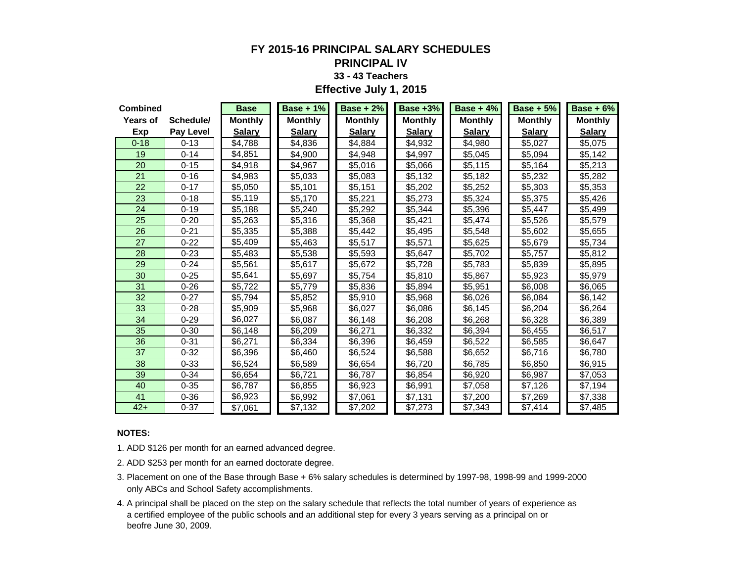# FY 2015-16 PRINCIPAL SALARY SCHEDULES

## PRINCIPAL IV

### 33 - 43 Teachers

### Effective July 1, 2015

| Combined Years of Exp | Schedule/ Pay Level | Base Monthly Salary | Base + 1% Monthly Salary | Base + 2% Monthly Salary | Base +3% Monthly Salary | Base + 4% Monthly Salary | Base + 5% Monthly Salary | Base + 6% Monthly Salary |
|---|---|---|---|---|---|---|---|---|
| 0-18 | 0-13 | $4,788 | $4,836 | $4,884 | $4,932 | $4,980 | $5,027 | $5,075 |
| 19 | 0-14 | $4,851 | $4,900 | $4,948 | $4,997 | $5,045 | $5,094 | $5,142 |
| 20 | 0-15 | $4,918 | $4,967 | $5,016 | $5,066 | $5,115 | $5,164 | $5,213 |
| 21 | 0-16 | $4,983 | $5,033 | $5,083 | $5,132 | $5,182 | $5,232 | $5,282 |
| 22 | 0-17 | $5,050 | $5,101 | $5,151 | $5,202 | $5,252 | $5,303 | $5,353 |
| 23 | 0-18 | $5,119 | $5,170 | $5,221 | $5,273 | $5,324 | $5,375 | $5,426 |
| 24 | 0-19 | $5,188 | $5,240 | $5,292 | $5,344 | $5,396 | $5,447 | $5,499 |
| 25 | 0-20 | $5,263 | $5,316 | $5,368 | $5,421 | $5,474 | $5,526 | $5,579 |
| 26 | 0-21 | $5,335 | $5,388 | $5,442 | $5,495 | $5,548 | $5,602 | $5,655 |
| 27 | 0-22 | $5,409 | $5,463 | $5,517 | $5,571 | $5,625 | $5,679 | $5,734 |
| 28 | 0-23 | $5,483 | $5,538 | $5,593 | $5,647 | $5,702 | $5,757 | $5,812 |
| 29 | 0-24 | $5,561 | $5,617 | $5,672 | $5,728 | $5,783 | $5,839 | $5,895 |
| 30 | 0-25 | $5,641 | $5,697 | $5,754 | $5,810 | $5,867 | $5,923 | $5,979 |
| 31 | 0-26 | $5,722 | $5,779 | $5,836 | $5,894 | $5,951 | $6,008 | $6,065 |
| 32 | 0-27 | $5,794 | $5,852 | $5,910 | $5,968 | $6,026 | $6,084 | $6,142 |
| 33 | 0-28 | $5,909 | $5,968 | $6,027 | $6,086 | $6,145 | $6,204 | $6,264 |
| 34 | 0-29 | $6,027 | $6,087 | $6,148 | $6,208 | $6,268 | $6,328 | $6,389 |
| 35 | 0-30 | $6,148 | $6,209 | $6,271 | $6,332 | $6,394 | $6,455 | $6,517 |
| 36 | 0-31 | $6,271 | $6,334 | $6,396 | $6,459 | $6,522 | $6,585 | $6,647 |
| 37 | 0-32 | $6,396 | $6,460 | $6,524 | $6,588 | $6,652 | $6,716 | $6,780 |
| 38 | 0-33 | $6,524 | $6,589 | $6,654 | $6,720 | $6,785 | $6,850 | $6,915 |
| 39 | 0-34 | $6,654 | $6,721 | $6,787 | $6,854 | $6,920 | $6,987 | $7,053 |
| 40 | 0-35 | $6,787 | $6,855 | $6,923 | $6,991 | $7,058 | $7,126 | $7,194 |
| 41 | 0-36 | $6,923 | $6,992 | $7,061 | $7,131 | $7,200 | $7,269 | $7,338 |
| 42+ | 0-37 | $7,061 | $7,132 | $7,202 | $7,273 | $7,343 | $7,414 | $7,485 |

**NOTES:**

1. ADD $126 per month for an earned advanced degree.
2. ADD $253 per month for an earned doctorate degree.
3. Placement on one of the Base through Base + 6% salary schedules is determined by 1997-98, 1998-99 and 1999-2000 only ABCs and School Safety accomplishments.
4. A principal shall be placed on the step on the salary schedule that reflects the total number of years of experience as a certified employee of the public schools and an additional step for every 3 years serving as a principal on or beofre June 30, 2009.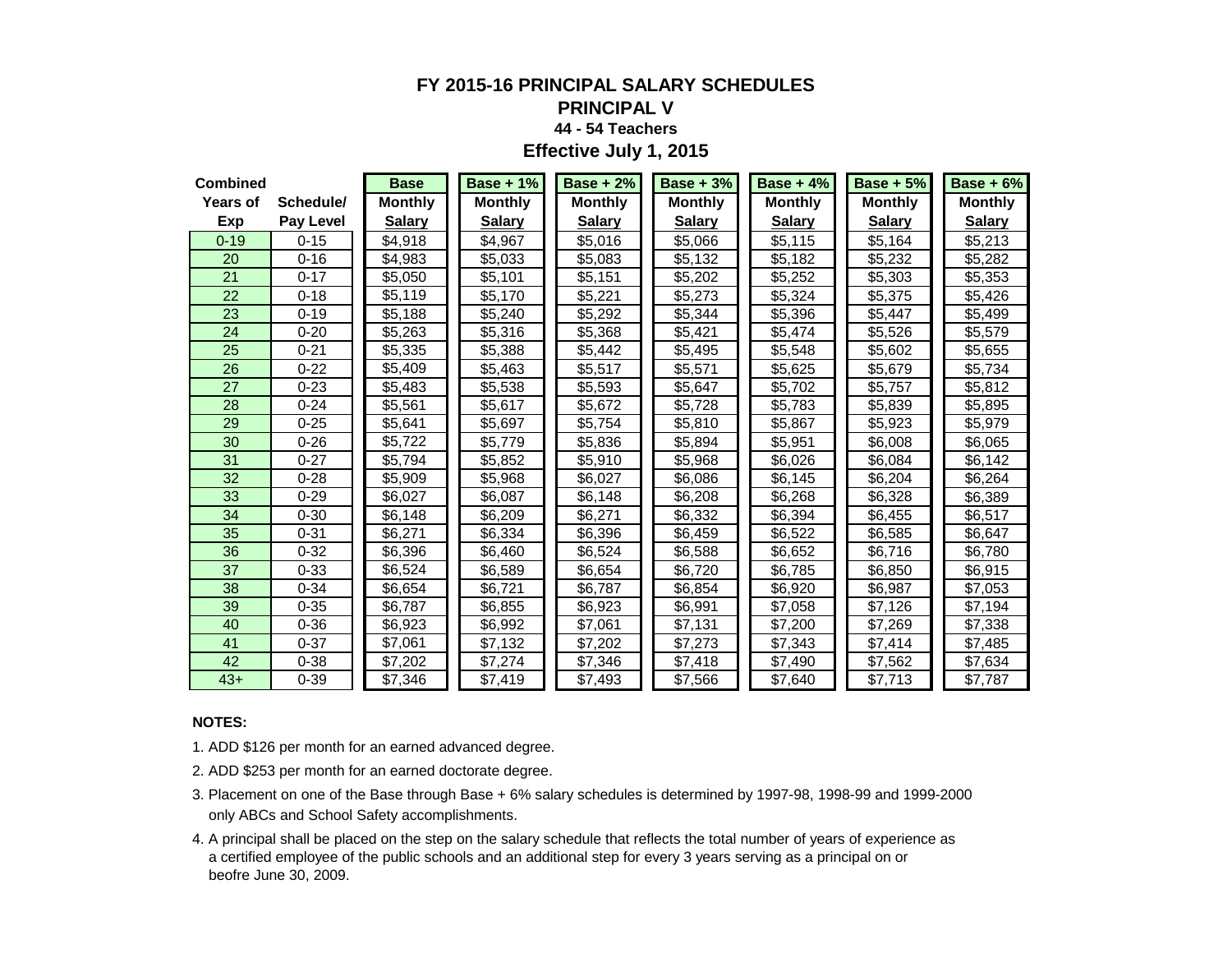# FY 2015-16 PRINCIPAL SALARY SCHEDULES

## PRINCIPAL V

### 44 - 54 Teachers

### Effective July 1, 2015

| Combined Years of Exp | Schedule/ Pay Level | Base Monthly Salary | Base + 1% Monthly Salary | Base + 2% Monthly Salary | Base + 3% Monthly Salary | Base + 4% Monthly Salary | Base + 5% Monthly Salary | Base + 6% Monthly Salary |
|---|---|---|---|---|---|---|---|---|
| 0-19 | 0-15 | $4,918 | $4,967 | $5,016 | $5,066 | $5,115 | $5,164 | $5,213 |
| 20 | 0-16 | $4,983 | $5,033 | $5,083 | $5,132 | $5,182 | $5,232 | $5,282 |
| 21 | 0-17 | $5,050 | $5,101 | $5,151 | $5,202 | $5,252 | $5,303 | $5,353 |
| 22 | 0-18 | $5,119 | $5,170 | $5,221 | $5,273 | $5,324 | $5,375 | $5,426 |
| 23 | 0-19 | $5,188 | $5,240 | $5,292 | $5,344 | $5,396 | $5,447 | $5,499 |
| 24 | 0-20 | $5,263 | $5,316 | $5,368 | $5,421 | $5,474 | $5,526 | $5,579 |
| 25 | 0-21 | $5,335 | $5,388 | $5,442 | $5,495 | $5,548 | $5,602 | $5,655 |
| 26 | 0-22 | $5,409 | $5,463 | $5,517 | $5,571 | $5,625 | $5,679 | $5,734 |
| 27 | 0-23 | $5,483 | $5,538 | $5,593 | $5,647 | $5,702 | $5,757 | $5,812 |
| 28 | 0-24 | $5,561 | $5,617 | $5,672 | $5,728 | $5,783 | $5,839 | $5,895 |
| 29 | 0-25 | $5,641 | $5,697 | $5,754 | $5,810 | $5,867 | $5,923 | $5,979 |
| 30 | 0-26 | $5,722 | $5,779 | $5,836 | $5,894 | $5,951 | $6,008 | $6,065 |
| 31 | 0-27 | $5,794 | $5,852 | $5,910 | $5,968 | $6,026 | $6,084 | $6,142 |
| 32 | 0-28 | $5,909 | $5,968 | $6,027 | $6,086 | $6,145 | $6,204 | $6,264 |
| 33 | 0-29 | $6,027 | $6,087 | $6,148 | $6,208 | $6,268 | $6,328 | $6,389 |
| 34 | 0-30 | $6,148 | $6,209 | $6,271 | $6,332 | $6,394 | $6,455 | $6,517 |
| 35 | 0-31 | $6,271 | $6,334 | $6,396 | $6,459 | $6,522 | $6,585 | $6,647 |
| 36 | 0-32 | $6,396 | $6,460 | $6,524 | $6,588 | $6,652 | $6,716 | $6,780 |
| 37 | 0-33 | $6,524 | $6,589 | $6,654 | $6,720 | $6,785 | $6,850 | $6,915 |
| 38 | 0-34 | $6,654 | $6,721 | $6,787 | $6,854 | $6,920 | $6,987 | $7,053 |
| 39 | 0-35 | $6,787 | $6,855 | $6,923 | $6,991 | $7,058 | $7,126 | $7,194 |
| 40 | 0-36 | $6,923 | $6,992 | $7,061 | $7,131 | $7,200 | $7,269 | $7,338 |
| 41 | 0-37 | $7,061 | $7,132 | $7,202 | $7,273 | $7,343 | $7,414 | $7,485 |
| 42 | 0-38 | $7,202 | $7,274 | $7,346 | $7,418 | $7,490 | $7,562 | $7,634 |
| 43+ | 0-39 | $7,346 | $7,419 | $7,493 | $7,566 | $7,640 | $7,713 | $7,787 |

**NOTES:**

1. ADD $126 per month for an earned advanced degree.
2. ADD $253 per month for an earned doctorate degree.
3. Placement on one of the Base through Base + 6% salary schedules is determined by 1997-98, 1998-99 and 1999-2000 only ABCs and School Safety accomplishments.
4. A principal shall be placed on the step on the salary schedule that reflects the total number of years of experience as a certified employee of the public schools and an additional step for every 3 years serving as a principal on or beofre June 30, 2009.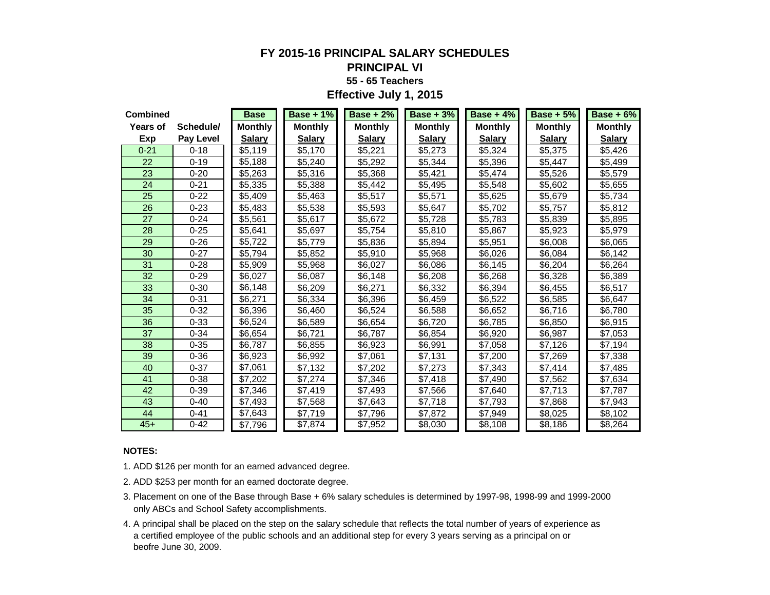# FY 2015-16 PRINCIPAL SALARY SCHEDULES

## PRINCIPAL VI

### 55 - 65 Teachers

### Effective July 1, 2015

| Combined Years of Exp | Schedule/ Pay Level | Base Monthly Salary | Base + 1% Monthly Salary | Base + 2% Monthly Salary | Base + 3% Monthly Salary | Base + 4% Monthly Salary | Base + 5% Monthly Salary | Base + 6% Monthly Salary |
|---|---|---|---|---|---|---|---|---|
| 0-21 | 0-18 | $5,119 | $5,170 | $5,221 | $5,273 | $5,324 | $5,375 | $5,426 |
| 22 | 0-19 | $5,188 | $5,240 | $5,292 | $5,344 | $5,396 | $5,447 | $5,499 |
| 23 | 0-20 | $5,263 | $5,316 | $5,368 | $5,421 | $5,474 | $5,526 | $5,579 |
| 24 | 0-21 | $5,335 | $5,388 | $5,442 | $5,495 | $5,548 | $5,602 | $5,655 |
| 25 | 0-22 | $5,409 | $5,463 | $5,517 | $5,571 | $5,625 | $5,679 | $5,734 |
| 26 | 0-23 | $5,483 | $5,538 | $5,593 | $5,647 | $5,702 | $5,757 | $5,812 |
| 27 | 0-24 | $5,561 | $5,617 | $5,672 | $5,728 | $5,783 | $5,839 | $5,895 |
| 28 | 0-25 | $5,641 | $5,697 | $5,754 | $5,810 | $5,867 | $5,923 | $5,979 |
| 29 | 0-26 | $5,722 | $5,779 | $5,836 | $5,894 | $5,951 | $6,008 | $6,065 |
| 30 | 0-27 | $5,794 | $5,852 | $5,910 | $5,968 | $6,026 | $6,084 | $6,142 |
| 31 | 0-28 | $5,909 | $5,968 | $6,027 | $6,086 | $6,145 | $6,204 | $6,264 |
| 32 | 0-29 | $6,027 | $6,087 | $6,148 | $6,208 | $6,268 | $6,328 | $6,389 |
| 33 | 0-30 | $6,148 | $6,209 | $6,271 | $6,332 | $6,394 | $6,455 | $6,517 |
| 34 | 0-31 | $6,271 | $6,334 | $6,396 | $6,459 | $6,522 | $6,585 | $6,647 |
| 35 | 0-32 | $6,396 | $6,460 | $6,524 | $6,588 | $6,652 | $6,716 | $6,780 |
| 36 | 0-33 | $6,524 | $6,589 | $6,654 | $6,720 | $6,785 | $6,850 | $6,915 |
| 37 | 0-34 | $6,654 | $6,721 | $6,787 | $6,854 | $6,920 | $6,987 | $7,053 |
| 38 | 0-35 | $6,787 | $6,855 | $6,923 | $6,991 | $7,058 | $7,126 | $7,194 |
| 39 | 0-36 | $6,923 | $6,992 | $7,061 | $7,131 | $7,200 | $7,269 | $7,338 |
| 40 | 0-37 | $7,061 | $7,132 | $7,202 | $7,273 | $7,343 | $7,414 | $7,485 |
| 41 | 0-38 | $7,202 | $7,274 | $7,346 | $7,418 | $7,490 | $7,562 | $7,634 |
| 42 | 0-39 | $7,346 | $7,419 | $7,493 | $7,566 | $7,640 | $7,713 | $7,787 |
| 43 | 0-40 | $7,493 | $7,568 | $7,643 | $7,718 | $7,793 | $7,868 | $7,943 |
| 44 | 0-41 | $7,643 | $7,719 | $7,796 | $7,872 | $7,949 | $8,025 | $8,102 |
| 45+ | 0-42 | $7,796 | $7,874 | $7,952 | $8,030 | $8,108 | $8,186 | $8,264 |

**NOTES:**

1. ADD $126 per month for an earned advanced degree.
2. ADD $253 per month for an earned doctorate degree.
3. Placement on one of the Base through Base + 6% salary schedules is determined by 1997-98, 1998-99 and 1999-2000 only ABCs and School Safety accomplishments.
4. A principal shall be placed on the step on the salary schedule that reflects the total number of years of experience as a certified employee of the public schools and an additional step for every 3 years serving as a principal on or beofre June 30, 2009.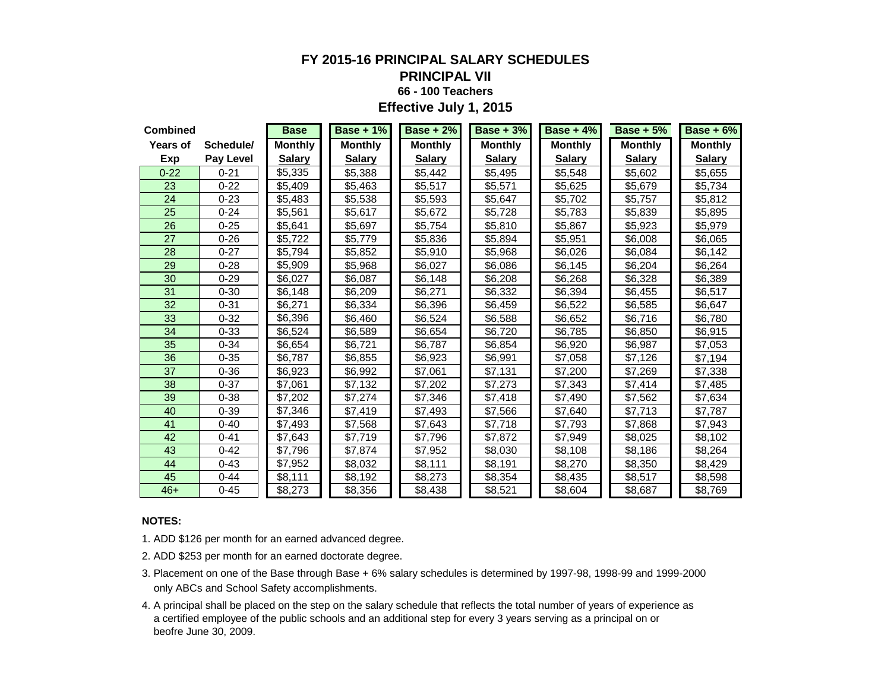# FY 2015-16 PRINCIPAL SALARY SCHEDULES

## PRINCIPAL VII

### 66 - 100 Teachers

## Effective July 1, 2015

| Combined Years of Exp | Schedule/ Pay Level | Base Monthly Salary | Base + 1% Monthly Salary | Base + 2% Monthly Salary | Base + 3% Monthly Salary | Base + 4% Monthly Salary | Base + 5% Monthly Salary | Base + 6% Monthly Salary |
|---|---|---|---|---|---|---|---|---|
| 0-22 | 0-21 | $5,335 | $5,388 | $5,442 | $5,495 | $5,548 | $5,602 | $5,655 |
| 23 | 0-22 | $5,409 | $5,463 | $5,517 | $5,571 | $5,625 | $5,679 | $5,734 |
| 24 | 0-23 | $5,483 | $5,538 | $5,593 | $5,647 | $5,702 | $5,757 | $5,812 |
| 25 | 0-24 | $5,561 | $5,617 | $5,672 | $5,728 | $5,783 | $5,839 | $5,895 |
| 26 | 0-25 | $5,641 | $5,697 | $5,754 | $5,810 | $5,867 | $5,923 | $5,979 |
| 27 | 0-26 | $5,722 | $5,779 | $5,836 | $5,894 | $5,951 | $6,008 | $6,065 |
| 28 | 0-27 | $5,794 | $5,852 | $5,910 | $5,968 | $6,026 | $6,084 | $6,142 |
| 29 | 0-28 | $5,909 | $5,968 | $6,027 | $6,086 | $6,145 | $6,204 | $6,264 |
| 30 | 0-29 | $6,027 | $6,087 | $6,148 | $6,208 | $6,268 | $6,328 | $6,389 |
| 31 | 0-30 | $6,148 | $6,209 | $6,271 | $6,332 | $6,394 | $6,455 | $6,517 |
| 32 | 0-31 | $6,271 | $6,334 | $6,396 | $6,459 | $6,522 | $6,585 | $6,647 |
| 33 | 0-32 | $6,396 | $6,460 | $6,524 | $6,588 | $6,652 | $6,716 | $6,780 |
| 34 | 0-33 | $6,524 | $6,589 | $6,654 | $6,720 | $6,785 | $6,850 | $6,915 |
| 35 | 0-34 | $6,654 | $6,721 | $6,787 | $6,854 | $6,920 | $6,987 | $7,053 |
| 36 | 0-35 | $6,787 | $6,855 | $6,923 | $6,991 | $7,058 | $7,126 | $7,194 |
| 37 | 0-36 | $6,923 | $6,992 | $7,061 | $7,131 | $7,200 | $7,269 | $7,338 |
| 38 | 0-37 | $7,061 | $7,132 | $7,202 | $7,273 | $7,343 | $7,414 | $7,485 |
| 39 | 0-38 | $7,202 | $7,274 | $7,346 | $7,418 | $7,490 | $7,562 | $7,634 |
| 40 | 0-39 | $7,346 | $7,419 | $7,493 | $7,566 | $7,640 | $7,713 | $7,787 |
| 41 | 0-40 | $7,493 | $7,568 | $7,643 | $7,718 | $7,793 | $7,868 | $7,943 |
| 42 | 0-41 | $7,643 | $7,719 | $7,796 | $7,872 | $7,949 | $8,025 | $8,102 |
| 43 | 0-42 | $7,796 | $7,874 | $7,952 | $8,030 | $8,108 | $8,186 | $8,264 |
| 44 | 0-43 | $7,952 | $8,032 | $8,111 | $8,191 | $8,270 | $8,350 | $8,429 |
| 45 | 0-44 | $8,111 | $8,192 | $8,273 | $8,354 | $8,435 | $8,517 | $8,598 |
| 46+ | 0-45 | $8,273 | $8,356 | $8,438 | $8,521 | $8,604 | $8,687 | $8,769 |

**NOTES:**

1. ADD $126 per month for an earned advanced degree.
2. ADD $253 per month for an earned doctorate degree.
3. Placement on one of the Base through Base + 6% salary schedules is determined by 1997-98, 1998-99 and 1999-2000 only ABCs and School Safety accomplishments.
4. A principal shall be placed on the step on the salary schedule that reflects the total number of years of experience as a certified employee of the public schools and an additional step for every 3 years serving as a principal on or beofre June 30, 2009.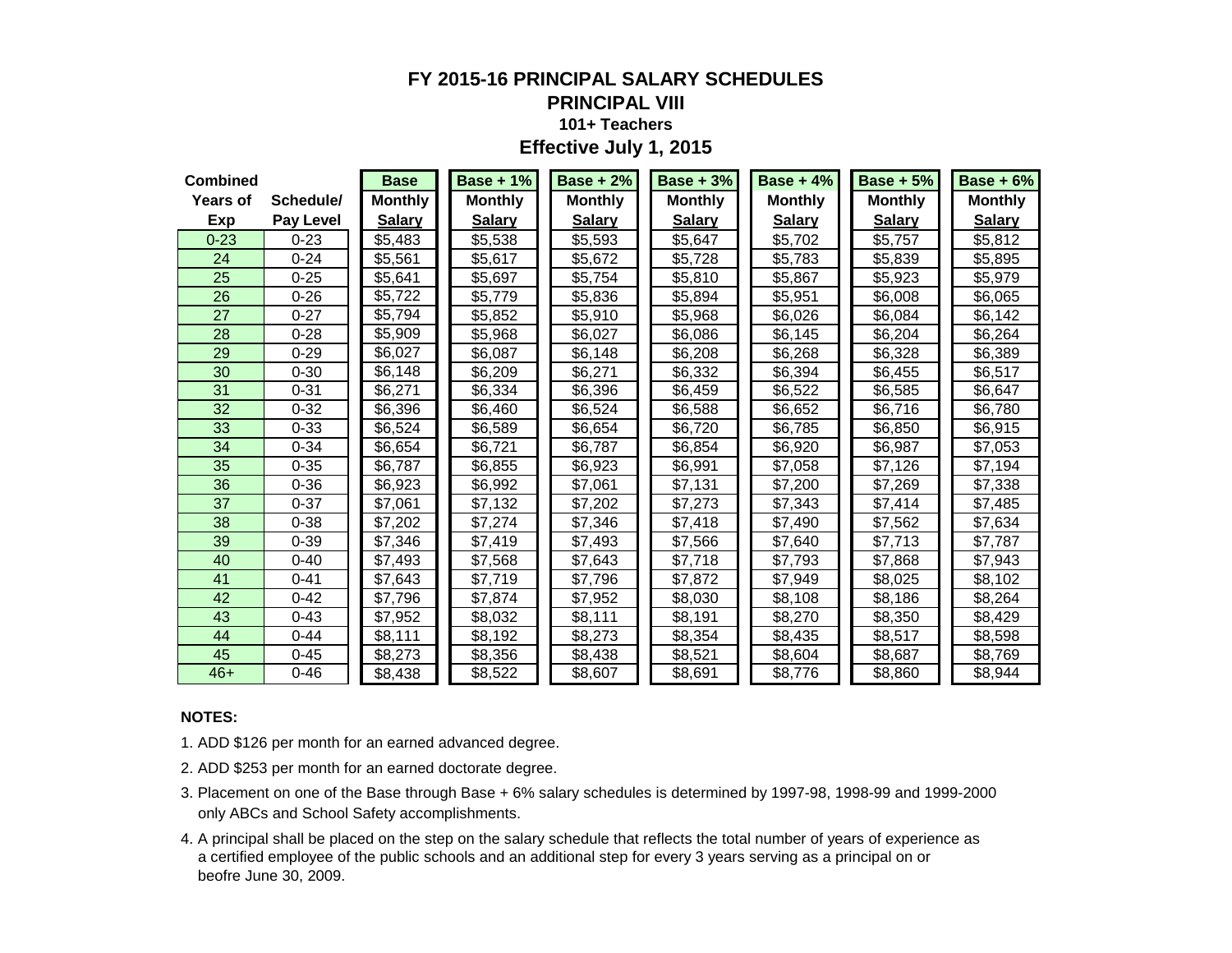# FY 2015-16 PRINCIPAL SALARY SCHEDULES

## PRINCIPAL VIII

### 101+ Teachers

### Effective July 1, 2015

| Combined Years of Exp | Schedule/ Pay Level | Base Monthly Salary | Base + 1% Monthly Salary | Base + 2% Monthly Salary | Base + 3% Monthly Salary | Base + 4% Monthly Salary | Base + 5% Monthly Salary | Base + 6% Monthly Salary |
|---|---|---|---|---|---|---|---|---|
| 0-23 | 0-23 | $5,483 | $5,538 | $5,593 | $5,647 | $5,702 | $5,757 | $5,812 |
| 24 | 0-24 | $5,561 | $5,617 | $5,672 | $5,728 | $5,783 | $5,839 | $5,895 |
| 25 | 0-25 | $5,641 | $5,697 | $5,754 | $5,810 | $5,867 | $5,923 | $5,979 |
| 26 | 0-26 | $5,722 | $5,779 | $5,836 | $5,894 | $5,951 | $6,008 | $6,065 |
| 27 | 0-27 | $5,794 | $5,852 | $5,910 | $5,968 | $6,026 | $6,084 | $6,142 |
| 28 | 0-28 | $5,909 | $5,968 | $6,027 | $6,086 | $6,145 | $6,204 | $6,264 |
| 29 | 0-29 | $6,027 | $6,087 | $6,148 | $6,208 | $6,268 | $6,328 | $6,389 |
| 30 | 0-30 | $6,148 | $6,209 | $6,271 | $6,332 | $6,394 | $6,455 | $6,517 |
| 31 | 0-31 | $6,271 | $6,334 | $6,396 | $6,459 | $6,522 | $6,585 | $6,647 |
| 32 | 0-32 | $6,396 | $6,460 | $6,524 | $6,588 | $6,652 | $6,716 | $6,780 |
| 33 | 0-33 | $6,524 | $6,589 | $6,654 | $6,720 | $6,785 | $6,850 | $6,915 |
| 34 | 0-34 | $6,654 | $6,721 | $6,787 | $6,854 | $6,920 | $6,987 | $7,053 |
| 35 | 0-35 | $6,787 | $6,855 | $6,923 | $6,991 | $7,058 | $7,126 | $7,194 |
| 36 | 0-36 | $6,923 | $6,992 | $7,061 | $7,131 | $7,200 | $7,269 | $7,338 |
| 37 | 0-37 | $7,061 | $7,132 | $7,202 | $7,273 | $7,343 | $7,414 | $7,485 |
| 38 | 0-38 | $7,202 | $7,274 | $7,346 | $7,418 | $7,490 | $7,562 | $7,634 |
| 39 | 0-39 | $7,346 | $7,419 | $7,493 | $7,566 | $7,640 | $7,713 | $7,787 |
| 40 | 0-40 | $7,493 | $7,568 | $7,643 | $7,718 | $7,793 | $7,868 | $7,943 |
| 41 | 0-41 | $7,643 | $7,719 | $7,796 | $7,872 | $7,949 | $8,025 | $8,102 |
| 42 | 0-42 | $7,796 | $7,874 | $7,952 | $8,030 | $8,108 | $8,186 | $8,264 |
| 43 | 0-43 | $7,952 | $8,032 | $8,111 | $8,191 | $8,270 | $8,350 | $8,429 |
| 44 | 0-44 | $8,111 | $8,192 | $8,273 | $8,354 | $8,435 | $8,517 | $8,598 |
| 45 | 0-45 | $8,273 | $8,356 | $8,438 | $8,521 | $8,604 | $8,687 | $8,769 |
| 46+ | 0-46 | $8,438 | $8,522 | $8,607 | $8,691 | $8,776 | $8,860 | $8,944 |

**NOTES:**

1. ADD $126 per month for an earned advanced degree.
2. ADD $253 per month for an earned doctorate degree.
3. Placement on one of the Base through Base + 6% salary schedules is determined by 1997-98, 1998-99 and 1999-2000 only ABCs and School Safety accomplishments.
4. A principal shall be placed on the step on the salary schedule that reflects the total number of years of experience as a certified employee of the public schools and an additional step for every 3 years serving as a principal on or beofre June 30, 2009.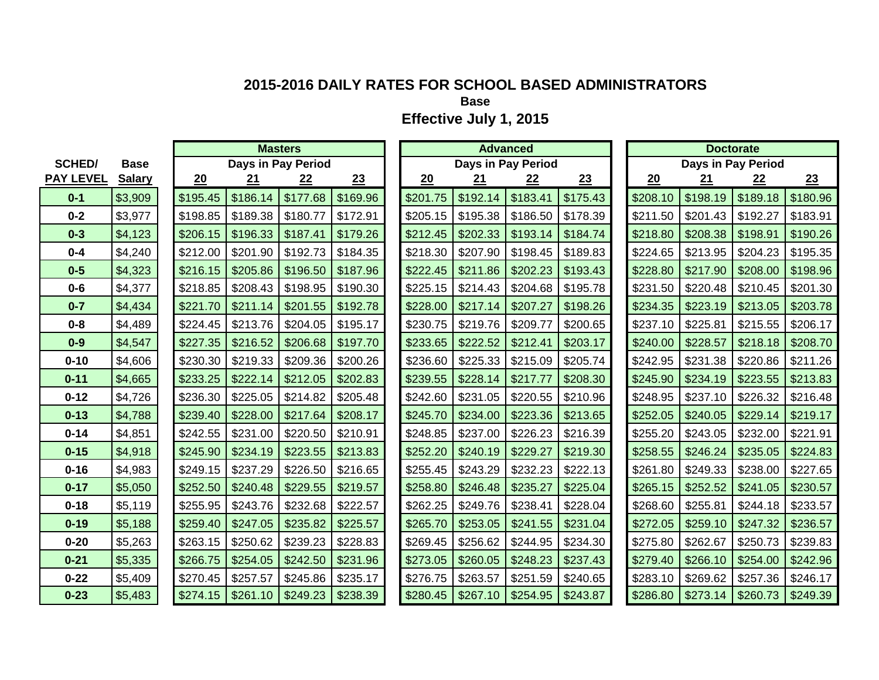# 2015-2016 DAILY RATES FOR SCHOOL BASED ADMINISTRATORS

**Base**

**Effective July 1, 2015**

| SCHED/ PAY LEVEL | Base Salary | Masters – Days in Pay Period 20 | 21 | 22 | 23 | Advanced – Days in Pay Period 20 | 21 | 22 | 23 | Doctorate – Days in Pay Period 20 | 21 | 22 | 23 |
|---|---|---|---|---|---|---|---|---|---|---|---|---|---|
| 0-1 | $3,909 | $195.45 | $186.14 | $177.68 | $169.96 | $201.75 | $192.14 | $183.41 | $175.43 | $208.10 | $198.19 | $189.18 | $180.96 |
| 0-2 | $3,977 | $198.85 | $189.38 | $180.77 | $172.91 | $205.15 | $195.38 | $186.50 | $178.39 | $211.50 | $201.43 | $192.27 | $183.91 |
| 0-3 | $4,123 | $206.15 | $196.33 | $187.41 | $179.26 | $212.45 | $202.33 | $193.14 | $184.74 | $218.80 | $208.38 | $198.91 | $190.26 |
| 0-4 | $4,240 | $212.00 | $201.90 | $192.73 | $184.35 | $218.30 | $207.90 | $198.45 | $189.83 | $224.65 | $213.95 | $204.23 | $195.35 |
| 0-5 | $4,323 | $216.15 | $205.86 | $196.50 | $187.96 | $222.45 | $211.86 | $202.23 | $193.43 | $228.80 | $217.90 | $208.00 | $198.96 |
| 0-6 | $4,377 | $218.85 | $208.43 | $198.95 | $190.30 | $225.15 | $214.43 | $204.68 | $195.78 | $231.50 | $220.48 | $210.45 | $201.30 |
| 0-7 | $4,434 | $221.70 | $211.14 | $201.55 | $192.78 | $228.00 | $217.14 | $207.27 | $198.26 | $234.35 | $223.19 | $213.05 | $203.78 |
| 0-8 | $4,489 | $224.45 | $213.76 | $204.05 | $195.17 | $230.75 | $219.76 | $209.77 | $200.65 | $237.10 | $225.81 | $215.55 | $206.17 |
| 0-9 | $4,547 | $227.35 | $216.52 | $206.68 | $197.70 | $233.65 | $222.52 | $212.41 | $203.17 | $240.00 | $228.57 | $218.18 | $208.70 |
| 0-10 | $4,606 | $230.30 | $219.33 | $209.36 | $200.26 | $236.60 | $225.33 | $215.09 | $205.74 | $242.95 | $231.38 | $220.86 | $211.26 |
| 0-11 | $4,665 | $233.25 | $222.14 | $212.05 | $202.83 | $239.55 | $228.14 | $217.77 | $208.30 | $245.90 | $234.19 | $223.55 | $213.83 |
| 0-12 | $4,726 | $236.30 | $225.05 | $214.82 | $205.48 | $242.60 | $231.05 | $220.55 | $210.96 | $248.95 | $237.10 | $226.32 | $216.48 |
| 0-13 | $4,788 | $239.40 | $228.00 | $217.64 | $208.17 | $245.70 | $234.00 | $223.36 | $213.65 | $252.05 | $240.05 | $229.14 | $219.17 |
| 0-14 | $4,851 | $242.55 | $231.00 | $220.50 | $210.91 | $248.85 | $237.00 | $226.23 | $216.39 | $255.20 | $243.05 | $232.00 | $221.91 |
| 0-15 | $4,918 | $245.90 | $234.19 | $223.55 | $213.83 | $252.20 | $240.19 | $229.27 | $219.30 | $258.55 | $246.24 | $235.05 | $224.83 |
| 0-16 | $4,983 | $249.15 | $237.29 | $226.50 | $216.65 | $255.45 | $243.29 | $232.23 | $222.13 | $261.80 | $249.33 | $238.00 | $227.65 |
| 0-17 | $5,050 | $252.50 | $240.48 | $229.55 | $219.57 | $258.80 | $246.48 | $235.27 | $225.04 | $265.15 | $252.52 | $241.05 | $230.57 |
| 0-18 | $5,119 | $255.95 | $243.76 | $232.68 | $222.57 | $262.25 | $249.76 | $238.41 | $228.04 | $268.60 | $255.81 | $244.18 | $233.57 |
| 0-19 | $5,188 | $259.40 | $247.05 | $235.82 | $225.57 | $265.70 | $253.05 | $241.55 | $231.04 | $272.05 | $259.10 | $247.32 | $236.57 |
| 0-20 | $5,263 | $263.15 | $250.62 | $239.23 | $228.83 | $269.45 | $256.62 | $244.95 | $234.30 | $275.80 | $262.67 | $250.73 | $239.83 |
| 0-21 | $5,335 | $266.75 | $254.05 | $242.50 | $231.96 | $273.05 | $260.05 | $248.23 | $237.43 | $279.40 | $266.10 | $254.00 | $242.96 |
| 0-22 | $5,409 | $270.45 | $257.57 | $245.86 | $235.17 | $276.75 | $263.57 | $251.59 | $240.65 | $283.10 | $269.62 | $257.36 | $246.17 |
| 0-23 | $5,483 | $274.15 | $261.10 | $249.23 | $238.39 | $280.45 | $267.10 | $254.95 | $243.87 | $286.80 | $273.14 | $260.73 | $249.39 |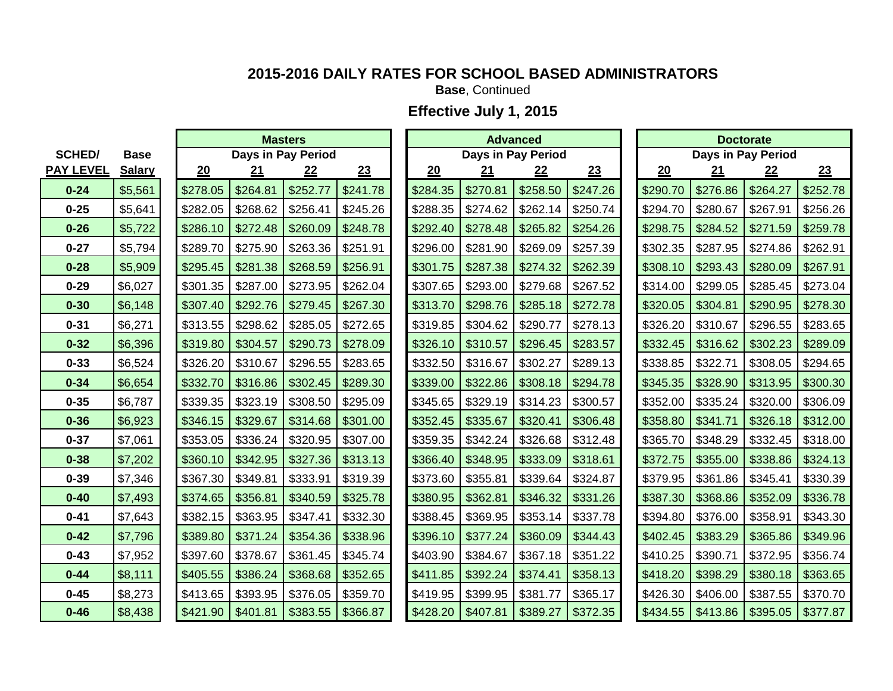# 2015-2016 DAILY RATES FOR SCHOOL BASED ADMINISTRATORS

**Base**, Continued

## Effective July 1, 2015

| SCHED/ | Base | Masters | | | | Advanced | | | | Doctorate | | | |
|---|---|---|---|---|---|---|---|---|---|---|---|---|---|
| | | Days in Pay Period | | | | Days in Pay Period | | | | Days in Pay Period | | | |
| PAY LEVEL | Salary | 20 | 21 | 22 | 23 | 20 | 21 | 22 | 23 | 20 | 21 | 22 | 23 |
| 0-24 | $5,561 | $278.05 | $264.81 | $252.77 | $241.78 | $284.35 | $270.81 | $258.50 | $247.26 | $290.70 | $276.86 | $264.27 | $252.78 |
| 0-25 | $5,641 | $282.05 | $268.62 | $256.41 | $245.26 | $288.35 | $274.62 | $262.14 | $250.74 | $294.70 | $280.67 | $267.91 | $256.26 |
| 0-26 | $5,722 | $286.10 | $272.48 | $260.09 | $248.78 | $292.40 | $278.48 | $265.82 | $254.26 | $298.75 | $284.52 | $271.59 | $259.78 |
| 0-27 | $5,794 | $289.70 | $275.90 | $263.36 | $251.91 | $296.00 | $281.90 | $269.09 | $257.39 | $302.35 | $287.95 | $274.86 | $262.91 |
| 0-28 | $5,909 | $295.45 | $281.38 | $268.59 | $256.91 | $301.75 | $287.38 | $274.32 | $262.39 | $308.10 | $293.43 | $280.09 | $267.91 |
| 0-29 | $6,027 | $301.35 | $287.00 | $273.95 | $262.04 | $307.65 | $293.00 | $279.68 | $267.52 | $314.00 | $299.05 | $285.45 | $273.04 |
| 0-30 | $6,148 | $307.40 | $292.76 | $279.45 | $267.30 | $313.70 | $298.76 | $285.18 | $272.78 | $320.05 | $304.81 | $290.95 | $278.30 |
| 0-31 | $6,271 | $313.55 | $298.62 | $285.05 | $272.65 | $319.85 | $304.62 | $290.77 | $278.13 | $326.20 | $310.67 | $296.55 | $283.65 |
| 0-32 | $6,396 | $319.80 | $304.57 | $290.73 | $278.09 | $326.10 | $310.57 | $296.45 | $283.57 | $332.45 | $316.62 | $302.23 | $289.09 |
| 0-33 | $6,524 | $326.20 | $310.67 | $296.55 | $283.65 | $332.50 | $316.67 | $302.27 | $289.13 | $338.85 | $322.71 | $308.05 | $294.65 |
| 0-34 | $6,654 | $332.70 | $316.86 | $302.45 | $289.30 | $339.00 | $322.86 | $308.18 | $294.78 | $345.35 | $328.90 | $313.95 | $300.30 |
| 0-35 | $6,787 | $339.35 | $323.19 | $308.50 | $295.09 | $345.65 | $329.19 | $314.23 | $300.57 | $352.00 | $335.24 | $320.00 | $306.09 |
| 0-36 | $6,923 | $346.15 | $329.67 | $314.68 | $301.00 | $352.45 | $335.67 | $320.41 | $306.48 | $358.80 | $341.71 | $326.18 | $312.00 |
| 0-37 | $7,061 | $353.05 | $336.24 | $320.95 | $307.00 | $359.35 | $342.24 | $326.68 | $312.48 | $365.70 | $348.29 | $332.45 | $318.00 |
| 0-38 | $7,202 | $360.10 | $342.95 | $327.36 | $313.13 | $366.40 | $348.95 | $333.09 | $318.61 | $372.75 | $355.00 | $338.86 | $324.13 |
| 0-39 | $7,346 | $367.30 | $349.81 | $333.91 | $319.39 | $373.60 | $355.81 | $339.64 | $324.87 | $379.95 | $361.86 | $345.41 | $330.39 |
| 0-40 | $7,493 | $374.65 | $356.81 | $340.59 | $325.78 | $380.95 | $362.81 | $346.32 | $331.26 | $387.30 | $368.86 | $352.09 | $336.78 |
| 0-41 | $7,643 | $382.15 | $363.95 | $347.41 | $332.30 | $388.45 | $369.95 | $353.14 | $337.78 | $394.80 | $376.00 | $358.91 | $343.30 |
| 0-42 | $7,796 | $389.80 | $371.24 | $354.36 | $338.96 | $396.10 | $377.24 | $360.09 | $344.43 | $402.45 | $383.29 | $365.86 | $349.96 |
| 0-43 | $7,952 | $397.60 | $378.67 | $361.45 | $345.74 | $403.90 | $384.67 | $367.18 | $351.22 | $410.25 | $390.71 | $372.95 | $356.74 |
| 0-44 | $8,111 | $405.55 | $386.24 | $368.68 | $352.65 | $411.85 | $392.24 | $374.41 | $358.13 | $418.20 | $398.29 | $380.18 | $363.65 |
| 0-45 | $8,273 | $413.65 | $393.95 | $376.05 | $359.70 | $419.95 | $399.95 | $381.77 | $365.17 | $426.30 | $406.00 | $387.55 | $370.70 |
| 0-46 | $8,438 | $421.90 | $401.81 | $383.55 | $366.87 | $428.20 | $407.81 | $389.27 | $372.35 | $434.55 | $413.86 | $395.05 | $377.87 |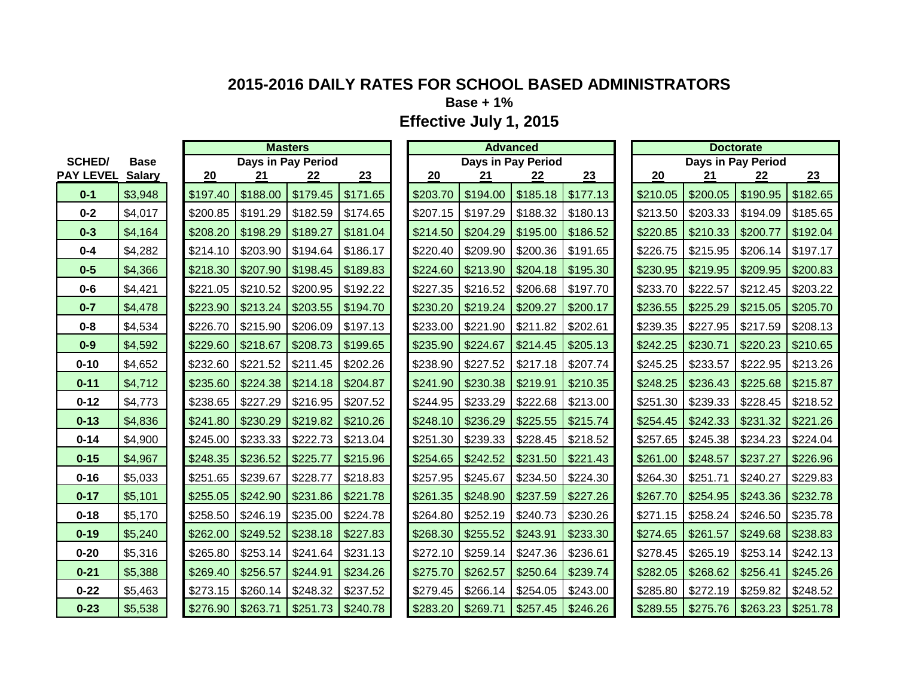# 2015-2016 DAILY RATES FOR SCHOOL BASED ADMINISTRATORS

**Base + 1%**

**Effective July 1, 2015**

| SCHED/ PAY LEVEL | Base Salary | Masters | | | | Advanced | | | | Doctorate | | | |
|---|---|---|---|---|---|---|---|---|---|---|---|---|---|
| | | Days in Pay Period | | | | Days in Pay Period | | | | Days in Pay Period | | | |
| | | 20 | 21 | 22 | 23 | 20 | 21 | 22 | 23 | 20 | 21 | 22 | 23 |
| 0-1 | $3,948 | $197.40 | $188.00 | $179.45 | $171.65 | $203.70 | $194.00 | $185.18 | $177.13 | $210.05 | $200.05 | $190.95 | $182.65 |
| 0-2 | $4,017 | $200.85 | $191.29 | $182.59 | $174.65 | $207.15 | $197.29 | $188.32 | $180.13 | $213.50 | $203.33 | $194.09 | $185.65 |
| 0-3 | $4,164 | $208.20 | $198.29 | $189.27 | $181.04 | $214.50 | $204.29 | $195.00 | $186.52 | $220.85 | $210.33 | $200.77 | $192.04 |
| 0-4 | $4,282 | $214.10 | $203.90 | $194.64 | $186.17 | $220.40 | $209.90 | $200.36 | $191.65 | $226.75 | $215.95 | $206.14 | $197.17 |
| 0-5 | $4,366 | $218.30 | $207.90 | $198.45 | $189.83 | $224.60 | $213.90 | $204.18 | $195.30 | $230.95 | $219.95 | $209.95 | $200.83 |
| 0-6 | $4,421 | $221.05 | $210.52 | $200.95 | $192.22 | $227.35 | $216.52 | $206.68 | $197.70 | $233.70 | $222.57 | $212.45 | $203.22 |
| 0-7 | $4,478 | $223.90 | $213.24 | $203.55 | $194.70 | $230.20 | $219.24 | $209.27 | $200.17 | $236.55 | $225.29 | $215.05 | $205.70 |
| 0-8 | $4,534 | $226.70 | $215.90 | $206.09 | $197.13 | $233.00 | $221.90 | $211.82 | $202.61 | $239.35 | $227.95 | $217.59 | $208.13 |
| 0-9 | $4,592 | $229.60 | $218.67 | $208.73 | $199.65 | $235.90 | $224.67 | $214.45 | $205.13 | $242.25 | $230.71 | $220.23 | $210.65 |
| 0-10 | $4,652 | $232.60 | $221.52 | $211.45 | $202.26 | $238.90 | $227.52 | $217.18 | $207.74 | $245.25 | $233.57 | $222.95 | $213.26 |
| 0-11 | $4,712 | $235.60 | $224.38 | $214.18 | $204.87 | $241.90 | $230.38 | $219.91 | $210.35 | $248.25 | $236.43 | $225.68 | $215.87 |
| 0-12 | $4,773 | $238.65 | $227.29 | $216.95 | $207.52 | $244.95 | $233.29 | $222.68 | $213.00 | $251.30 | $239.33 | $228.45 | $218.52 |
| 0-13 | $4,836 | $241.80 | $230.29 | $219.82 | $210.26 | $248.10 | $236.29 | $225.55 | $215.74 | $254.45 | $242.33 | $231.32 | $221.26 |
| 0-14 | $4,900 | $245.00 | $233.33 | $222.73 | $213.04 | $251.30 | $239.33 | $228.45 | $218.52 | $257.65 | $245.38 | $234.23 | $224.04 |
| 0-15 | $4,967 | $248.35 | $236.52 | $225.77 | $215.96 | $254.65 | $242.52 | $231.50 | $221.43 | $261.00 | $248.57 | $237.27 | $226.96 |
| 0-16 | $5,033 | $251.65 | $239.67 | $228.77 | $218.83 | $257.95 | $245.67 | $234.50 | $224.30 | $264.30 | $251.71 | $240.27 | $229.83 |
| 0-17 | $5,101 | $255.05 | $242.90 | $231.86 | $221.78 | $261.35 | $248.90 | $237.59 | $227.26 | $267.70 | $254.95 | $243.36 | $232.78 |
| 0-18 | $5,170 | $258.50 | $246.19 | $235.00 | $224.78 | $264.80 | $252.19 | $240.73 | $230.26 | $271.15 | $258.24 | $246.50 | $235.78 |
| 0-19 | $5,240 | $262.00 | $249.52 | $238.18 | $227.83 | $268.30 | $255.52 | $243.91 | $233.30 | $274.65 | $261.57 | $249.68 | $238.83 |
| 0-20 | $5,316 | $265.80 | $253.14 | $241.64 | $231.13 | $272.10 | $259.14 | $247.36 | $236.61 | $278.45 | $265.19 | $253.14 | $242.13 |
| 0-21 | $5,388 | $269.40 | $256.57 | $244.91 | $234.26 | $275.70 | $262.57 | $250.64 | $239.74 | $282.05 | $268.62 | $256.41 | $245.26 |
| 0-22 | $5,463 | $273.15 | $260.14 | $248.32 | $237.52 | $279.45 | $266.14 | $254.05 | $243.00 | $285.80 | $272.19 | $259.82 | $248.52 |
| 0-23 | $5,538 | $276.90 | $263.71 | $251.73 | $240.78 | $283.20 | $269.71 | $257.45 | $246.26 | $289.55 | $275.76 | $263.23 | $251.78 |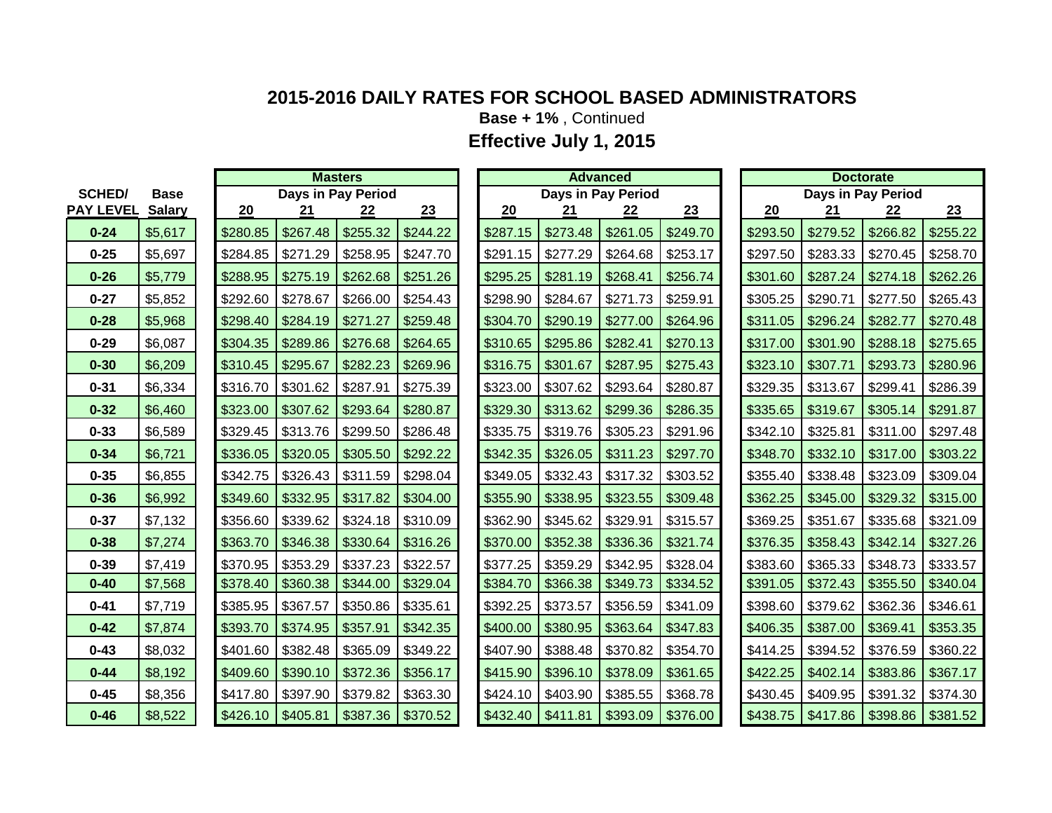## 2015-2016 DAILY RATES FOR SCHOOL BASED ADMINISTRATORS

**Base + 1%** , Continued

**Effective July 1, 2015**

| SCHED/ PAY LEVEL | Base Salary | Masters | | | | Advanced | | | | Doctorate | | | |
|---|---|---|---|---|---|---|---|---|---|---|---|---|---|
| | | Days in Pay Period | | | | Days in Pay Period | | | | Days in Pay Period | | | |
| | | 20 | 21 | 22 | 23 | 20 | 21 | 22 | 23 | 20 | 21 | 22 | 23 |
| 0-24 | $5,617 | $280.85 | $267.48 | $255.32 | $244.22 | $287.15 | $273.48 | $261.05 | $249.70 | $293.50 | $279.52 | $266.82 | $255.22 |
| 0-25 | $5,697 | $284.85 | $271.29 | $258.95 | $247.70 | $291.15 | $277.29 | $264.68 | $253.17 | $297.50 | $283.33 | $270.45 | $258.70 |
| 0-26 | $5,779 | $288.95 | $275.19 | $262.68 | $251.26 | $295.25 | $281.19 | $268.41 | $256.74 | $301.60 | $287.24 | $274.18 | $262.26 |
| 0-27 | $5,852 | $292.60 | $278.67 | $266.00 | $254.43 | $298.90 | $284.67 | $271.73 | $259.91 | $305.25 | $290.71 | $277.50 | $265.43 |
| 0-28 | $5,968 | $298.40 | $284.19 | $271.27 | $259.48 | $304.70 | $290.19 | $277.00 | $264.96 | $311.05 | $296.24 | $282.77 | $270.48 |
| 0-29 | $6,087 | $304.35 | $289.86 | $276.68 | $264.65 | $310.65 | $295.86 | $282.41 | $270.13 | $317.00 | $301.90 | $288.18 | $275.65 |
| 0-30 | $6,209 | $310.45 | $295.67 | $282.23 | $269.96 | $316.75 | $301.67 | $287.95 | $275.43 | $323.10 | $307.71 | $293.73 | $280.96 |
| 0-31 | $6,334 | $316.70 | $301.62 | $287.91 | $275.39 | $323.00 | $307.62 | $293.64 | $280.87 | $329.35 | $313.67 | $299.41 | $286.39 |
| 0-32 | $6,460 | $323.00 | $307.62 | $293.64 | $280.87 | $329.30 | $313.62 | $299.36 | $286.35 | $335.65 | $319.67 | $305.14 | $291.87 |
| 0-33 | $6,589 | $329.45 | $313.76 | $299.50 | $286.48 | $335.75 | $319.76 | $305.23 | $291.96 | $342.10 | $325.81 | $311.00 | $297.48 |
| 0-34 | $6,721 | $336.05 | $320.05 | $305.50 | $292.22 | $342.35 | $326.05 | $311.23 | $297.70 | $348.70 | $332.10 | $317.00 | $303.22 |
| 0-35 | $6,855 | $342.75 | $326.43 | $311.59 | $298.04 | $349.05 | $332.43 | $317.32 | $303.52 | $355.40 | $338.48 | $323.09 | $309.04 |
| 0-36 | $6,992 | $349.60 | $332.95 | $317.82 | $304.00 | $355.90 | $338.95 | $323.55 | $309.48 | $362.25 | $345.00 | $329.32 | $315.00 |
| 0-37 | $7,132 | $356.60 | $339.62 | $324.18 | $310.09 | $362.90 | $345.62 | $329.91 | $315.57 | $369.25 | $351.67 | $335.68 | $321.09 |
| 0-38 | $7,274 | $363.70 | $346.38 | $330.64 | $316.26 | $370.00 | $352.38 | $336.36 | $321.74 | $376.35 | $358.43 | $342.14 | $327.26 |
| 0-39 | $7,419 | $370.95 | $353.29 | $337.23 | $322.57 | $377.25 | $359.29 | $342.95 | $328.04 | $383.60 | $365.33 | $348.73 | $333.57 |
| 0-40 | $7,568 | $378.40 | $360.38 | $344.00 | $329.04 | $384.70 | $366.38 | $349.73 | $334.52 | $391.05 | $372.43 | $355.50 | $340.04 |
| 0-41 | $7,719 | $385.95 | $367.57 | $350.86 | $335.61 | $392.25 | $373.57 | $356.59 | $341.09 | $398.60 | $379.62 | $362.36 | $346.61 |
| 0-42 | $7,874 | $393.70 | $374.95 | $357.91 | $342.35 | $400.00 | $380.95 | $363.64 | $347.83 | $406.35 | $387.00 | $369.41 | $353.35 |
| 0-43 | $8,032 | $401.60 | $382.48 | $365.09 | $349.22 | $407.90 | $388.48 | $370.82 | $354.70 | $414.25 | $394.52 | $376.59 | $360.22 |
| 0-44 | $8,192 | $409.60 | $390.10 | $372.36 | $356.17 | $415.90 | $396.10 | $378.09 | $361.65 | $422.25 | $402.14 | $383.86 | $367.17 |
| 0-45 | $8,356 | $417.80 | $397.90 | $379.82 | $363.30 | $424.10 | $403.90 | $385.55 | $368.78 | $430.45 | $409.95 | $391.32 | $374.30 |
| 0-46 | $8,522 | $426.10 | $405.81 | $387.36 | $370.52 | $432.40 | $411.81 | $393.09 | $376.00 | $438.75 | $417.86 | $398.86 | $381.52 |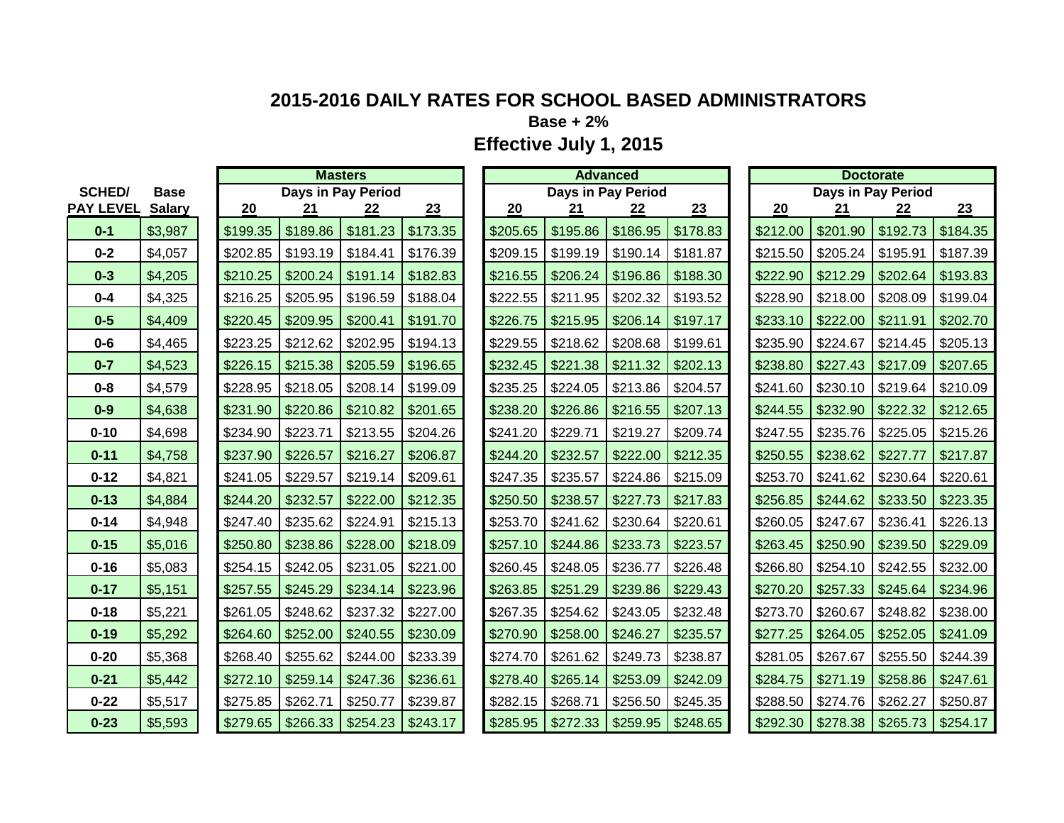# 2015-2016 DAILY RATES FOR SCHOOL BASED ADMINISTRATORS

**Base + 2%**

## Effective July 1, 2015

| SCHED/ | Base | Masters | | | | Advanced | | | | Doctorate | | | |
|---|---|---|---|---|---|---|---|---|---|---|---|---|---|
| | | Days in Pay Period | | | | Days in Pay Period | | | | Days in Pay Period | | | |
| PAY LEVEL | Salary | 20 | 21 | 22 | 23 | 20 | 21 | 22 | 23 | 20 | 21 | 22 | 23 |
| 0-1 | $3,987 | $199.35 | $189.86 | $181.23 | $173.35 | $205.65 | $195.86 | $186.95 | $178.83 | $212.00 | $201.90 | $192.73 | $184.35 |
| 0-2 | $4,057 | $202.85 | $193.19 | $184.41 | $176.39 | $209.15 | $199.19 | $190.14 | $181.87 | $215.50 | $205.24 | $195.91 | $187.39 |
| 0-3 | $4,205 | $210.25 | $200.24 | $191.14 | $182.83 | $216.55 | $206.24 | $196.86 | $188.30 | $222.90 | $212.29 | $202.64 | $193.83 |
| 0-4 | $4,325 | $216.25 | $205.95 | $196.59 | $188.04 | $222.55 | $211.95 | $202.32 | $193.52 | $228.90 | $218.00 | $208.09 | $199.04 |
| 0-5 | $4,409 | $220.45 | $209.95 | $200.41 | $191.70 | $226.75 | $215.95 | $206.14 | $197.17 | $233.10 | $222.00 | $211.91 | $202.70 |
| 0-6 | $4,465 | $223.25 | $212.62 | $202.95 | $194.13 | $229.55 | $218.62 | $208.68 | $199.61 | $235.90 | $224.67 | $214.45 | $205.13 |
| 0-7 | $4,523 | $226.15 | $215.38 | $205.59 | $196.65 | $232.45 | $221.38 | $211.32 | $202.13 | $238.80 | $227.43 | $217.09 | $207.65 |
| 0-8 | $4,579 | $228.95 | $218.05 | $208.14 | $199.09 | $235.25 | $224.05 | $213.86 | $204.57 | $241.60 | $230.10 | $219.64 | $210.09 |
| 0-9 | $4,638 | $231.90 | $220.86 | $210.82 | $201.65 | $238.20 | $226.86 | $216.55 | $207.13 | $244.55 | $232.90 | $222.32 | $212.65 |
| 0-10 | $4,698 | $234.90 | $223.71 | $213.55 | $204.26 | $241.20 | $229.71 | $219.27 | $209.74 | $247.55 | $235.76 | $225.05 | $215.26 |
| 0-11 | $4,758 | $237.90 | $226.57 | $216.27 | $206.87 | $244.20 | $232.57 | $222.00 | $212.35 | $250.55 | $238.62 | $227.77 | $217.87 |
| 0-12 | $4,821 | $241.05 | $229.57 | $219.14 | $209.61 | $247.35 | $235.57 | $224.86 | $215.09 | $253.70 | $241.62 | $230.64 | $220.61 |
| 0-13 | $4,884 | $244.20 | $232.57 | $222.00 | $212.35 | $250.50 | $238.57 | $227.73 | $217.83 | $256.85 | $244.62 | $233.50 | $223.35 |
| 0-14 | $4,948 | $247.40 | $235.62 | $224.91 | $215.13 | $253.70 | $241.62 | $230.64 | $220.61 | $260.05 | $247.67 | $236.41 | $226.13 |
| 0-15 | $5,016 | $250.80 | $238.86 | $228.00 | $218.09 | $257.10 | $244.86 | $233.73 | $223.57 | $263.45 | $250.90 | $239.50 | $229.09 |
| 0-16 | $5,083 | $254.15 | $242.05 | $231.05 | $221.00 | $260.45 | $248.05 | $236.77 | $226.48 | $266.80 | $254.10 | $242.55 | $232.00 |
| 0-17 | $5,151 | $257.55 | $245.29 | $234.14 | $223.96 | $263.85 | $251.29 | $239.86 | $229.43 | $270.20 | $257.33 | $245.64 | $234.96 |
| 0-18 | $5,221 | $261.05 | $248.62 | $237.32 | $227.00 | $267.35 | $254.62 | $243.05 | $232.48 | $273.70 | $260.67 | $248.82 | $238.00 |
| 0-19 | $5,292 | $264.60 | $252.00 | $240.55 | $230.09 | $270.90 | $258.00 | $246.27 | $235.57 | $277.25 | $264.05 | $252.05 | $241.09 |
| 0-20 | $5,368 | $268.40 | $255.62 | $244.00 | $233.39 | $274.70 | $261.62 | $249.73 | $238.87 | $281.05 | $267.67 | $255.50 | $244.39 |
| 0-21 | $5,442 | $272.10 | $259.14 | $247.36 | $236.61 | $278.40 | $265.14 | $253.09 | $242.09 | $284.75 | $271.19 | $258.86 | $247.61 |
| 0-22 | $5,517 | $275.85 | $262.71 | $250.77 | $239.87 | $282.15 | $268.71 | $256.50 | $245.35 | $288.50 | $274.76 | $262.27 | $250.87 |
| 0-23 | $5,593 | $279.65 | $266.33 | $254.23 | $243.17 | $285.95 | $272.33 | $259.95 | $248.65 | $292.30 | $278.38 | $265.73 | $254.17 |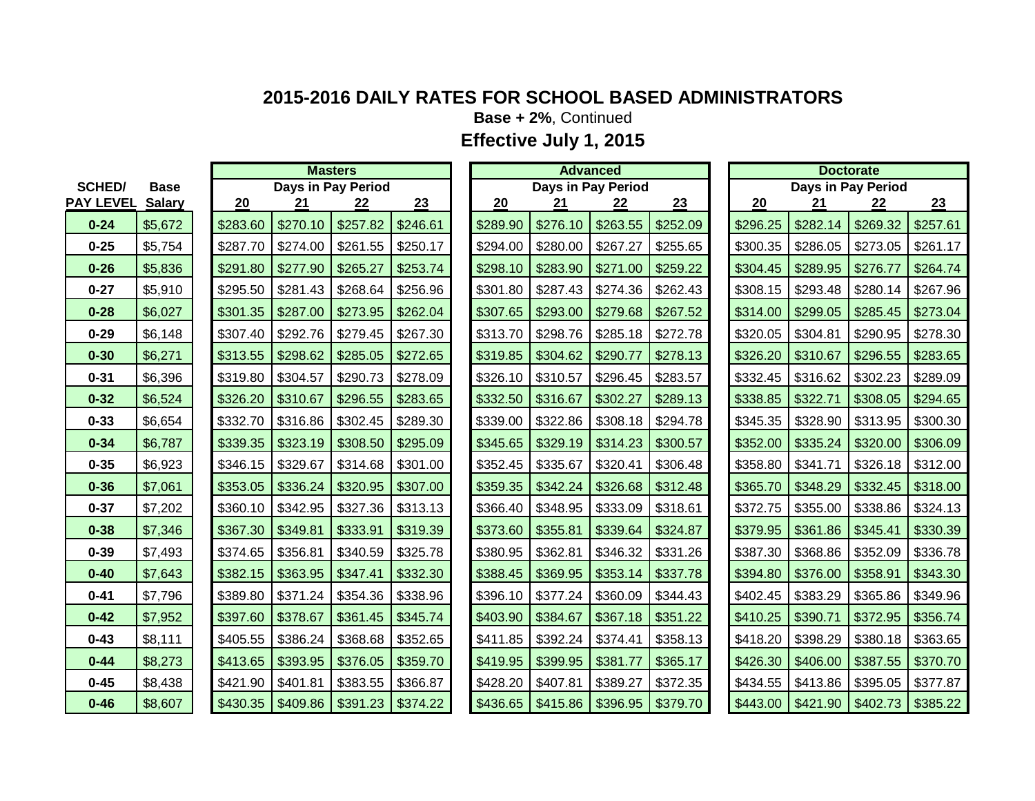# 2015-2016 DAILY RATES FOR SCHOOL BASED ADMINISTRATORS

**Base + 2%**, Continued

## Effective July 1, 2015

| SCHED/ PAY LEVEL | Base Salary | Masters | | | | Advanced | | | | Doctorate | | | |
|---|---|---|---|---|---|---|---|---|---|---|---|---|---|
| | | Days in Pay Period | | | | Days in Pay Period | | | | Days in Pay Period | | | |
| | | 20 | 21 | 22 | 23 | 20 | 21 | 22 | 23 | 20 | 21 | 22 | 23 |
| 0-24 | $5,672 | $283.60 | $270.10 | $257.82 | $246.61 | $289.90 | $276.10 | $263.55 | $252.09 | $296.25 | $282.14 | $269.32 | $257.61 |
| 0-25 | $5,754 | $287.70 | $274.00 | $261.55 | $250.17 | $294.00 | $280.00 | $267.27 | $255.65 | $300.35 | $286.05 | $273.05 | $261.17 |
| 0-26 | $5,836 | $291.80 | $277.90 | $265.27 | $253.74 | $298.10 | $283.90 | $271.00 | $259.22 | $304.45 | $289.95 | $276.77 | $264.74 |
| 0-27 | $5,910 | $295.50 | $281.43 | $268.64 | $256.96 | $301.80 | $287.43 | $274.36 | $262.43 | $308.15 | $293.48 | $280.14 | $267.96 |
| 0-28 | $6,027 | $301.35 | $287.00 | $273.95 | $262.04 | $307.65 | $293.00 | $279.68 | $267.52 | $314.00 | $299.05 | $285.45 | $273.04 |
| 0-29 | $6,148 | $307.40 | $292.76 | $279.45 | $267.30 | $313.70 | $298.76 | $285.18 | $272.78 | $320.05 | $304.81 | $290.95 | $278.30 |
| 0-30 | $6,271 | $313.55 | $298.62 | $285.05 | $272.65 | $319.85 | $304.62 | $290.77 | $278.13 | $326.20 | $310.67 | $296.55 | $283.65 |
| 0-31 | $6,396 | $319.80 | $304.57 | $290.73 | $278.09 | $326.10 | $310.57 | $296.45 | $283.57 | $332.45 | $316.62 | $302.23 | $289.09 |
| 0-32 | $6,524 | $326.20 | $310.67 | $296.55 | $283.65 | $332.50 | $316.67 | $302.27 | $289.13 | $338.85 | $322.71 | $308.05 | $294.65 |
| 0-33 | $6,654 | $332.70 | $316.86 | $302.45 | $289.30 | $339.00 | $322.86 | $308.18 | $294.78 | $345.35 | $328.90 | $313.95 | $300.30 |
| 0-34 | $6,787 | $339.35 | $323.19 | $308.50 | $295.09 | $345.65 | $329.19 | $314.23 | $300.57 | $352.00 | $335.24 | $320.00 | $306.09 |
| 0-35 | $6,923 | $346.15 | $329.67 | $314.68 | $301.00 | $352.45 | $335.67 | $320.41 | $306.48 | $358.80 | $341.71 | $326.18 | $312.00 |
| 0-36 | $7,061 | $353.05 | $336.24 | $320.95 | $307.00 | $359.35 | $342.24 | $326.68 | $312.48 | $365.70 | $348.29 | $332.45 | $318.00 |
| 0-37 | $7,202 | $360.10 | $342.95 | $327.36 | $313.13 | $366.40 | $348.95 | $333.09 | $318.61 | $372.75 | $355.00 | $338.86 | $324.13 |
| 0-38 | $7,346 | $367.30 | $349.81 | $333.91 | $319.39 | $373.60 | $355.81 | $339.64 | $324.87 | $379.95 | $361.86 | $345.41 | $330.39 |
| 0-39 | $7,493 | $374.65 | $356.81 | $340.59 | $325.78 | $380.95 | $362.81 | $346.32 | $331.26 | $387.30 | $368.86 | $352.09 | $336.78 |
| 0-40 | $7,643 | $382.15 | $363.95 | $347.41 | $332.30 | $388.45 | $369.95 | $353.14 | $337.78 | $394.80 | $376.00 | $358.91 | $343.30 |
| 0-41 | $7,796 | $389.80 | $371.24 | $354.36 | $338.96 | $396.10 | $377.24 | $360.09 | $344.43 | $402.45 | $383.29 | $365.86 | $349.96 |
| 0-42 | $7,952 | $397.60 | $378.67 | $361.45 | $345.74 | $403.90 | $384.67 | $367.18 | $351.22 | $410.25 | $390.71 | $372.95 | $356.74 |
| 0-43 | $8,111 | $405.55 | $386.24 | $368.68 | $352.65 | $411.85 | $392.24 | $374.41 | $358.13 | $418.20 | $398.29 | $380.18 | $363.65 |
| 0-44 | $8,273 | $413.65 | $393.95 | $376.05 | $359.70 | $419.95 | $399.95 | $381.77 | $365.17 | $426.30 | $406.00 | $387.55 | $370.70 |
| 0-45 | $8,438 | $421.90 | $401.81 | $383.55 | $366.87 | $428.20 | $407.81 | $389.27 | $372.35 | $434.55 | $413.86 | $395.05 | $377.87 |
| 0-46 | $8,607 | $430.35 | $409.86 | $391.23 | $374.22 | $436.65 | $415.86 | $396.95 | $379.70 | $443.00 | $421.90 | $402.73 | $385.22 |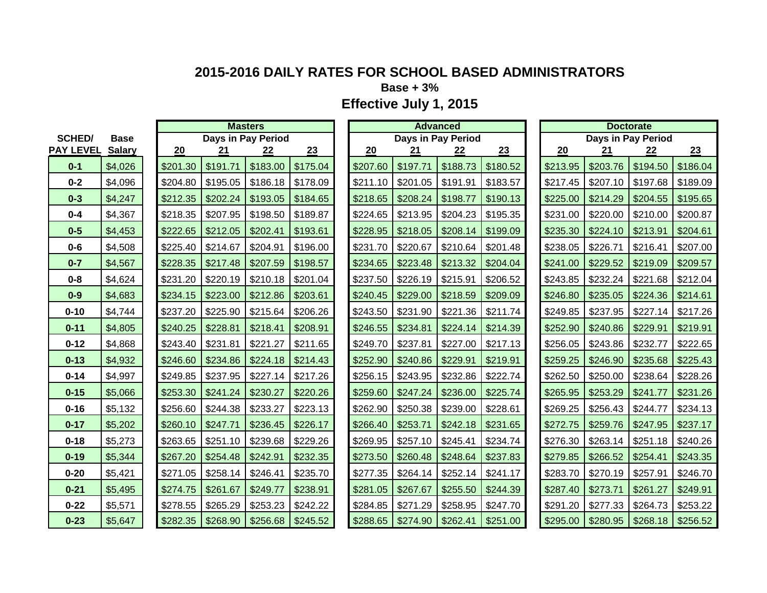# 2015-2016 DAILY RATES FOR SCHOOL BASED ADMINISTRATORS

**Base + 3%**

## Effective July 1, 2015

| SCHED/ PAY LEVEL | Base Salary | Masters | | | | Advanced | | | | Doctorate | | | |
|---|---|---|---|---|---|---|---|---|---|---|---|---|---|
| | | Days in Pay Period | | | | Days in Pay Period | | | | Days in Pay Period | | | |
| | | 20 | 21 | 22 | 23 | 20 | 21 | 22 | 23 | 20 | 21 | 22 | 23 |
| 0-1 | $4,026 | $201.30 | $191.71 | $183.00 | $175.04 | $207.60 | $197.71 | $188.73 | $180.52 | $213.95 | $203.76 | $194.50 | $186.04 |
| 0-2 | $4,096 | $204.80 | $195.05 | $186.18 | $178.09 | $211.10 | $201.05 | $191.91 | $183.57 | $217.45 | $207.10 | $197.68 | $189.09 |
| 0-3 | $4,247 | $212.35 | $202.24 | $193.05 | $184.65 | $218.65 | $208.24 | $198.77 | $190.13 | $225.00 | $214.29 | $204.55 | $195.65 |
| 0-4 | $4,367 | $218.35 | $207.95 | $198.50 | $189.87 | $224.65 | $213.95 | $204.23 | $195.35 | $231.00 | $220.00 | $210.00 | $200.87 |
| 0-5 | $4,453 | $222.65 | $212.05 | $202.41 | $193.61 | $228.95 | $218.05 | $208.14 | $199.09 | $235.30 | $224.10 | $213.91 | $204.61 |
| 0-6 | $4,508 | $225.40 | $214.67 | $204.91 | $196.00 | $231.70 | $220.67 | $210.64 | $201.48 | $238.05 | $226.71 | $216.41 | $207.00 |
| 0-7 | $4,567 | $228.35 | $217.48 | $207.59 | $198.57 | $234.65 | $223.48 | $213.32 | $204.04 | $241.00 | $229.52 | $219.09 | $209.57 |
| 0-8 | $4,624 | $231.20 | $220.19 | $210.18 | $201.04 | $237.50 | $226.19 | $215.91 | $206.52 | $243.85 | $232.24 | $221.68 | $212.04 |
| 0-9 | $4,683 | $234.15 | $223.00 | $212.86 | $203.61 | $240.45 | $229.00 | $218.59 | $209.09 | $246.80 | $235.05 | $224.36 | $214.61 |
| 0-10 | $4,744 | $237.20 | $225.90 | $215.64 | $206.26 | $243.50 | $231.90 | $221.36 | $211.74 | $249.85 | $237.95 | $227.14 | $217.26 |
| 0-11 | $4,805 | $240.25 | $228.81 | $218.41 | $208.91 | $246.55 | $234.81 | $224.14 | $214.39 | $252.90 | $240.86 | $229.91 | $219.91 |
| 0-12 | $4,868 | $243.40 | $231.81 | $221.27 | $211.65 | $249.70 | $237.81 | $227.00 | $217.13 | $256.05 | $243.86 | $232.77 | $222.65 |
| 0-13 | $4,932 | $246.60 | $234.86 | $224.18 | $214.43 | $252.90 | $240.86 | $229.91 | $219.91 | $259.25 | $246.90 | $235.68 | $225.43 |
| 0-14 | $4,997 | $249.85 | $237.95 | $227.14 | $217.26 | $256.15 | $243.95 | $232.86 | $222.74 | $262.50 | $250.00 | $238.64 | $228.26 |
| 0-15 | $5,066 | $253.30 | $241.24 | $230.27 | $220.26 | $259.60 | $247.24 | $236.00 | $225.74 | $265.95 | $253.29 | $241.77 | $231.26 |
| 0-16 | $5,132 | $256.60 | $244.38 | $233.27 | $223.13 | $262.90 | $250.38 | $239.00 | $228.61 | $269.25 | $256.43 | $244.77 | $234.13 |
| 0-17 | $5,202 | $260.10 | $247.71 | $236.45 | $226.17 | $266.40 | $253.71 | $242.18 | $231.65 | $272.75 | $259.76 | $247.95 | $237.17 |
| 0-18 | $5,273 | $263.65 | $251.10 | $239.68 | $229.26 | $269.95 | $257.10 | $245.41 | $234.74 | $276.30 | $263.14 | $251.18 | $240.26 |
| 0-19 | $5,344 | $267.20 | $254.48 | $242.91 | $232.35 | $273.50 | $260.48 | $248.64 | $237.83 | $279.85 | $266.52 | $254.41 | $243.35 |
| 0-20 | $5,421 | $271.05 | $258.14 | $246.41 | $235.70 | $277.35 | $264.14 | $252.14 | $241.17 | $283.70 | $270.19 | $257.91 | $246.70 |
| 0-21 | $5,495 | $274.75 | $261.67 | $249.77 | $238.91 | $281.05 | $267.67 | $255.50 | $244.39 | $287.40 | $273.71 | $261.27 | $249.91 |
| 0-22 | $5,571 | $278.55 | $265.29 | $253.23 | $242.22 | $284.85 | $271.29 | $258.95 | $247.70 | $291.20 | $277.33 | $264.73 | $253.22 |
| 0-23 | $5,647 | $282.35 | $268.90 | $256.68 | $245.52 | $288.65 | $274.90 | $262.41 | $251.00 | $295.00 | $280.95 | $268.18 | $256.52 |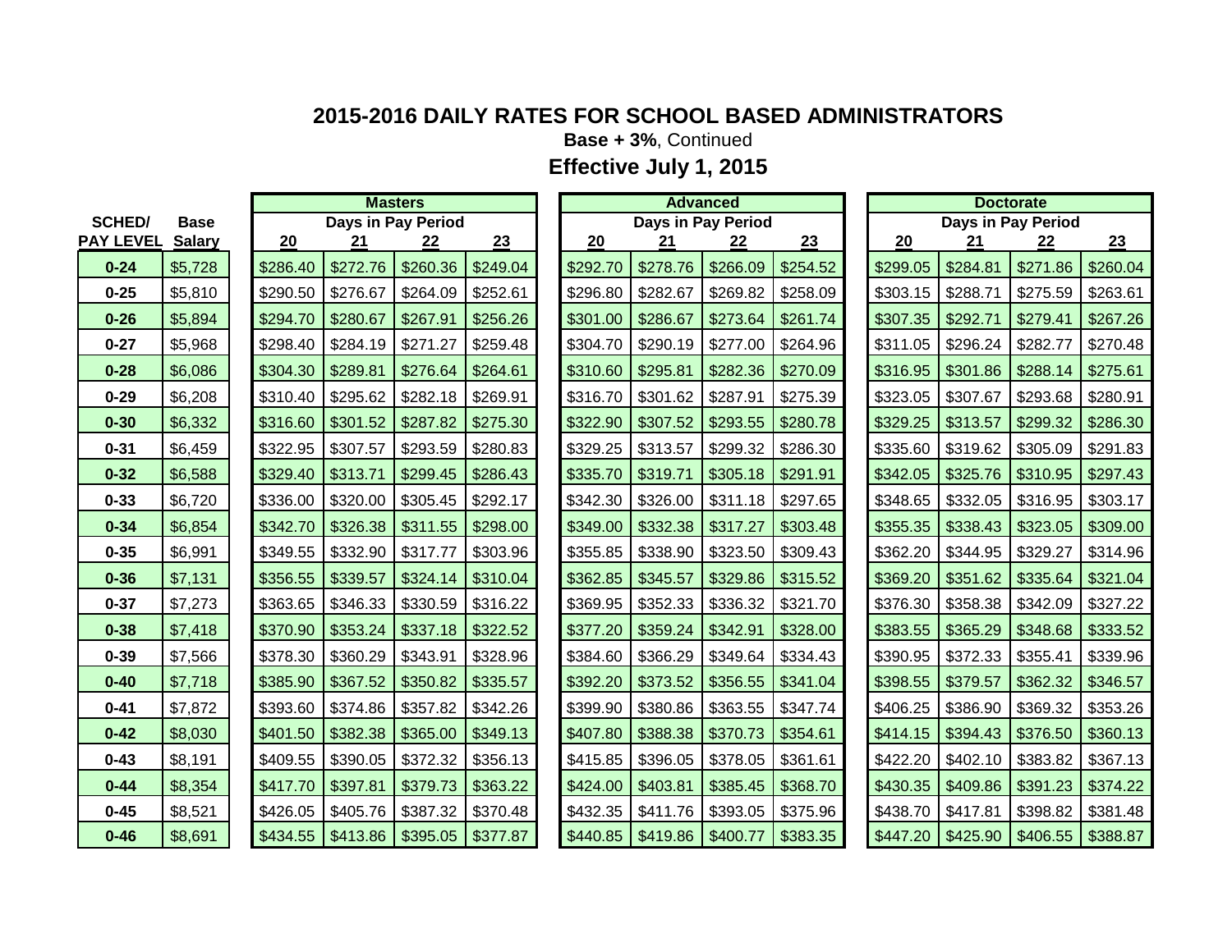# 2015-2016 DAILY RATES FOR SCHOOL BASED ADMINISTRATORS

**Base + 3%**, Continued

**Effective July 1, 2015**

| SCHED/ | Base | Masters | | | | Advanced | | | | Doctorate | | | |
|---|---|---|---|---|---|---|---|---|---|---|---|---|---|
| | | Days in Pay Period | | | | Days in Pay Period | | | | Days in Pay Period | | | |
| PAY LEVEL | Salary | 20 | 21 | 22 | 23 | 20 | 21 | 22 | 23 | 20 | 21 | 22 | 23 |
| 0-24 | $5,728 | $286.40 | $272.76 | $260.36 | $249.04 | $292.70 | $278.76 | $266.09 | $254.52 | $299.05 | $284.81 | $271.86 | $260.04 |
| 0-25 | $5,810 | $290.50 | $276.67 | $264.09 | $252.61 | $296.80 | $282.67 | $269.82 | $258.09 | $303.15 | $288.71 | $275.59 | $263.61 |
| 0-26 | $5,894 | $294.70 | $280.67 | $267.91 | $256.26 | $301.00 | $286.67 | $273.64 | $261.74 | $307.35 | $292.71 | $279.41 | $267.26 |
| 0-27 | $5,968 | $298.40 | $284.19 | $271.27 | $259.48 | $304.70 | $290.19 | $277.00 | $264.96 | $311.05 | $296.24 | $282.77 | $270.48 |
| 0-28 | $6,086 | $304.30 | $289.81 | $276.64 | $264.61 | $310.60 | $295.81 | $282.36 | $270.09 | $316.95 | $301.86 | $288.14 | $275.61 |
| 0-29 | $6,208 | $310.40 | $295.62 | $282.18 | $269.91 | $316.70 | $301.62 | $287.91 | $275.39 | $323.05 | $307.67 | $293.68 | $280.91 |
| 0-30 | $6,332 | $316.60 | $301.52 | $287.82 | $275.30 | $322.90 | $307.52 | $293.55 | $280.78 | $329.25 | $313.57 | $299.32 | $286.30 |
| 0-31 | $6,459 | $322.95 | $307.57 | $293.59 | $280.83 | $329.25 | $313.57 | $299.32 | $286.30 | $335.60 | $319.62 | $305.09 | $291.83 |
| 0-32 | $6,588 | $329.40 | $313.71 | $299.45 | $286.43 | $335.70 | $319.71 | $305.18 | $291.91 | $342.05 | $325.76 | $310.95 | $297.43 |
| 0-33 | $6,720 | $336.00 | $320.00 | $305.45 | $292.17 | $342.30 | $326.00 | $311.18 | $297.65 | $348.65 | $332.05 | $316.95 | $303.17 |
| 0-34 | $6,854 | $342.70 | $326.38 | $311.55 | $298.00 | $349.00 | $332.38 | $317.27 | $303.48 | $355.35 | $338.43 | $323.05 | $309.00 |
| 0-35 | $6,991 | $349.55 | $332.90 | $317.77 | $303.96 | $355.85 | $338.90 | $323.50 | $309.43 | $362.20 | $344.95 | $329.27 | $314.96 |
| 0-36 | $7,131 | $356.55 | $339.57 | $324.14 | $310.04 | $362.85 | $345.57 | $329.86 | $315.52 | $369.20 | $351.62 | $335.64 | $321.04 |
| 0-37 | $7,273 | $363.65 | $346.33 | $330.59 | $316.22 | $369.95 | $352.33 | $336.32 | $321.70 | $376.30 | $358.38 | $342.09 | $327.22 |
| 0-38 | $7,418 | $370.90 | $353.24 | $337.18 | $322.52 | $377.20 | $359.24 | $342.91 | $328.00 | $383.55 | $365.29 | $348.68 | $333.52 |
| 0-39 | $7,566 | $378.30 | $360.29 | $343.91 | $328.96 | $384.60 | $366.29 | $349.64 | $334.43 | $390.95 | $372.33 | $355.41 | $339.96 |
| 0-40 | $7,718 | $385.90 | $367.52 | $350.82 | $335.57 | $392.20 | $373.52 | $356.55 | $341.04 | $398.55 | $379.57 | $362.32 | $346.57 |
| 0-41 | $7,872 | $393.60 | $374.86 | $357.82 | $342.26 | $399.90 | $380.86 | $363.55 | $347.74 | $406.25 | $386.90 | $369.32 | $353.26 |
| 0-42 | $8,030 | $401.50 | $382.38 | $365.00 | $349.13 | $407.80 | $388.38 | $370.73 | $354.61 | $414.15 | $394.43 | $376.50 | $360.13 |
| 0-43 | $8,191 | $409.55 | $390.05 | $372.32 | $356.13 | $415.85 | $396.05 | $378.05 | $361.61 | $422.20 | $402.10 | $383.82 | $367.13 |
| 0-44 | $8,354 | $417.70 | $397.81 | $379.73 | $363.22 | $424.00 | $403.81 | $385.45 | $368.70 | $430.35 | $409.86 | $391.23 | $374.22 |
| 0-45 | $8,521 | $426.05 | $405.76 | $387.32 | $370.48 | $432.35 | $411.76 | $393.05 | $375.96 | $438.70 | $417.81 | $398.82 | $381.48 |
| 0-46 | $8,691 | $434.55 | $413.86 | $395.05 | $377.87 | $440.85 | $419.86 | $400.77 | $383.35 | $447.20 | $425.90 | $406.55 | $388.87 |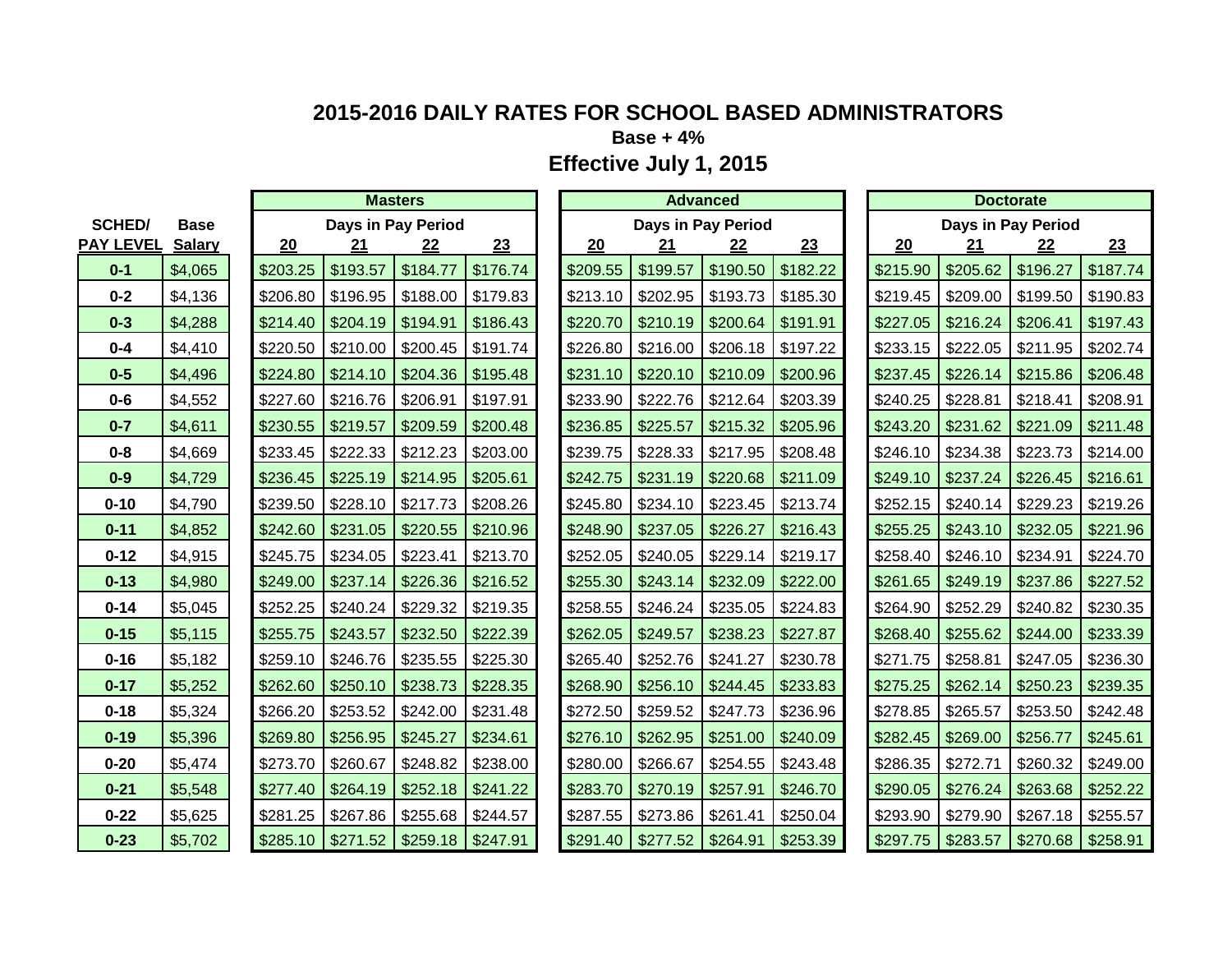## 2015-2016 DAILY RATES FOR SCHOOL BASED ADMINISTRATORS

**Base + 4%**

**Effective July 1, 2015**

| SCHED/ | Base | Masters | | | | Advanced | | | | Doctorate | | | |
|---|---|---|---|---|---|---|---|---|---|---|---|---|---|
| | | Days in Pay Period | | | | Days in Pay Period | | | | Days in Pay Period | | | |
| PAY LEVEL | Salary | 20 | 21 | 22 | 23 | 20 | 21 | 22 | 23 | 20 | 21 | 22 | 23 |
| 0-1 | $4,065 | $203.25 | $193.57 | $184.77 | $176.74 | $209.55 | $199.57 | $190.50 | $182.22 | $215.90 | $205.62 | $196.27 | $187.74 |
| 0-2 | $4,136 | $206.80 | $196.95 | $188.00 | $179.83 | $213.10 | $202.95 | $193.73 | $185.30 | $219.45 | $209.00 | $199.50 | $190.83 |
| 0-3 | $4,288 | $214.40 | $204.19 | $194.91 | $186.43 | $220.70 | $210.19 | $200.64 | $191.91 | $227.05 | $216.24 | $206.41 | $197.43 |
| 0-4 | $4,410 | $220.50 | $210.00 | $200.45 | $191.74 | $226.80 | $216.00 | $206.18 | $197.22 | $233.15 | $222.05 | $211.95 | $202.74 |
| 0-5 | $4,496 | $224.80 | $214.10 | $204.36 | $195.48 | $231.10 | $220.10 | $210.09 | $200.96 | $237.45 | $226.14 | $215.86 | $206.48 |
| 0-6 | $4,552 | $227.60 | $216.76 | $206.91 | $197.91 | $233.90 | $222.76 | $212.64 | $203.39 | $240.25 | $228.81 | $218.41 | $208.91 |
| 0-7 | $4,611 | $230.55 | $219.57 | $209.59 | $200.48 | $236.85 | $225.57 | $215.32 | $205.96 | $243.20 | $231.62 | $221.09 | $211.48 |
| 0-8 | $4,669 | $233.45 | $222.33 | $212.23 | $203.00 | $239.75 | $228.33 | $217.95 | $208.48 | $246.10 | $234.38 | $223.73 | $214.00 |
| 0-9 | $4,729 | $236.45 | $225.19 | $214.95 | $205.61 | $242.75 | $231.19 | $220.68 | $211.09 | $249.10 | $237.24 | $226.45 | $216.61 |
| 0-10 | $4,790 | $239.50 | $228.10 | $217.73 | $208.26 | $245.80 | $234.10 | $223.45 | $213.74 | $252.15 | $240.14 | $229.23 | $219.26 |
| 0-11 | $4,852 | $242.60 | $231.05 | $220.55 | $210.96 | $248.90 | $237.05 | $226.27 | $216.43 | $255.25 | $243.10 | $232.05 | $221.96 |
| 0-12 | $4,915 | $245.75 | $234.05 | $223.41 | $213.70 | $252.05 | $240.05 | $229.14 | $219.17 | $258.40 | $246.10 | $234.91 | $224.70 |
| 0-13 | $4,980 | $249.00 | $237.14 | $226.36 | $216.52 | $255.30 | $243.14 | $232.09 | $222.00 | $261.65 | $249.19 | $237.86 | $227.52 |
| 0-14 | $5,045 | $252.25 | $240.24 | $229.32 | $219.35 | $258.55 | $246.24 | $235.05 | $224.83 | $264.90 | $252.29 | $240.82 | $230.35 |
| 0-15 | $5,115 | $255.75 | $243.57 | $232.50 | $222.39 | $262.05 | $249.57 | $238.23 | $227.87 | $268.40 | $255.62 | $244.00 | $233.39 |
| 0-16 | $5,182 | $259.10 | $246.76 | $235.55 | $225.30 | $265.40 | $252.76 | $241.27 | $230.78 | $271.75 | $258.81 | $247.05 | $236.30 |
| 0-17 | $5,252 | $262.60 | $250.10 | $238.73 | $228.35 | $268.90 | $256.10 | $244.45 | $233.83 | $275.25 | $262.14 | $250.23 | $239.35 |
| 0-18 | $5,324 | $266.20 | $253.52 | $242.00 | $231.48 | $272.50 | $259.52 | $247.73 | $236.96 | $278.85 | $265.57 | $253.50 | $242.48 |
| 0-19 | $5,396 | $269.80 | $256.95 | $245.27 | $234.61 | $276.10 | $262.95 | $251.00 | $240.09 | $282.45 | $269.00 | $256.77 | $245.61 |
| 0-20 | $5,474 | $273.70 | $260.67 | $248.82 | $238.00 | $280.00 | $266.67 | $254.55 | $243.48 | $286.35 | $272.71 | $260.32 | $249.00 |
| 0-21 | $5,548 | $277.40 | $264.19 | $252.18 | $241.22 | $283.70 | $270.19 | $257.91 | $246.70 | $290.05 | $276.24 | $263.68 | $252.22 |
| 0-22 | $5,625 | $281.25 | $267.86 | $255.68 | $244.57 | $287.55 | $273.86 | $261.41 | $250.04 | $293.90 | $279.90 | $267.18 | $255.57 |
| 0-23 | $5,702 | $285.10 | $271.52 | $259.18 | $247.91 | $291.40 | $277.52 | $264.91 | $253.39 | $297.75 | $283.57 | $270.68 | $258.91 |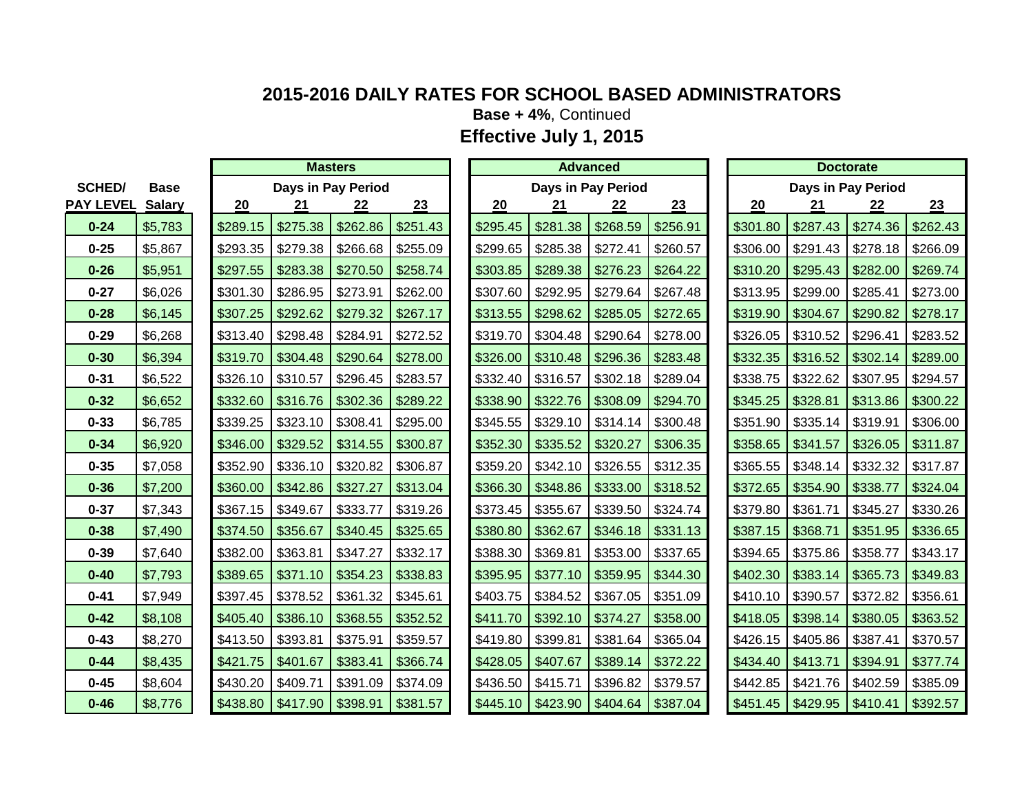# 2015-2016 DAILY RATES FOR SCHOOL BASED ADMINISTRATORS

**Base + 4%**, Continued

## Effective July 1, 2015

| SCHED/ PAY LEVEL | Base Salary | Masters | | | | Advanced | | | | Doctorate | | | |
|---|---|---|---|---|---|---|---|---|---|---|---|---|---|
| | | Days in Pay Period | | | | Days in Pay Period | | | | Days in Pay Period | | | |
| | | 20 | 21 | 22 | 23 | 20 | 21 | 22 | 23 | 20 | 21 | 22 | 23 |
| 0-24 | $5,783 | $289.15 | $275.38 | $262.86 | $251.43 | $295.45 | $281.38 | $268.59 | $256.91 | $301.80 | $287.43 | $274.36 | $262.43 |
| 0-25 | $5,867 | $293.35 | $279.38 | $266.68 | $255.09 | $299.65 | $285.38 | $272.41 | $260.57 | $306.00 | $291.43 | $278.18 | $266.09 |
| 0-26 | $5,951 | $297.55 | $283.38 | $270.50 | $258.74 | $303.85 | $289.38 | $276.23 | $264.22 | $310.20 | $295.43 | $282.00 | $269.74 |
| 0-27 | $6,026 | $301.30 | $286.95 | $273.91 | $262.00 | $307.60 | $292.95 | $279.64 | $267.48 | $313.95 | $299.00 | $285.41 | $273.00 |
| 0-28 | $6,145 | $307.25 | $292.62 | $279.32 | $267.17 | $313.55 | $298.62 | $285.05 | $272.65 | $319.90 | $304.67 | $290.82 | $278.17 |
| 0-29 | $6,268 | $313.40 | $298.48 | $284.91 | $272.52 | $319.70 | $304.48 | $290.64 | $278.00 | $326.05 | $310.52 | $296.41 | $283.52 |
| 0-30 | $6,394 | $319.70 | $304.48 | $290.64 | $278.00 | $326.00 | $310.48 | $296.36 | $283.48 | $332.35 | $316.52 | $302.14 | $289.00 |
| 0-31 | $6,522 | $326.10 | $310.57 | $296.45 | $283.57 | $332.40 | $316.57 | $302.18 | $289.04 | $338.75 | $322.62 | $307.95 | $294.57 |
| 0-32 | $6,652 | $332.60 | $316.76 | $302.36 | $289.22 | $338.90 | $322.76 | $308.09 | $294.70 | $345.25 | $328.81 | $313.86 | $300.22 |
| 0-33 | $6,785 | $339.25 | $323.10 | $308.41 | $295.00 | $345.55 | $329.10 | $314.14 | $300.48 | $351.90 | $335.14 | $319.91 | $306.00 |
| 0-34 | $6,920 | $346.00 | $329.52 | $314.55 | $300.87 | $352.30 | $335.52 | $320.27 | $306.35 | $358.65 | $341.57 | $326.05 | $311.87 |
| 0-35 | $7,058 | $352.90 | $336.10 | $320.82 | $306.87 | $359.20 | $342.10 | $326.55 | $312.35 | $365.55 | $348.14 | $332.32 | $317.87 |
| 0-36 | $7,200 | $360.00 | $342.86 | $327.27 | $313.04 | $366.30 | $348.86 | $333.00 | $318.52 | $372.65 | $354.90 | $338.77 | $324.04 |
| 0-37 | $7,343 | $367.15 | $349.67 | $333.77 | $319.26 | $373.45 | $355.67 | $339.50 | $324.74 | $379.80 | $361.71 | $345.27 | $330.26 |
| 0-38 | $7,490 | $374.50 | $356.67 | $340.45 | $325.65 | $380.80 | $362.67 | $346.18 | $331.13 | $387.15 | $368.71 | $351.95 | $336.65 |
| 0-39 | $7,640 | $382.00 | $363.81 | $347.27 | $332.17 | $388.30 | $369.81 | $353.00 | $337.65 | $394.65 | $375.86 | $358.77 | $343.17 |
| 0-40 | $7,793 | $389.65 | $371.10 | $354.23 | $338.83 | $395.95 | $377.10 | $359.95 | $344.30 | $402.30 | $383.14 | $365.73 | $349.83 |
| 0-41 | $7,949 | $397.45 | $378.52 | $361.32 | $345.61 | $403.75 | $384.52 | $367.05 | $351.09 | $410.10 | $390.57 | $372.82 | $356.61 |
| 0-42 | $8,108 | $405.40 | $386.10 | $368.55 | $352.52 | $411.70 | $392.10 | $374.27 | $358.00 | $418.05 | $398.14 | $380.05 | $363.52 |
| 0-43 | $8,270 | $413.50 | $393.81 | $375.91 | $359.57 | $419.80 | $399.81 | $381.64 | $365.04 | $426.15 | $405.86 | $387.41 | $370.57 |
| 0-44 | $8,435 | $421.75 | $401.67 | $383.41 | $366.74 | $428.05 | $407.67 | $389.14 | $372.22 | $434.40 | $413.71 | $394.91 | $377.74 |
| 0-45 | $8,604 | $430.20 | $409.71 | $391.09 | $374.09 | $436.50 | $415.71 | $396.82 | $379.57 | $442.85 | $421.76 | $402.59 | $385.09 |
| 0-46 | $8,776 | $438.80 | $417.90 | $398.91 | $381.57 | $445.10 | $423.90 | $404.64 | $387.04 | $451.45 | $429.95 | $410.41 | $392.57 |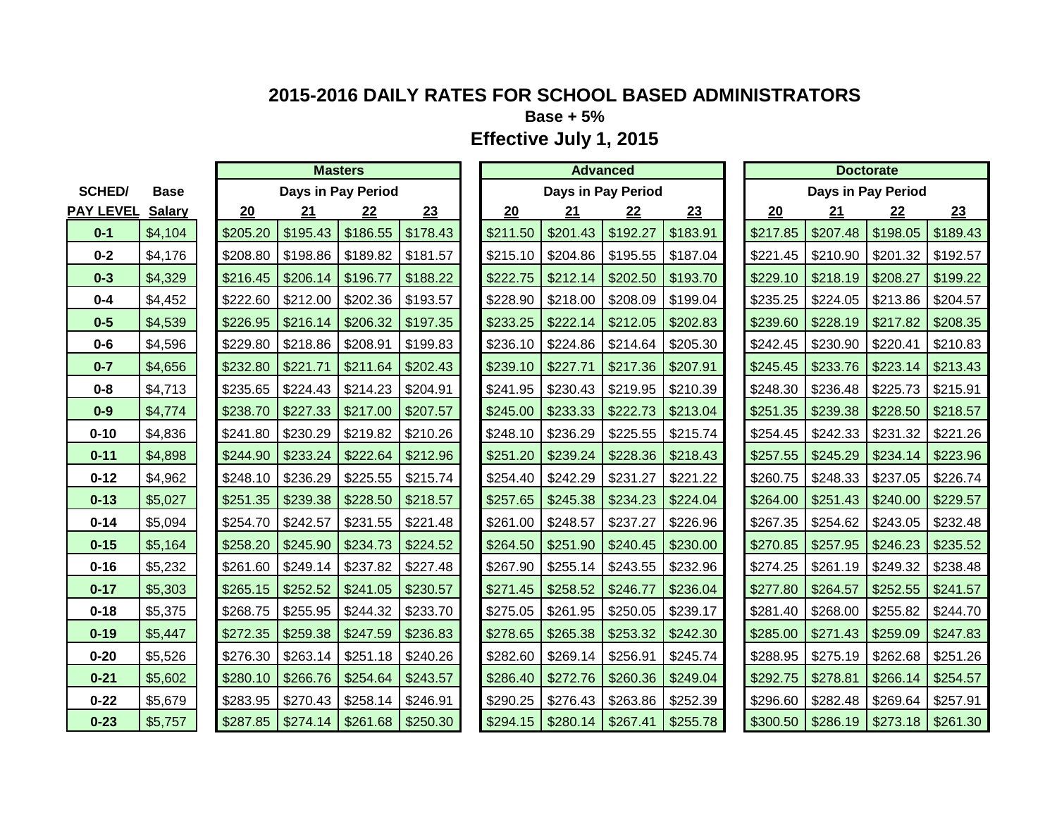# 2015-2016 DAILY RATES FOR SCHOOL BASED ADMINISTRATORS

**Base + 5%**

**Effective July 1, 2015**

| SCHED/ | Base | Masters | | | | Advanced | | | | Doctorate | | | |
|---|---|---|---|---|---|---|---|---|---|---|---|---|---|
| | | Days in Pay Period | | | | Days in Pay Period | | | | Days in Pay Period | | | |
| PAY LEVEL | Salary | 20 | 21 | 22 | 23 | 20 | 21 | 22 | 23 | 20 | 21 | 22 | 23 |
| 0-1 | $4,104 | $205.20 | $195.43 | $186.55 | $178.43 | $211.50 | $201.43 | $192.27 | $183.91 | $217.85 | $207.48 | $198.05 | $189.43 |
| 0-2 | $4,176 | $208.80 | $198.86 | $189.82 | $181.57 | $215.10 | $204.86 | $195.55 | $187.04 | $221.45 | $210.90 | $201.32 | $192.57 |
| 0-3 | $4,329 | $216.45 | $206.14 | $196.77 | $188.22 | $222.75 | $212.14 | $202.50 | $193.70 | $229.10 | $218.19 | $208.27 | $199.22 |
| 0-4 | $4,452 | $222.60 | $212.00 | $202.36 | $193.57 | $228.90 | $218.00 | $208.09 | $199.04 | $235.25 | $224.05 | $213.86 | $204.57 |
| 0-5 | $4,539 | $226.95 | $216.14 | $206.32 | $197.35 | $233.25 | $222.14 | $212.05 | $202.83 | $239.60 | $228.19 | $217.82 | $208.35 |
| 0-6 | $4,596 | $229.80 | $218.86 | $208.91 | $199.83 | $236.10 | $224.86 | $214.64 | $205.30 | $242.45 | $230.90 | $220.41 | $210.83 |
| 0-7 | $4,656 | $232.80 | $221.71 | $211.64 | $202.43 | $239.10 | $227.71 | $217.36 | $207.91 | $245.45 | $233.76 | $223.14 | $213.43 |
| 0-8 | $4,713 | $235.65 | $224.43 | $214.23 | $204.91 | $241.95 | $230.43 | $219.95 | $210.39 | $248.30 | $236.48 | $225.73 | $215.91 |
| 0-9 | $4,774 | $238.70 | $227.33 | $217.00 | $207.57 | $245.00 | $233.33 | $222.73 | $213.04 | $251.35 | $239.38 | $228.50 | $218.57 |
| 0-10 | $4,836 | $241.80 | $230.29 | $219.82 | $210.26 | $248.10 | $236.29 | $225.55 | $215.74 | $254.45 | $242.33 | $231.32 | $221.26 |
| 0-11 | $4,898 | $244.90 | $233.24 | $222.64 | $212.96 | $251.20 | $239.24 | $228.36 | $218.43 | $257.55 | $245.29 | $234.14 | $223.96 |
| 0-12 | $4,962 | $248.10 | $236.29 | $225.55 | $215.74 | $254.40 | $242.29 | $231.27 | $221.22 | $260.75 | $248.33 | $237.05 | $226.74 |
| 0-13 | $5,027 | $251.35 | $239.38 | $228.50 | $218.57 | $257.65 | $245.38 | $234.23 | $224.04 | $264.00 | $251.43 | $240.00 | $229.57 |
| 0-14 | $5,094 | $254.70 | $242.57 | $231.55 | $221.48 | $261.00 | $248.57 | $237.27 | $226.96 | $267.35 | $254.62 | $243.05 | $232.48 |
| 0-15 | $5,164 | $258.20 | $245.90 | $234.73 | $224.52 | $264.50 | $251.90 | $240.45 | $230.00 | $270.85 | $257.95 | $246.23 | $235.52 |
| 0-16 | $5,232 | $261.60 | $249.14 | $237.82 | $227.48 | $267.90 | $255.14 | $243.55 | $232.96 | $274.25 | $261.19 | $249.32 | $238.48 |
| 0-17 | $5,303 | $265.15 | $252.52 | $241.05 | $230.57 | $271.45 | $258.52 | $246.77 | $236.04 | $277.80 | $264.57 | $252.55 | $241.57 |
| 0-18 | $5,375 | $268.75 | $255.95 | $244.32 | $233.70 | $275.05 | $261.95 | $250.05 | $239.17 | $281.40 | $268.00 | $255.82 | $244.70 |
| 0-19 | $5,447 | $272.35 | $259.38 | $247.59 | $236.83 | $278.65 | $265.38 | $253.32 | $242.30 | $285.00 | $271.43 | $259.09 | $247.83 |
| 0-20 | $5,526 | $276.30 | $263.14 | $251.18 | $240.26 | $282.60 | $269.14 | $256.91 | $245.74 | $288.95 | $275.19 | $262.68 | $251.26 |
| 0-21 | $5,602 | $280.10 | $266.76 | $254.64 | $243.57 | $286.40 | $272.76 | $260.36 | $249.04 | $292.75 | $278.81 | $266.14 | $254.57 |
| 0-22 | $5,679 | $283.95 | $270.43 | $258.14 | $246.91 | $290.25 | $276.43 | $263.86 | $252.39 | $296.60 | $282.48 | $269.64 | $257.91 |
| 0-23 | $5,757 | $287.85 | $274.14 | $261.68 | $250.30 | $294.15 | $280.14 | $267.41 | $255.78 | $300.50 | $286.19 | $273.18 | $261.30 |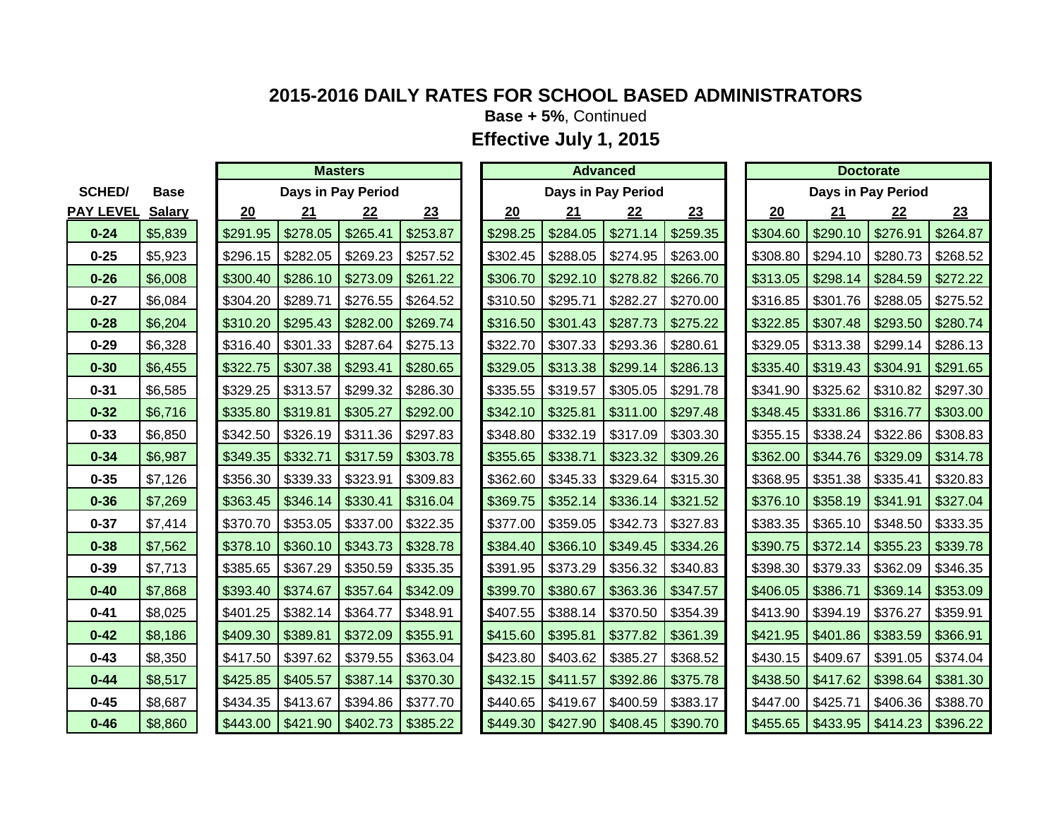# 2015-2016 DAILY RATES FOR SCHOOL BASED ADMINISTRATORS

**Base + 5%**, Continued

## Effective July 1, 2015

| SCHED/ | Base | Masters | | | | Advanced | | | | Doctorate | | | |
|---|---|---|---|---|---|---|---|---|---|---|---|---|---|
| | | Days in Pay Period | | | | Days in Pay Period | | | | Days in Pay Period | | | |
| PAY LEVEL | Salary | 20 | 21 | 22 | 23 | 20 | 21 | 22 | 23 | 20 | 21 | 22 | 23 |
| 0-24 | $5,839 | $291.95 | $278.05 | $265.41 | $253.87 | $298.25 | $284.05 | $271.14 | $259.35 | $304.60 | $290.10 | $276.91 | $264.87 |
| 0-25 | $5,923 | $296.15 | $282.05 | $269.23 | $257.52 | $302.45 | $288.05 | $274.95 | $263.00 | $308.80 | $294.10 | $280.73 | $268.52 |
| 0-26 | $6,008 | $300.40 | $286.10 | $273.09 | $261.22 | $306.70 | $292.10 | $278.82 | $266.70 | $313.05 | $298.14 | $284.59 | $272.22 |
| 0-27 | $6,084 | $304.20 | $289.71 | $276.55 | $264.52 | $310.50 | $295.71 | $282.27 | $270.00 | $316.85 | $301.76 | $288.05 | $275.52 |
| 0-28 | $6,204 | $310.20 | $295.43 | $282.00 | $269.74 | $316.50 | $301.43 | $287.73 | $275.22 | $322.85 | $307.48 | $293.50 | $280.74 |
| 0-29 | $6,328 | $316.40 | $301.33 | $287.64 | $275.13 | $322.70 | $307.33 | $293.36 | $280.61 | $329.05 | $313.38 | $299.14 | $286.13 |
| 0-30 | $6,455 | $322.75 | $307.38 | $293.41 | $280.65 | $329.05 | $313.38 | $299.14 | $286.13 | $335.40 | $319.43 | $304.91 | $291.65 |
| 0-31 | $6,585 | $329.25 | $313.57 | $299.32 | $286.30 | $335.55 | $319.57 | $305.05 | $291.78 | $341.90 | $325.62 | $310.82 | $297.30 |
| 0-32 | $6,716 | $335.80 | $319.81 | $305.27 | $292.00 | $342.10 | $325.81 | $311.00 | $297.48 | $348.45 | $331.86 | $316.77 | $303.00 |
| 0-33 | $6,850 | $342.50 | $326.19 | $311.36 | $297.83 | $348.80 | $332.19 | $317.09 | $303.30 | $355.15 | $338.24 | $322.86 | $308.83 |
| 0-34 | $6,987 | $349.35 | $332.71 | $317.59 | $303.78 | $355.65 | $338.71 | $323.32 | $309.26 | $362.00 | $344.76 | $329.09 | $314.78 |
| 0-35 | $7,126 | $356.30 | $339.33 | $323.91 | $309.83 | $362.60 | $345.33 | $329.64 | $315.30 | $368.95 | $351.38 | $335.41 | $320.83 |
| 0-36 | $7,269 | $363.45 | $346.14 | $330.41 | $316.04 | $369.75 | $352.14 | $336.14 | $321.52 | $376.10 | $358.19 | $341.91 | $327.04 |
| 0-37 | $7,414 | $370.70 | $353.05 | $337.00 | $322.35 | $377.00 | $359.05 | $342.73 | $327.83 | $383.35 | $365.10 | $348.50 | $333.35 |
| 0-38 | $7,562 | $378.10 | $360.10 | $343.73 | $328.78 | $384.40 | $366.10 | $349.45 | $334.26 | $390.75 | $372.14 | $355.23 | $339.78 |
| 0-39 | $7,713 | $385.65 | $367.29 | $350.59 | $335.35 | $391.95 | $373.29 | $356.32 | $340.83 | $398.30 | $379.33 | $362.09 | $346.35 |
| 0-40 | $7,868 | $393.40 | $374.67 | $357.64 | $342.09 | $399.70 | $380.67 | $363.36 | $347.57 | $406.05 | $386.71 | $369.14 | $353.09 |
| 0-41 | $8,025 | $401.25 | $382.14 | $364.77 | $348.91 | $407.55 | $388.14 | $370.50 | $354.39 | $413.90 | $394.19 | $376.27 | $359.91 |
| 0-42 | $8,186 | $409.30 | $389.81 | $372.09 | $355.91 | $415.60 | $395.81 | $377.82 | $361.39 | $421.95 | $401.86 | $383.59 | $366.91 |
| 0-43 | $8,350 | $417.50 | $397.62 | $379.55 | $363.04 | $423.80 | $403.62 | $385.27 | $368.52 | $430.15 | $409.67 | $391.05 | $374.04 |
| 0-44 | $8,517 | $425.85 | $405.57 | $387.14 | $370.30 | $432.15 | $411.57 | $392.86 | $375.78 | $438.50 | $417.62 | $398.64 | $381.30 |
| 0-45 | $8,687 | $434.35 | $413.67 | $394.86 | $377.70 | $440.65 | $419.67 | $400.59 | $383.17 | $447.00 | $425.71 | $406.36 | $388.70 |
| 0-46 | $8,860 | $443.00 | $421.90 | $402.73 | $385.22 | $449.30 | $427.90 | $408.45 | $390.70 | $455.65 | $433.95 | $414.23 | $396.22 |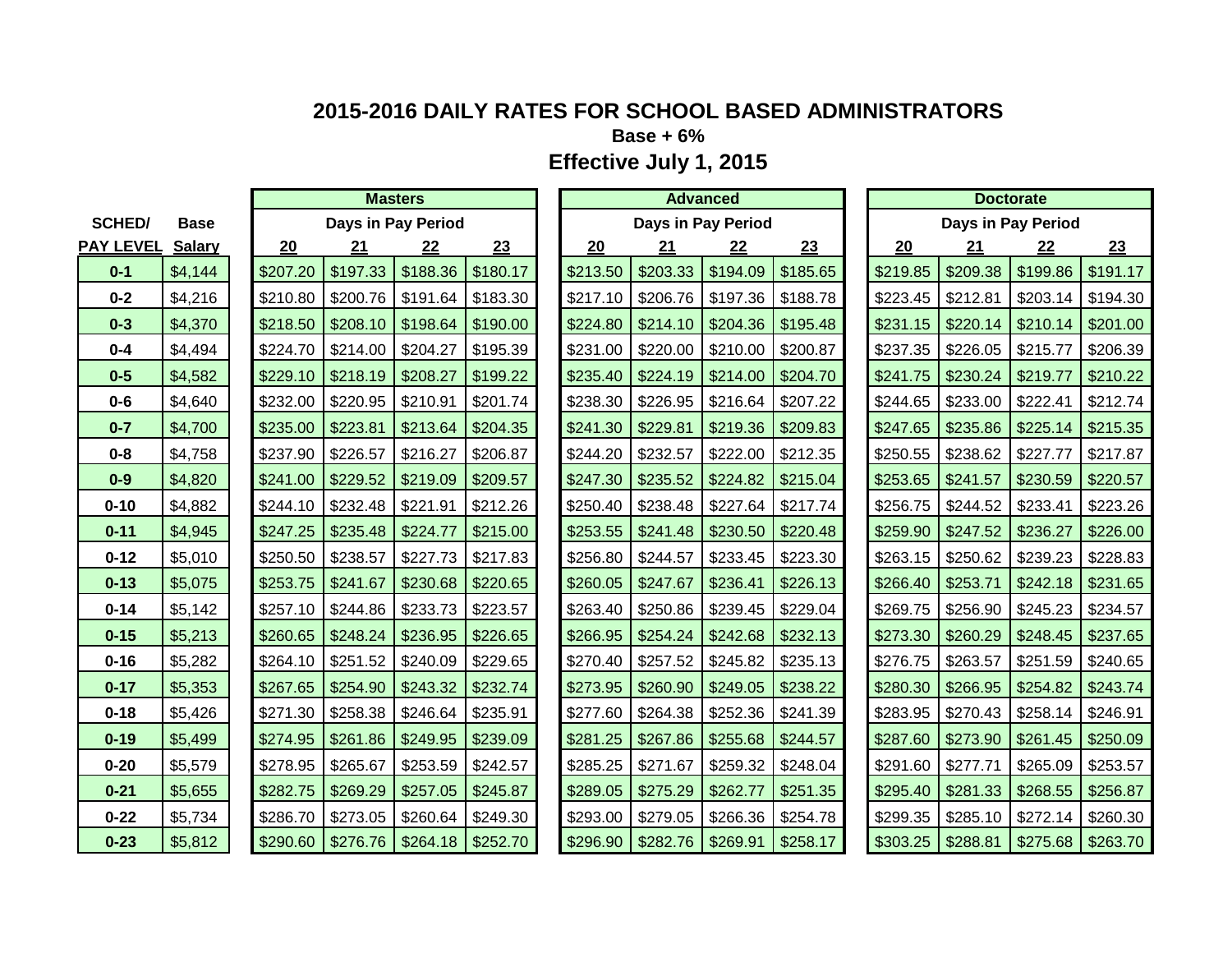# 2015-2016 DAILY RATES FOR SCHOOL BASED ADMINISTRATORS

**Base + 6%**

## Effective July 1, 2015

| SCHED/ | Base | Masters | | | | Advanced | | | | Doctorate | | | |
|---|---|---|---|---|---|---|---|---|---|---|---|---|---|
| | | Days in Pay Period | | | | Days in Pay Period | | | | Days in Pay Period | | | |
| PAY LEVEL | Salary | 20 | 21 | 22 | 23 | 20 | 21 | 22 | 23 | 20 | 21 | 22 | 23 |
| 0-1 | $4,144 | $207.20 | $197.33 | $188.36 | $180.17 | $213.50 | $203.33 | $194.09 | $185.65 | $219.85 | $209.38 | $199.86 | $191.17 |
| 0-2 | $4,216 | $210.80 | $200.76 | $191.64 | $183.30 | $217.10 | $206.76 | $197.36 | $188.78 | $223.45 | $212.81 | $203.14 | $194.30 |
| 0-3 | $4,370 | $218.50 | $208.10 | $198.64 | $190.00 | $224.80 | $214.10 | $204.36 | $195.48 | $231.15 | $220.14 | $210.14 | $201.00 |
| 0-4 | $4,494 | $224.70 | $214.00 | $204.27 | $195.39 | $231.00 | $220.00 | $210.00 | $200.87 | $237.35 | $226.05 | $215.77 | $206.39 |
| 0-5 | $4,582 | $229.10 | $218.19 | $208.27 | $199.22 | $235.40 | $224.19 | $214.00 | $204.70 | $241.75 | $230.24 | $219.77 | $210.22 |
| 0-6 | $4,640 | $232.00 | $220.95 | $210.91 | $201.74 | $238.30 | $226.95 | $216.64 | $207.22 | $244.65 | $233.00 | $222.41 | $212.74 |
| 0-7 | $4,700 | $235.00 | $223.81 | $213.64 | $204.35 | $241.30 | $229.81 | $219.36 | $209.83 | $247.65 | $235.86 | $225.14 | $215.35 |
| 0-8 | $4,758 | $237.90 | $226.57 | $216.27 | $206.87 | $244.20 | $232.57 | $222.00 | $212.35 | $250.55 | $238.62 | $227.77 | $217.87 |
| 0-9 | $4,820 | $241.00 | $229.52 | $219.09 | $209.57 | $247.30 | $235.52 | $224.82 | $215.04 | $253.65 | $241.57 | $230.59 | $220.57 |
| 0-10 | $4,882 | $244.10 | $232.48 | $221.91 | $212.26 | $250.40 | $238.48 | $227.64 | $217.74 | $256.75 | $244.52 | $233.41 | $223.26 |
| 0-11 | $4,945 | $247.25 | $235.48 | $224.77 | $215.00 | $253.55 | $241.48 | $230.50 | $220.48 | $259.90 | $247.52 | $236.27 | $226.00 |
| 0-12 | $5,010 | $250.50 | $238.57 | $227.73 | $217.83 | $256.80 | $244.57 | $233.45 | $223.30 | $263.15 | $250.62 | $239.23 | $228.83 |
| 0-13 | $5,075 | $253.75 | $241.67 | $230.68 | $220.65 | $260.05 | $247.67 | $236.41 | $226.13 | $266.40 | $253.71 | $242.18 | $231.65 |
| 0-14 | $5,142 | $257.10 | $244.86 | $233.73 | $223.57 | $263.40 | $250.86 | $239.45 | $229.04 | $269.75 | $256.90 | $245.23 | $234.57 |
| 0-15 | $5,213 | $260.65 | $248.24 | $236.95 | $226.65 | $266.95 | $254.24 | $242.68 | $232.13 | $273.30 | $260.29 | $248.45 | $237.65 |
| 0-16 | $5,282 | $264.10 | $251.52 | $240.09 | $229.65 | $270.40 | $257.52 | $245.82 | $235.13 | $276.75 | $263.57 | $251.59 | $240.65 |
| 0-17 | $5,353 | $267.65 | $254.90 | $243.32 | $232.74 | $273.95 | $260.90 | $249.05 | $238.22 | $280.30 | $266.95 | $254.82 | $243.74 |
| 0-18 | $5,426 | $271.30 | $258.38 | $246.64 | $235.91 | $277.60 | $264.38 | $252.36 | $241.39 | $283.95 | $270.43 | $258.14 | $246.91 |
| 0-19 | $5,499 | $274.95 | $261.86 | $249.95 | $239.09 | $281.25 | $267.86 | $255.68 | $244.57 | $287.60 | $273.90 | $261.45 | $250.09 |
| 0-20 | $5,579 | $278.95 | $265.67 | $253.59 | $242.57 | $285.25 | $271.67 | $259.32 | $248.04 | $291.60 | $277.71 | $265.09 | $253.57 |
| 0-21 | $5,655 | $282.75 | $269.29 | $257.05 | $245.87 | $289.05 | $275.29 | $262.77 | $251.35 | $295.40 | $281.33 | $268.55 | $256.87 |
| 0-22 | $5,734 | $286.70 | $273.05 | $260.64 | $249.30 | $293.00 | $279.05 | $266.36 | $254.78 | $299.35 | $285.10 | $272.14 | $260.30 |
| 0-23 | $5,812 | $290.60 | $276.76 | $264.18 | $252.70 | $296.90 | $282.76 | $269.91 | $258.17 | $303.25 | $288.81 | $275.68 | $263.70 |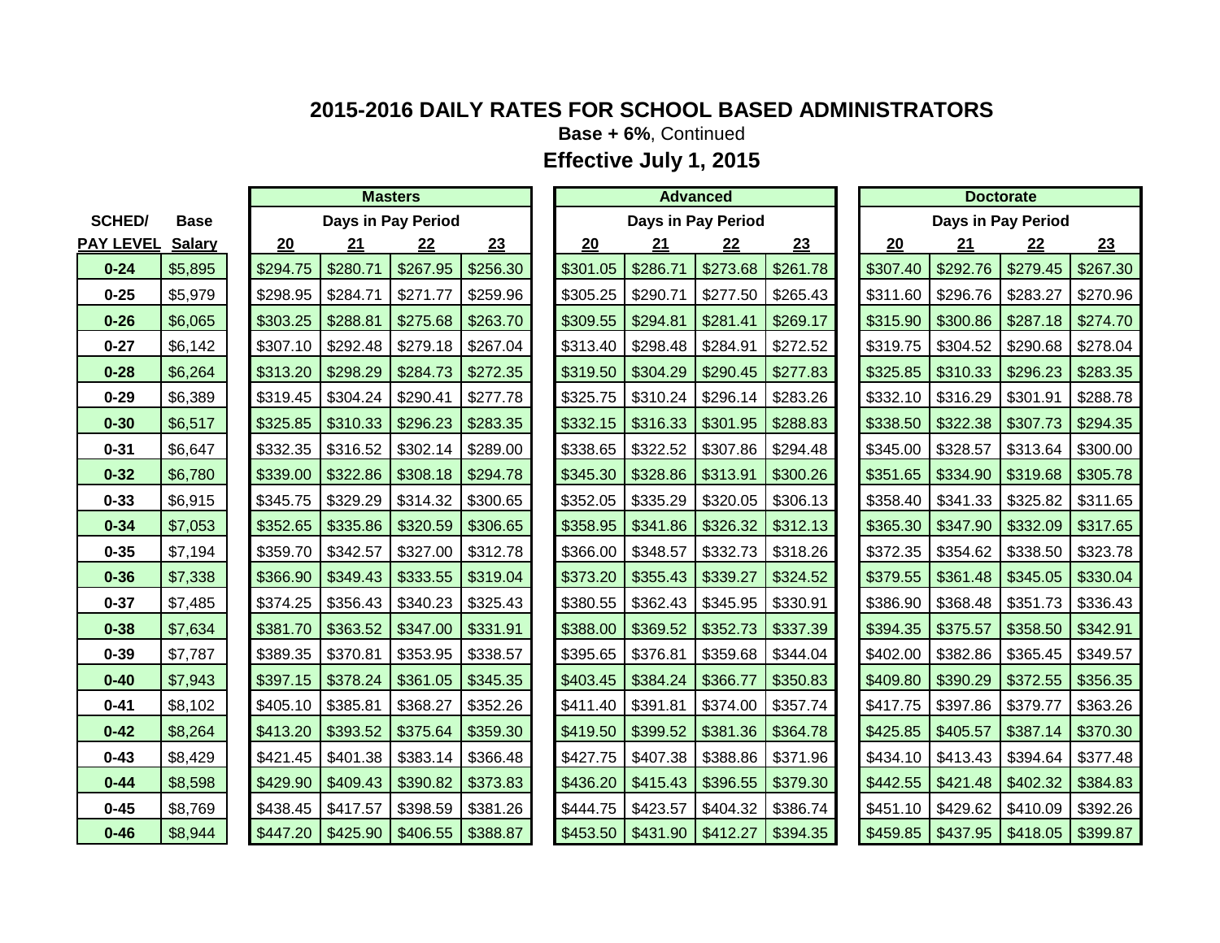# 2015-2016 DAILY RATES FOR SCHOOL BASED ADMINISTRATORS

**Base + 6%**, Continued

## Effective July 1, 2015

| SCHED/ | Base | Masters | | | | Advanced | | | | Doctorate | | | |
|---|---|---|---|---|---|---|---|---|---|---|---|---|---|
| | | Days in Pay Period | | | | Days in Pay Period | | | | Days in Pay Period | | | |
| PAY LEVEL | Salary | 20 | 21 | 22 | 23 | 20 | 21 | 22 | 23 | 20 | 21 | 22 | 23 |
| 0-24 | $5,895 | $294.75 | $280.71 | $267.95 | $256.30 | $301.05 | $286.71 | $273.68 | $261.78 | $307.40 | $292.76 | $279.45 | $267.30 |
| 0-25 | $5,979 | $298.95 | $284.71 | $271.77 | $259.96 | $305.25 | $290.71 | $277.50 | $265.43 | $311.60 | $296.76 | $283.27 | $270.96 |
| 0-26 | $6,065 | $303.25 | $288.81 | $275.68 | $263.70 | $309.55 | $294.81 | $281.41 | $269.17 | $315.90 | $300.86 | $287.18 | $274.70 |
| 0-27 | $6,142 | $307.10 | $292.48 | $279.18 | $267.04 | $313.40 | $298.48 | $284.91 | $272.52 | $319.75 | $304.52 | $290.68 | $278.04 |
| 0-28 | $6,264 | $313.20 | $298.29 | $284.73 | $272.35 | $319.50 | $304.29 | $290.45 | $277.83 | $325.85 | $310.33 | $296.23 | $283.35 |
| 0-29 | $6,389 | $319.45 | $304.24 | $290.41 | $277.78 | $325.75 | $310.24 | $296.14 | $283.26 | $332.10 | $316.29 | $301.91 | $288.78 |
| 0-30 | $6,517 | $325.85 | $310.33 | $296.23 | $283.35 | $332.15 | $316.33 | $301.95 | $288.83 | $338.50 | $322.38 | $307.73 | $294.35 |
| 0-31 | $6,647 | $332.35 | $316.52 | $302.14 | $289.00 | $338.65 | $322.52 | $307.86 | $294.48 | $345.00 | $328.57 | $313.64 | $300.00 |
| 0-32 | $6,780 | $339.00 | $322.86 | $308.18 | $294.78 | $345.30 | $328.86 | $313.91 | $300.26 | $351.65 | $334.90 | $319.68 | $305.78 |
| 0-33 | $6,915 | $345.75 | $329.29 | $314.32 | $300.65 | $352.05 | $335.29 | $320.05 | $306.13 | $358.40 | $341.33 | $325.82 | $311.65 |
| 0-34 | $7,053 | $352.65 | $335.86 | $320.59 | $306.65 | $358.95 | $341.86 | $326.32 | $312.13 | $365.30 | $347.90 | $332.09 | $317.65 |
| 0-35 | $7,194 | $359.70 | $342.57 | $327.00 | $312.78 | $366.00 | $348.57 | $332.73 | $318.26 | $372.35 | $354.62 | $338.50 | $323.78 |
| 0-36 | $7,338 | $366.90 | $349.43 | $333.55 | $319.04 | $373.20 | $355.43 | $339.27 | $324.52 | $379.55 | $361.48 | $345.05 | $330.04 |
| 0-37 | $7,485 | $374.25 | $356.43 | $340.23 | $325.43 | $380.55 | $362.43 | $345.95 | $330.91 | $386.90 | $368.48 | $351.73 | $336.43 |
| 0-38 | $7,634 | $381.70 | $363.52 | $347.00 | $331.91 | $388.00 | $369.52 | $352.73 | $337.39 | $394.35 | $375.57 | $358.50 | $342.91 |
| 0-39 | $7,787 | $389.35 | $370.81 | $353.95 | $338.57 | $395.65 | $376.81 | $359.68 | $344.04 | $402.00 | $382.86 | $365.45 | $349.57 |
| 0-40 | $7,943 | $397.15 | $378.24 | $361.05 | $345.35 | $403.45 | $384.24 | $366.77 | $350.83 | $409.80 | $390.29 | $372.55 | $356.35 |
| 0-41 | $8,102 | $405.10 | $385.81 | $368.27 | $352.26 | $411.40 | $391.81 | $374.00 | $357.74 | $417.75 | $397.86 | $379.77 | $363.26 |
| 0-42 | $8,264 | $413.20 | $393.52 | $375.64 | $359.30 | $419.50 | $399.52 | $381.36 | $364.78 | $425.85 | $405.57 | $387.14 | $370.30 |
| 0-43 | $8,429 | $421.45 | $401.38 | $383.14 | $366.48 | $427.75 | $407.38 | $388.86 | $371.96 | $434.10 | $413.43 | $394.64 | $377.48 |
| 0-44 | $8,598 | $429.90 | $409.43 | $390.82 | $373.83 | $436.20 | $415.43 | $396.55 | $379.30 | $442.55 | $421.48 | $402.32 | $384.83 |
| 0-45 | $8,769 | $438.45 | $417.57 | $398.59 | $381.26 | $444.75 | $423.57 | $404.32 | $386.74 | $451.10 | $429.62 | $410.09 | $392.26 |
| 0-46 | $8,944 | $447.20 | $425.90 | $406.55 | $388.87 | $453.50 | $431.90 | $412.27 | $394.35 | $459.85 | $437.95 | $418.05 | $399.87 |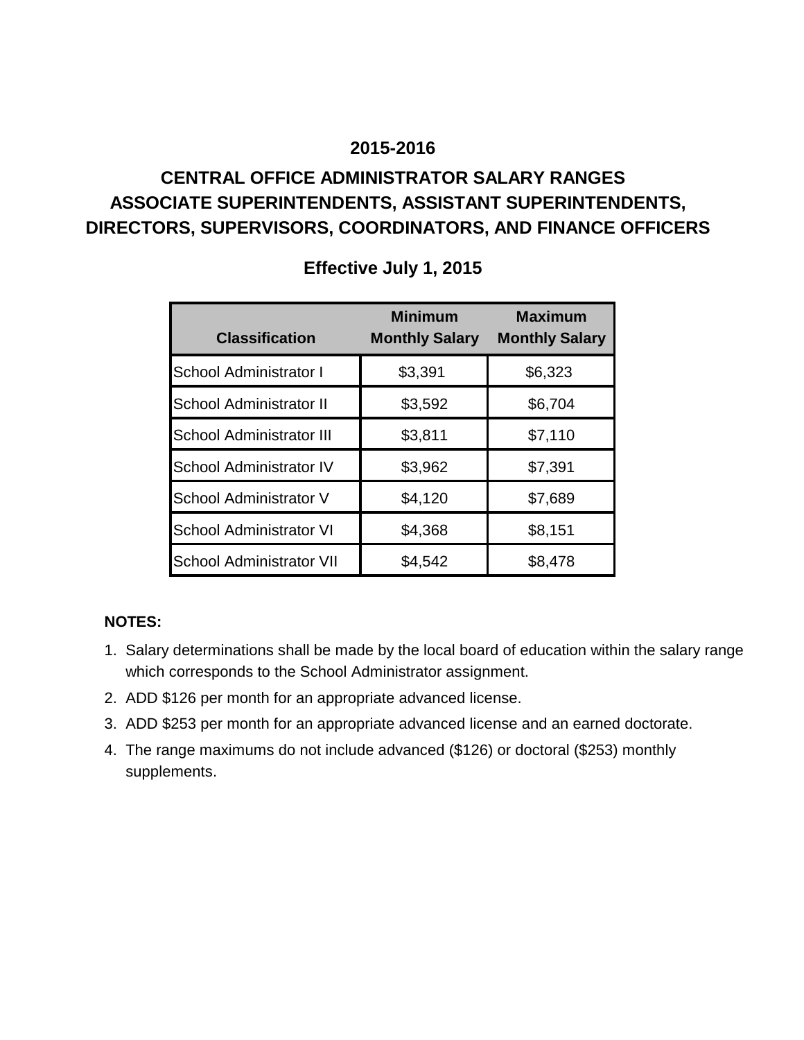## 2015-2016

## CENTRAL OFFICE ADMINISTRATOR SALARY RANGES
## ASSOCIATE SUPERINTENDENTS, ASSISTANT SUPERINTENDENTS, DIRECTORS, SUPERVISORS, COORDINATORS, AND FINANCE OFFICERS

### Effective July 1, 2015

| Classification | Minimum Monthly Salary | Maximum Monthly Salary |
|---|---|---|
| School Administrator I | $3,391 | $6,323 |
| School Administrator II | $3,592 | $6,704 |
| School Administrator III | $3,811 | $7,110 |
| School Administrator IV | $3,962 | $7,391 |
| School Administrator V | $4,120 | $7,689 |
| School Administrator VI | $4,368 | $8,151 |
| School Administrator VII | $4,542 | $8,478 |

**NOTES:**

1. Salary determinations shall be made by the local board of education within the salary range which corresponds to the School Administrator assignment.
2. ADD $126 per month for an appropriate advanced license.
3. ADD $253 per month for an appropriate advanced license and an earned doctorate.
4. The range maximums do not include advanced ($126) or doctoral ($253) monthly supplements.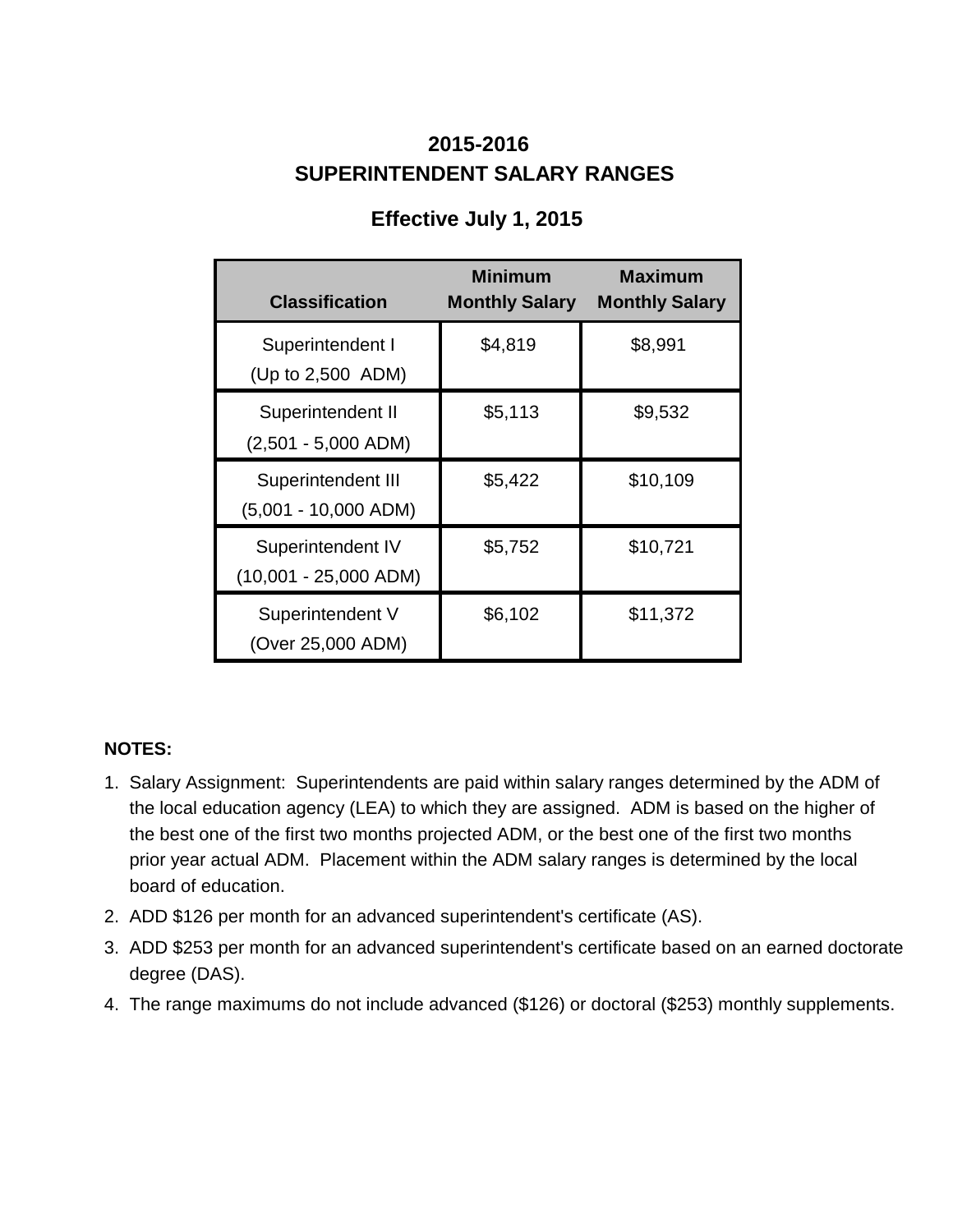# 2015-2016
# SUPERINTENDENT SALARY RANGES

## Effective July 1, 2015

| Classification | Minimum Monthly Salary | Maximum Monthly Salary |
|---|---|---|
| Superintendent I (Up to 2,500 ADM) | $4,819 | $8,991 |
| Superintendent II (2,501 - 5,000 ADM) | $5,113 | $9,532 |
| Superintendent III (5,001 - 10,000 ADM) | $5,422 | $10,109 |
| Superintendent IV (10,001 - 25,000 ADM) | $5,752 | $10,721 |
| Superintendent V (Over 25,000 ADM) | $6,102 | $11,372 |

**NOTES:**

1. Salary Assignment: Superintendents are paid within salary ranges determined by the ADM of the local education agency (LEA) to which they are assigned. ADM is based on the higher of the best one of the first two months projected ADM, or the best one of the first two months prior year actual ADM. Placement within the ADM salary ranges is determined by the local board of education.
2. ADD $126 per month for an advanced superintendent's certificate (AS).
3. ADD $253 per month for an advanced superintendent's certificate based on an earned doctorate degree (DAS).
4. The range maximums do not include advanced ($126) or doctoral ($253) monthly supplements.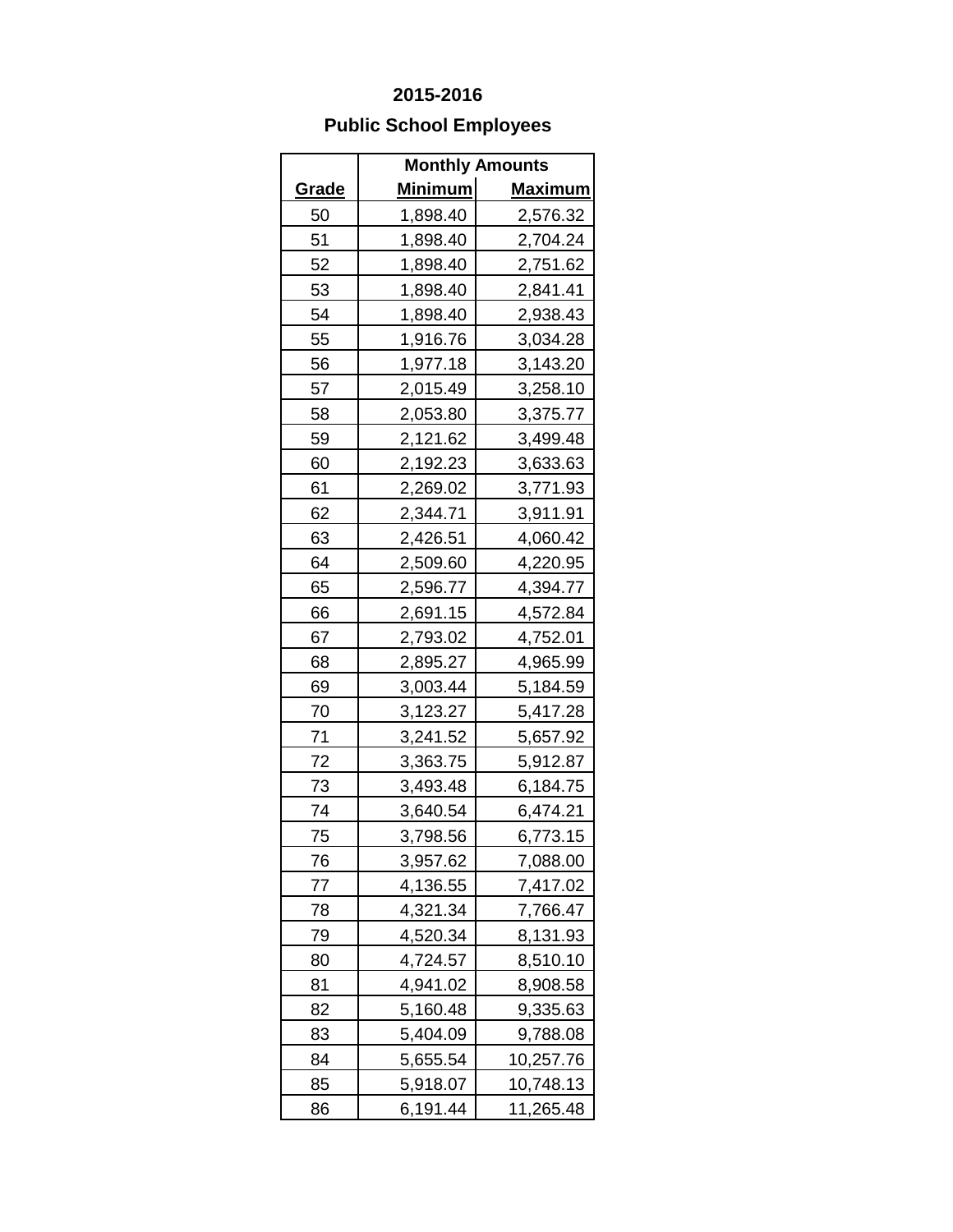# 2015-2016

## Public School Employees

| Grade | Monthly Amounts | |
|---|---|---|
| | Minimum | Maximum |
| 50 | 1,898.40 | 2,576.32 |
| 51 | 1,898.40 | 2,704.24 |
| 52 | 1,898.40 | 2,751.62 |
| 53 | 1,898.40 | 2,841.41 |
| 54 | 1,898.40 | 2,938.43 |
| 55 | 1,916.76 | 3,034.28 |
| 56 | 1,977.18 | 3,143.20 |
| 57 | 2,015.49 | 3,258.10 |
| 58 | 2,053.80 | 3,375.77 |
| 59 | 2,121.62 | 3,499.48 |
| 60 | 2,192.23 | 3,633.63 |
| 61 | 2,269.02 | 3,771.93 |
| 62 | 2,344.71 | 3,911.91 |
| 63 | 2,426.51 | 4,060.42 |
| 64 | 2,509.60 | 4,220.95 |
| 65 | 2,596.77 | 4,394.77 |
| 66 | 2,691.15 | 4,572.84 |
| 67 | 2,793.02 | 4,752.01 |
| 68 | 2,895.27 | 4,965.99 |
| 69 | 3,003.44 | 5,184.59 |
| 70 | 3,123.27 | 5,417.28 |
| 71 | 3,241.52 | 5,657.92 |
| 72 | 3,363.75 | 5,912.87 |
| 73 | 3,493.48 | 6,184.75 |
| 74 | 3,640.54 | 6,474.21 |
| 75 | 3,798.56 | 6,773.15 |
| 76 | 3,957.62 | 7,088.00 |
| 77 | 4,136.55 | 7,417.02 |
| 78 | 4,321.34 | 7,766.47 |
| 79 | 4,520.34 | 8,131.93 |
| 80 | 4,724.57 | 8,510.10 |
| 81 | 4,941.02 | 8,908.58 |
| 82 | 5,160.48 | 9,335.63 |
| 83 | 5,404.09 | 9,788.08 |
| 84 | 5,655.54 | 10,257.76 |
| 85 | 5,918.07 | 10,748.13 |
| 86 | 6,191.44 | 11,265.48 |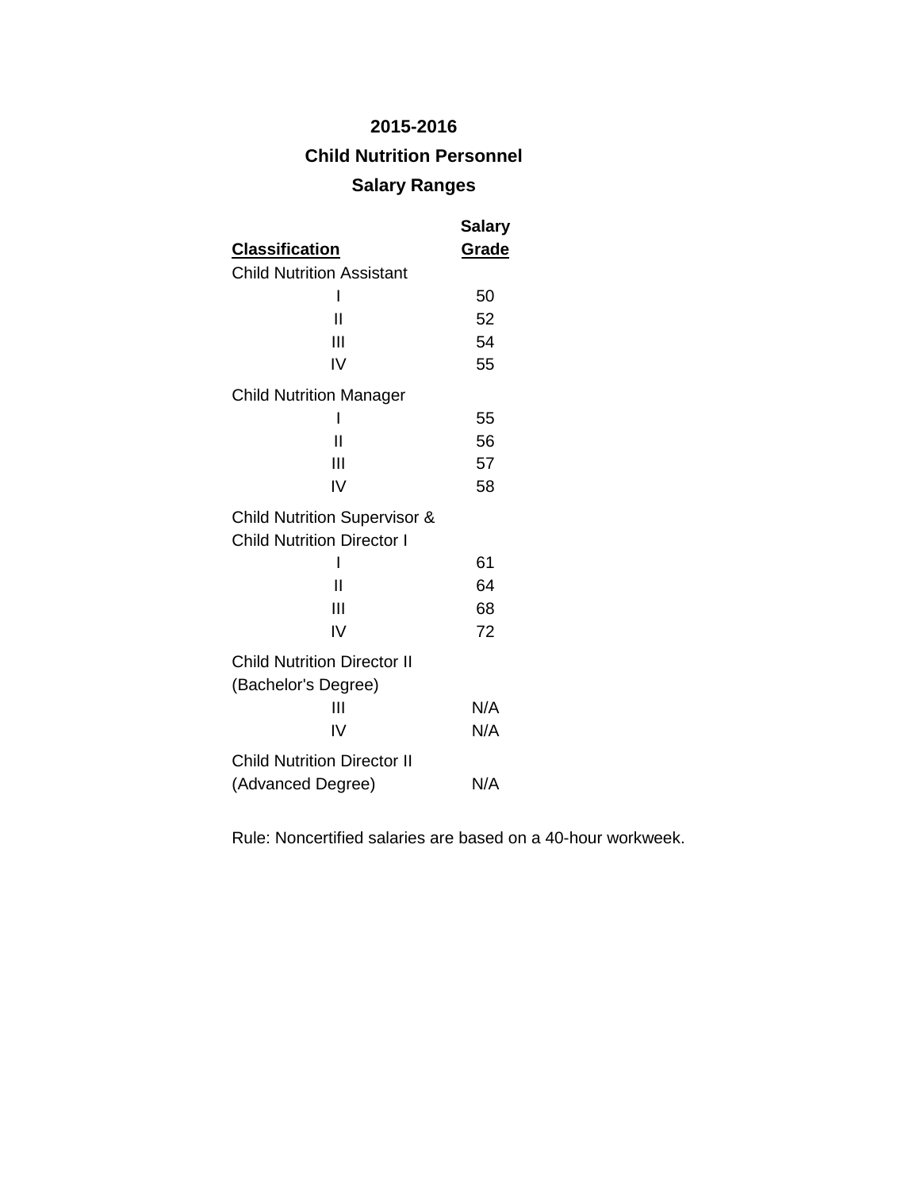# 2015-2016

## Child Nutrition Personnel

## Salary Ranges

| Classification | Salary Grade |
|---|---|
| Child Nutrition Assistant | |
| I | 50 |
| II | 52 |
| III | 54 |
| IV | 55 |
| Child Nutrition Manager | |
| I | 55 |
| II | 56 |
| III | 57 |
| IV | 58 |
| Child Nutrition Supervisor & Child Nutrition Director I | |
| I | 61 |
| II | 64 |
| III | 68 |
| IV | 72 |
| Child Nutrition Director II (Bachelor's Degree) | |
| III | N/A |
| IV | N/A |
| Child Nutrition Director II (Advanced Degree) | N/A |

Rule: Noncertified salaries are based on a 40-hour workweek.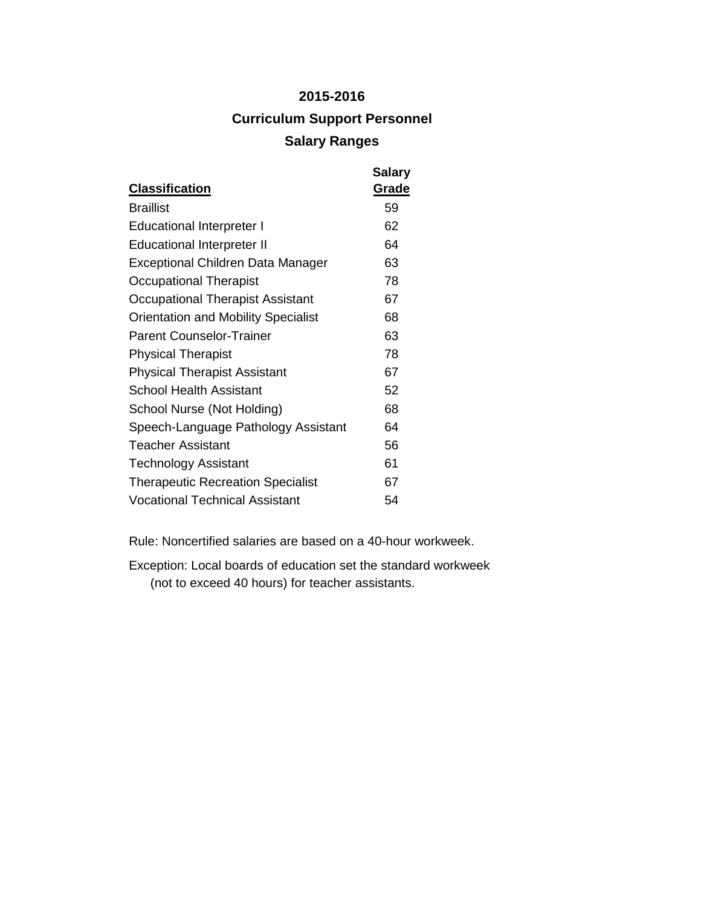# 2015-2016

## Curriculum Support Personnel

## Salary Ranges

| Classification | Salary Grade |
|---|---|
| Braillist | 59 |
| Educational Interpreter I | 62 |
| Educational Interpreter II | 64 |
| Exceptional Children Data Manager | 63 |
| Occupational Therapist | 78 |
| Occupational Therapist Assistant | 67 |
| Orientation and Mobility Specialist | 68 |
| Parent Counselor-Trainer | 63 |
| Physical Therapist | 78 |
| Physical Therapist Assistant | 67 |
| School Health Assistant | 52 |
| School Nurse (Not Holding) | 68 |
| Speech-Language Pathology Assistant | 64 |
| Teacher Assistant | 56 |
| Technology Assistant | 61 |
| Therapeutic Recreation Specialist | 67 |
| Vocational Technical Assistant | 54 |

Rule: Noncertified salaries are based on a 40-hour workweek.

Exception: Local boards of education set the standard workweek (not to exceed 40 hours) for teacher assistants.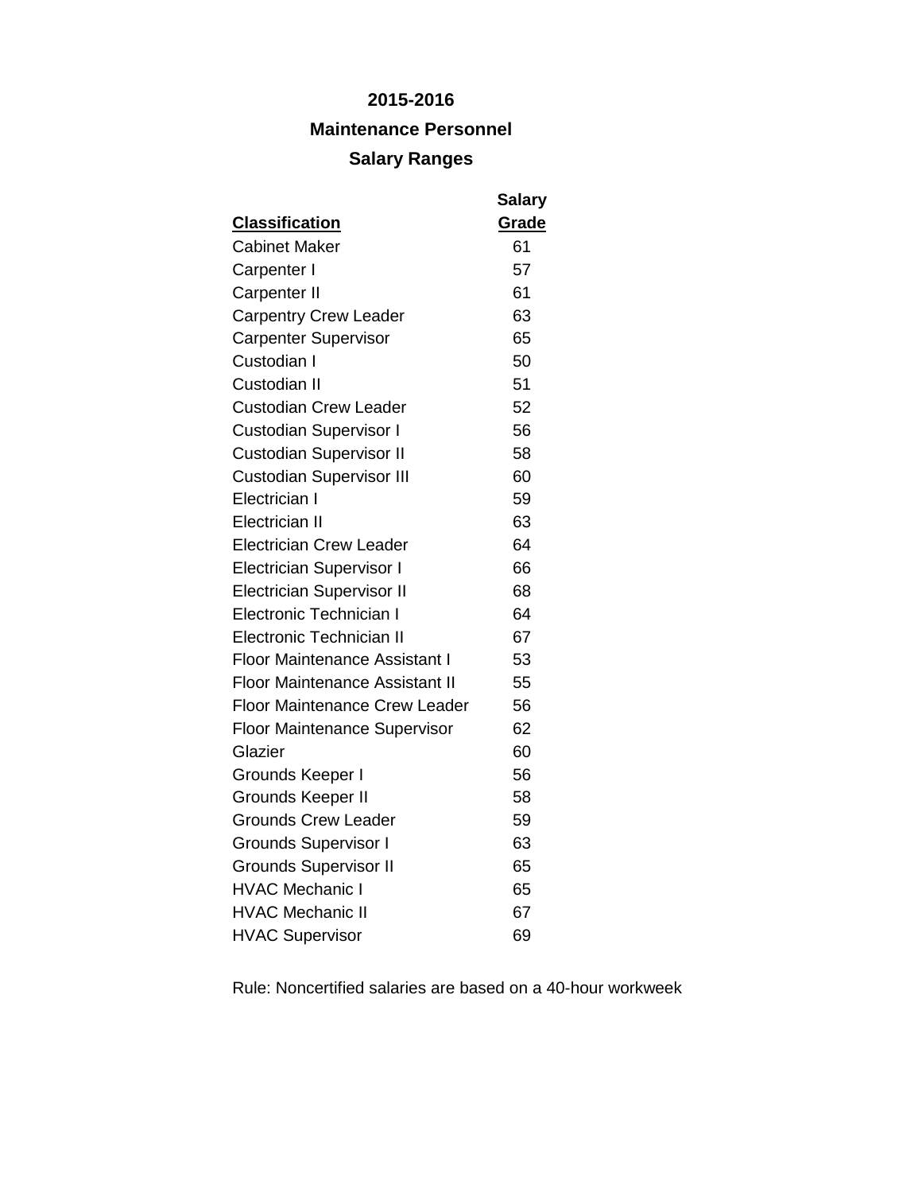**2015-2016**

**Maintenance Personnel**

**Salary Ranges**

| Classification | Salary Grade |
|---|---|
| Cabinet Maker | 61 |
| Carpenter I | 57 |
| Carpenter II | 61 |
| Carpentry Crew Leader | 63 |
| Carpenter Supervisor | 65 |
| Custodian I | 50 |
| Custodian II | 51 |
| Custodian Crew Leader | 52 |
| Custodian Supervisor I | 56 |
| Custodian Supervisor II | 58 |
| Custodian Supervisor III | 60 |
| Electrician I | 59 |
| Electrician II | 63 |
| Electrician Crew Leader | 64 |
| Electrician Supervisor I | 66 |
| Electrician Supervisor II | 68 |
| Electronic Technician I | 64 |
| Electronic Technician II | 67 |
| Floor Maintenance Assistant I | 53 |
| Floor Maintenance Assistant II | 55 |
| Floor Maintenance Crew Leader | 56 |
| Floor Maintenance Supervisor | 62 |
| Glazier | 60 |
| Grounds Keeper I | 56 |
| Grounds Keeper II | 58 |
| Grounds Crew Leader | 59 |
| Grounds Supervisor I | 63 |
| Grounds Supervisor II | 65 |
| HVAC Mechanic I | 65 |
| HVAC Mechanic II | 67 |
| HVAC Supervisor | 69 |

Rule: Noncertified salaries are based on a 40-hour workweek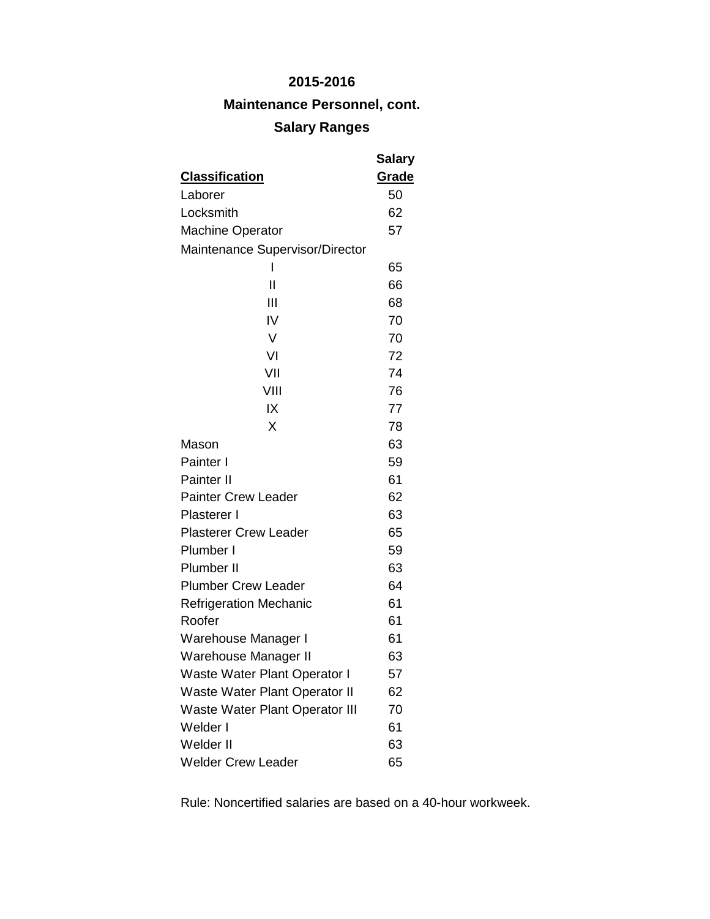**2015-2016**

**Maintenance Personnel, cont.**

**Salary Ranges**

| Classification | Salary Grade |
|---|---|
| Laborer | 50 |
| Locksmith | 62 |
| Machine Operator | 57 |
| Maintenance Supervisor/Director | |
| I | 65 |
| II | 66 |
| III | 68 |
| IV | 70 |
| V | 70 |
| VI | 72 |
| VII | 74 |
| VIII | 76 |
| IX | 77 |
| X | 78 |
| Mason | 63 |
| Painter I | 59 |
| Painter II | 61 |
| Painter Crew Leader | 62 |
| Plasterer I | 63 |
| Plasterer Crew Leader | 65 |
| Plumber I | 59 |
| Plumber II | 63 |
| Plumber Crew Leader | 64 |
| Refrigeration Mechanic | 61 |
| Roofer | 61 |
| Warehouse Manager I | 61 |
| Warehouse Manager II | 63 |
| Waste Water Plant Operator I | 57 |
| Waste Water Plant Operator II | 62 |
| Waste Water Plant Operator III | 70 |
| Welder I | 61 |
| Welder II | 63 |
| Welder Crew Leader | 65 |

Rule: Noncertified salaries are based on a 40-hour workweek.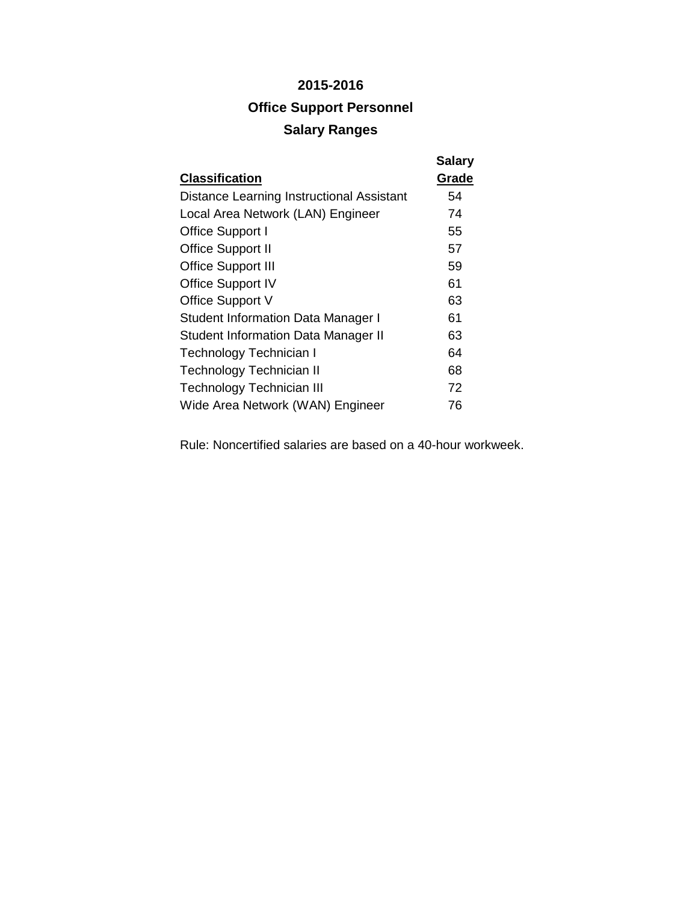# 2015-2016

## Office Support Personnel

## Salary Ranges

| Classification | Salary Grade |
|---|---|
| Distance Learning Instructional Assistant | 54 |
| Local Area Network (LAN) Engineer | 74 |
| Office Support I | 55 |
| Office Support II | 57 |
| Office Support III | 59 |
| Office Support IV | 61 |
| Office Support V | 63 |
| Student Information Data Manager I | 61 |
| Student Information Data Manager II | 63 |
| Technology Technician I | 64 |
| Technology Technician II | 68 |
| Technology Technician III | 72 |
| Wide Area Network (WAN) Engineer | 76 |

Rule: Noncertified salaries are based on a 40-hour workweek.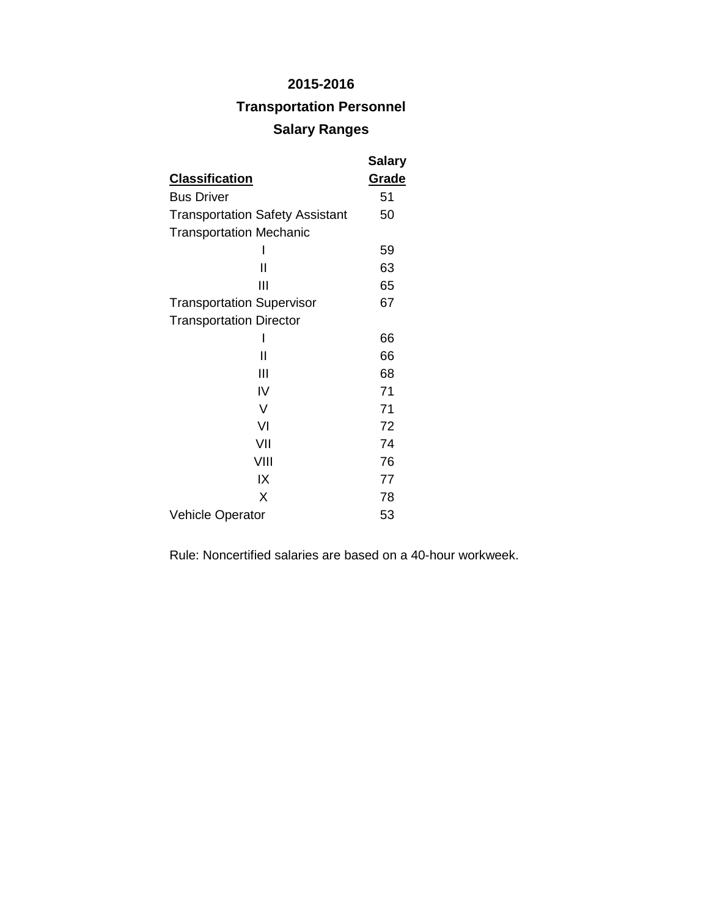## 2015-2016

## Transportation Personnel

## Salary Ranges

| Classification | Salary Grade |
|---|---|
| Bus Driver | 51 |
| Transportation Safety Assistant | 50 |
| Transportation Mechanic | |
| I | 59 |
| II | 63 |
| III | 65 |
| Transportation Supervisor | 67 |
| Transportation Director | |
| I | 66 |
| II | 66 |
| III | 68 |
| IV | 71 |
| V | 71 |
| VI | 72 |
| VII | 74 |
| VIII | 76 |
| IX | 77 |
| X | 78 |
| Vehicle Operator | 53 |

Rule: Noncertified salaries are based on a 40-hour workweek.